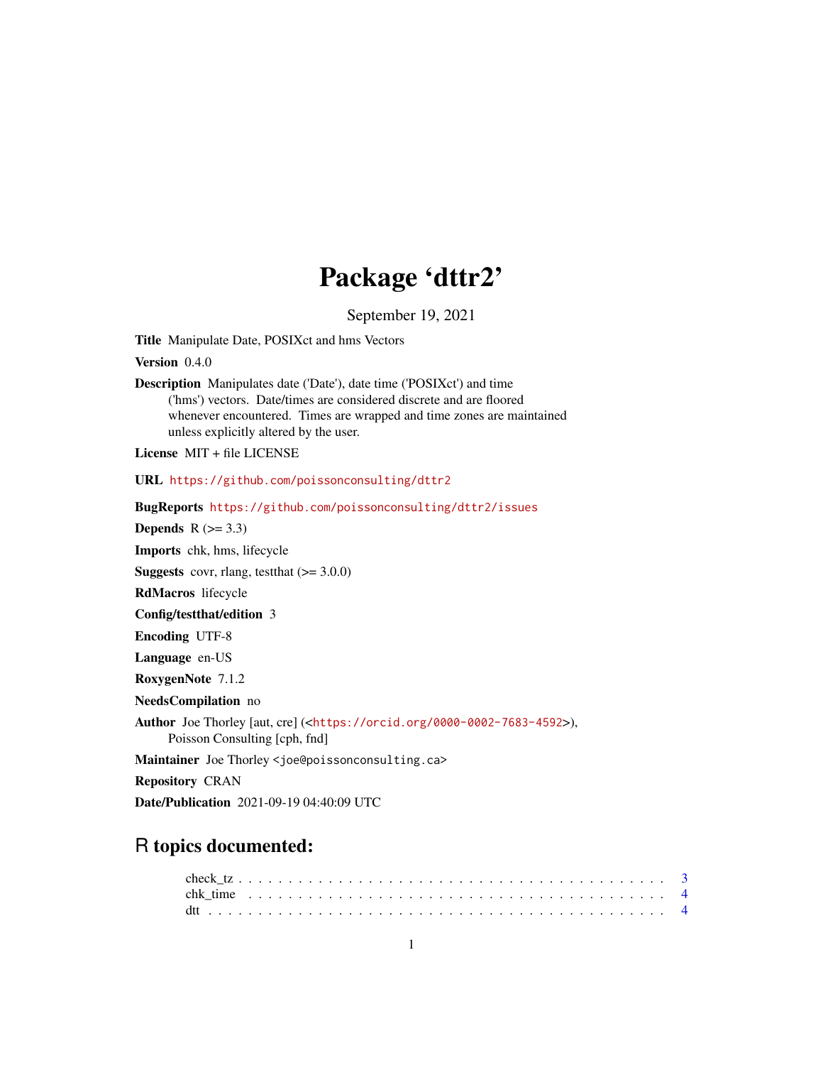# Package 'dttr2'

September 19, 2021

**Title** Manipulate Date, POSIXct and hms Vectors

**Version** 0.4.0

**Description** Manipulates date ('Date'), date time ('POSIXct') and time ('hms') vectors. Date/times are considered discrete and are floored whenever encountered. Times are wrapped and time zones are maintained unless explicitly altered by the user.

**License** MIT + file LICENSE

**URL** https://github.com/poissonconsulting/dttr2

**BugReports** https://github.com/poissonconsulting/dttr2/issues

**Depends** R (>= 3.3)

**Imports** chk, hms, lifecycle

**Suggests** covr, rlang, testthat (>= 3.0.0)

**RdMacros** lifecycle

**Config/testthat/edition** 3

**Encoding** UTF-8

**Language** en-US

**RoxygenNote** 7.1.2

**NeedsCompilation** no

**Author** Joe Thorley [aut, cre] (<https://orcid.org/0000-0002-7683-4592>), Poisson Consulting [cph, fnd]

**Maintainer** Joe Thorley <joe@poissonconsulting.ca>

**Repository** CRAN

**Date/Publication** 2021-09-19 04:40:09 UTC

## R topics documented:

check_tz . . . . . . . . . . . . . . . . . . . . . . . . . . . . . . . . . . . . . . . . . . 3
chk_time . . . . . . . . . . . . . . . . . . . . . . . . . . . . . . . . . . . . . . . . . 4
dtt . . . . . . . . . . . . . . . . . . . . . . . . . . . . . . . . . . . . . . . . . . . . 4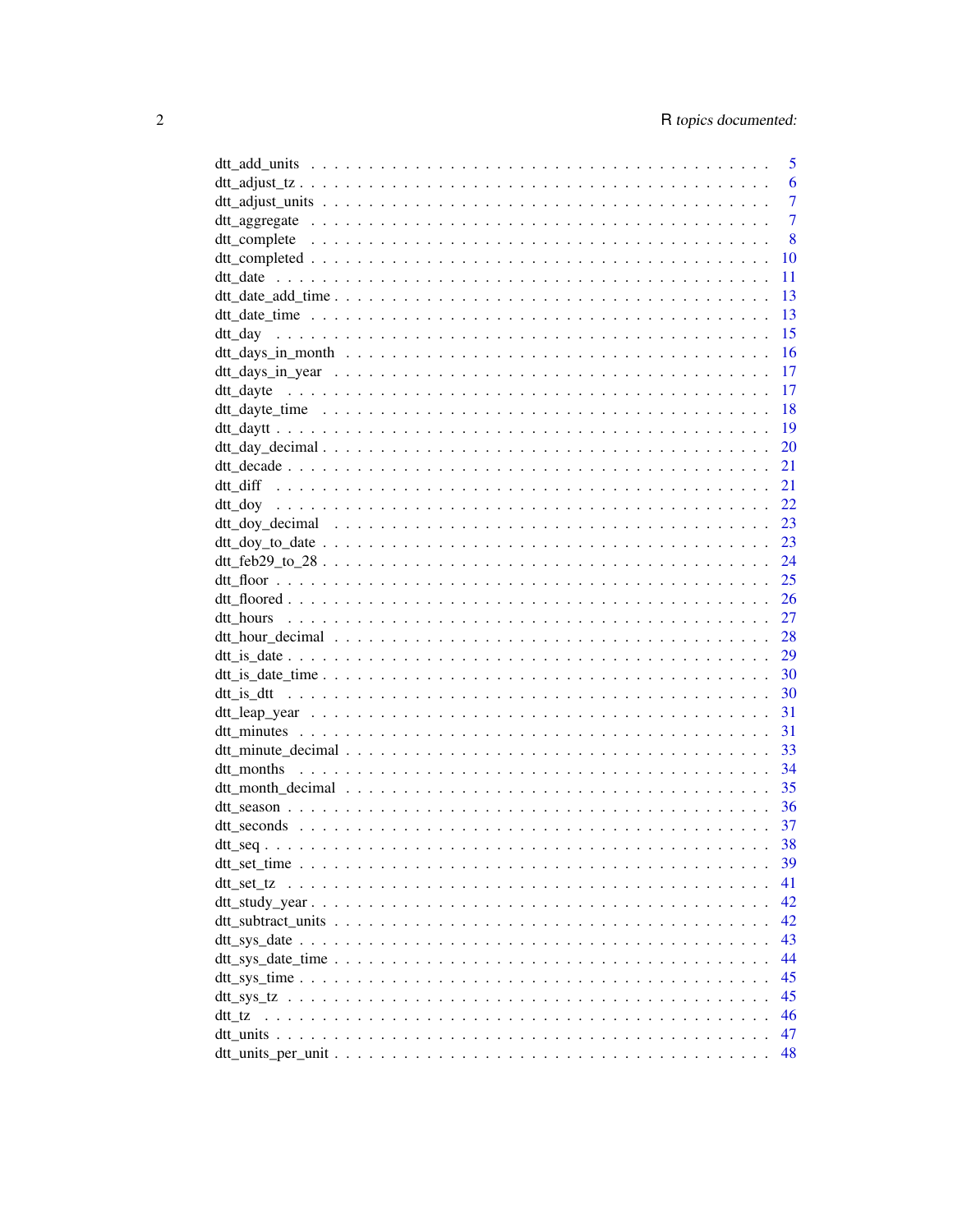dtt_add_units . . . . . . . . . . . . . . . . . . . . . . . . . . . . . . . . . . . . . . 5
dtt_adjust_tz . . . . . . . . . . . . . . . . . . . . . . . . . . . . . . . . . . . . . . 6
dtt_adjust_units . . . . . . . . . . . . . . . . . . . . . . . . . . . . . . . . . . . . . 7
dtt_aggregate . . . . . . . . . . . . . . . . . . . . . . . . . . . . . . . . . . . . . . 7
dtt_complete . . . . . . . . . . . . . . . . . . . . . . . . . . . . . . . . . . . . . . 8
dtt_completed . . . . . . . . . . . . . . . . . . . . . . . . . . . . . . . . . . . . . . 10
dtt_date . . . . . . . . . . . . . . . . . . . . . . . . . . . . . . . . . . . . . . . . 11
dtt_date_add_time . . . . . . . . . . . . . . . . . . . . . . . . . . . . . . . . . . . . 13
dtt_date_time . . . . . . . . . . . . . . . . . . . . . . . . . . . . . . . . . . . . . . 13
dtt_day . . . . . . . . . . . . . . . . . . . . . . . . . . . . . . . . . . . . . . . . . 15
dtt_days_in_month . . . . . . . . . . . . . . . . . . . . . . . . . . . . . . . . . . . . 16
dtt_days_in_year . . . . . . . . . . . . . . . . . . . . . . . . . . . . . . . . . . . . 17
dtt_dayte . . . . . . . . . . . . . . . . . . . . . . . . . . . . . . . . . . . . . . . . 17
dtt_dayte_time . . . . . . . . . . . . . . . . . . . . . . . . . . . . . . . . . . . . . 18
dtt_daytt . . . . . . . . . . . . . . . . . . . . . . . . . . . . . . . . . . . . . . . . 19
dtt_day_decimal . . . . . . . . . . . . . . . . . . . . . . . . . . . . . . . . . . . . . 20
dtt_decade . . . . . . . . . . . . . . . . . . . . . . . . . . . . . . . . . . . . . . . 21
dtt_diff . . . . . . . . . . . . . . . . . . . . . . . . . . . . . . . . . . . . . . . . . 21
dtt_doy . . . . . . . . . . . . . . . . . . . . . . . . . . . . . . . . . . . . . . . . . 22
dtt_doy_decimal . . . . . . . . . . . . . . . . . . . . . . . . . . . . . . . . . . . . . 23
dtt_doy_to_date . . . . . . . . . . . . . . . . . . . . . . . . . . . . . . . . . . . . . 23
dtt_feb29_to_28 . . . . . . . . . . . . . . . . . . . . . . . . . . . . . . . . . . . . . 24
dtt_floor . . . . . . . . . . . . . . . . . . . . . . . . . . . . . . . . . . . . . . . . 25
dtt_floored . . . . . . . . . . . . . . . . . . . . . . . . . . . . . . . . . . . . . . . 26
dtt_hours . . . . . . . . . . . . . . . . . . . . . . . . . . . . . . . . . . . . . . . . 27
dtt_hour_decimal . . . . . . . . . . . . . . . . . . . . . . . . . . . . . . . . . . . . 28
dtt_is_date . . . . . . . . . . . . . . . . . . . . . . . . . . . . . . . . . . . . . . . 29
dtt_is_date_time . . . . . . . . . . . . . . . . . . . . . . . . . . . . . . . . . . . . 30
dtt_is_dtt . . . . . . . . . . . . . . . . . . . . . . . . . . . . . . . . . . . . . . . . 30
dtt_leap_year . . . . . . . . . . . . . . . . . . . . . . . . . . . . . . . . . . . . . . 31
dtt_minutes . . . . . . . . . . . . . . . . . . . . . . . . . . . . . . . . . . . . . . . 31
dtt_minute_decimal . . . . . . . . . . . . . . . . . . . . . . . . . . . . . . . . . . . 33
dtt_months . . . . . . . . . . . . . . . . . . . . . . . . . . . . . . . . . . . . . . . 34
dtt_month_decimal . . . . . . . . . . . . . . . . . . . . . . . . . . . . . . . . . . . . 35
dtt_season . . . . . . . . . . . . . . . . . . . . . . . . . . . . . . . . . . . . . . . 36
dtt_seconds . . . . . . . . . . . . . . . . . . . . . . . . . . . . . . . . . . . . . . . 37
dtt_seq . . . . . . . . . . . . . . . . . . . . . . . . . . . . . . . . . . . . . . . . . 38
dtt_set_time . . . . . . . . . . . . . . . . . . . . . . . . . . . . . . . . . . . . . . 39
dtt_set_tz . . . . . . . . . . . . . . . . . . . . . . . . . . . . . . . . . . . . . . . . 41
dtt_study_year . . . . . . . . . . . . . . . . . . . . . . . . . . . . . . . . . . . . . 42
dtt_subtract_units . . . . . . . . . . . . . . . . . . . . . . . . . . . . . . . . . . . 42
dtt_sys_date . . . . . . . . . . . . . . . . . . . . . . . . . . . . . . . . . . . . . . 43
dtt_sys_date_time . . . . . . . . . . . . . . . . . . . . . . . . . . . . . . . . . . . . 44
dtt_sys_time . . . . . . . . . . . . . . . . . . . . . . . . . . . . . . . . . . . . . . 45
dtt_sys_tz . . . . . . . . . . . . . . . . . . . . . . . . . . . . . . . . . . . . . . . . 45
dtt_tz . . . . . . . . . . . . . . . . . . . . . . . . . . . . . . . . . . . . . . . . . . 46
dtt_units . . . . . . . . . . . . . . . . . . . . . . . . . . . . . . . . . . . . . . . . 47
dtt_units_per_unit . . . . . . . . . . . . . . . . . . . . . . . . . . . . . . . . . . . 48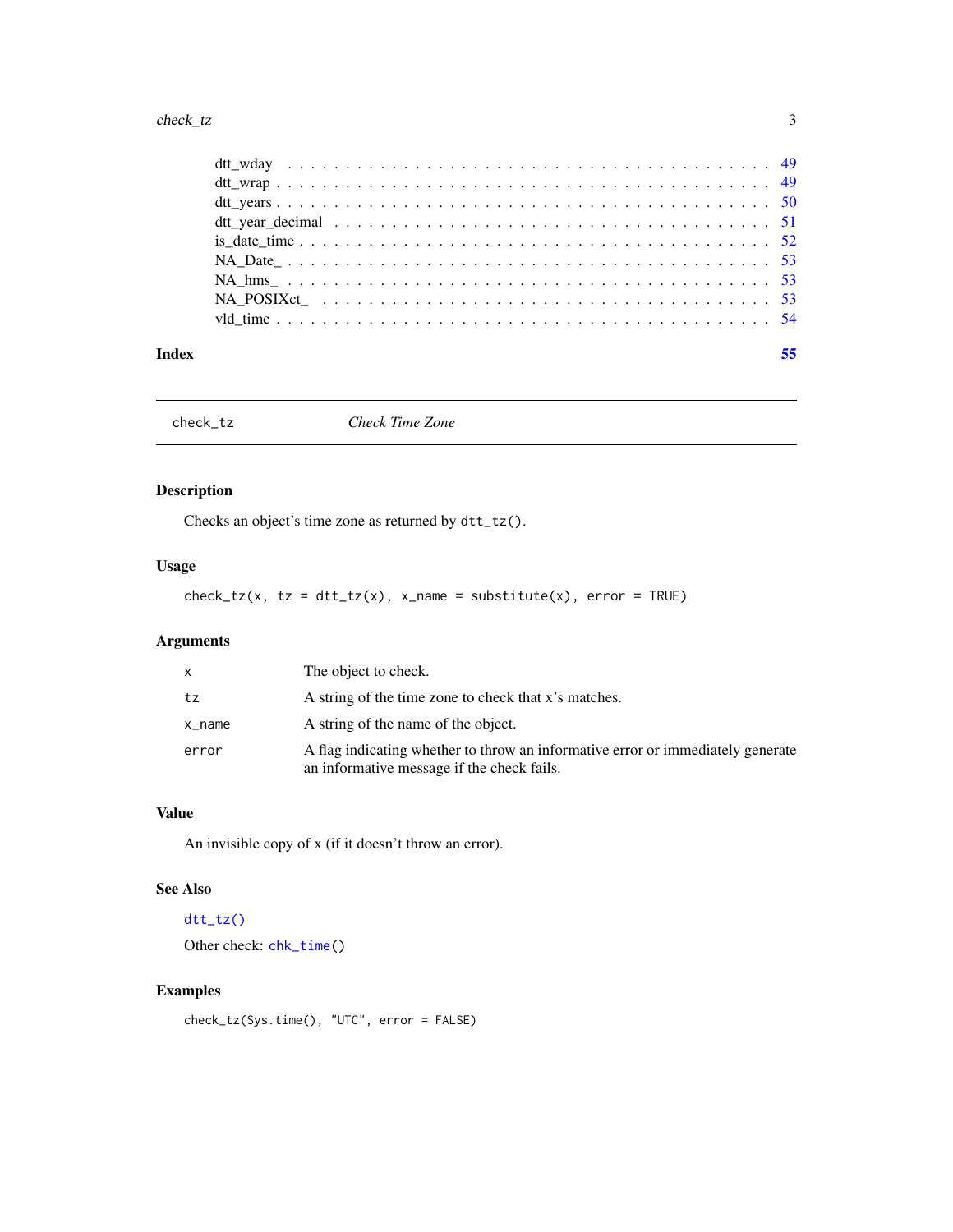dtt_wday . . . . . . . . . . . . . . . . . . . . . . . . . . . . . . . . . . . . . . 49
dtt_wrap . . . . . . . . . . . . . . . . . . . . . . . . . . . . . . . . . . . . . . 49
dtt_years . . . . . . . . . . . . . . . . . . . . . . . . . . . . . . . . . . . . . . 50
dtt_year_decimal . . . . . . . . . . . . . . . . . . . . . . . . . . . . . . . . . . 51
is_date_time . . . . . . . . . . . . . . . . . . . . . . . . . . . . . . . . . . . . 52
NA_Date_ . . . . . . . . . . . . . . . . . . . . . . . . . . . . . . . . . . . . . . 53
NA_hms_ . . . . . . . . . . . . . . . . . . . . . . . . . . . . . . . . . . . . . . 53
NA_POSIXct_ . . . . . . . . . . . . . . . . . . . . . . . . . . . . . . . . . . . . 53
vld_time . . . . . . . . . . . . . . . . . . . . . . . . . . . . . . . . . . . . . . 54

**Index** **55**

---

`check_tz` *Check Time Zone*

---

## Description

Checks an object's time zone as returned by `dtt_tz()`.

## Usage

```
check_tz(x, tz = dtt_tz(x), x_name = substitute(x), error = TRUE)
```

## Arguments

| | |
|---|---|
| `x` | The object to check. |
| `tz` | A string of the time zone to check that x's matches. |
| `x_name` | A string of the name of the object. |
| `error` | A flag indicating whether to throw an informative error or immediately generate an informative message if the check fails. |

## Value

An invisible copy of x (if it doesn't throw an error).

## See Also

`dtt_tz()`

Other check: `chk_time()`

## Examples

```
check_tz(Sys.time(), "UTC", error = FALSE)
```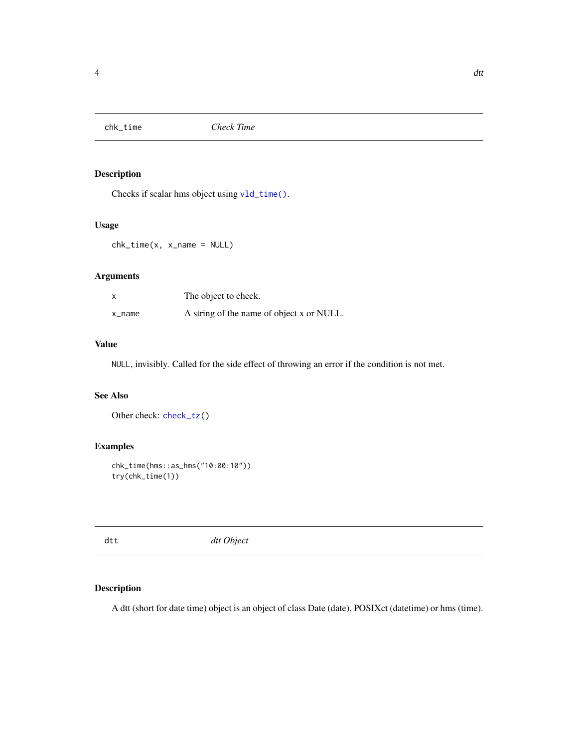## chk_time *Check Time*

### Description

Checks if scalar hms object using `vld_time()`.

### Usage

```
chk_time(x, x_name = NULL)
```

### Arguments

| | |
|---|---|
| `x` | The object to check. |
| `x_name` | A string of the name of object x or NULL. |

### Value

`NULL`, invisibly. Called for the side effect of throwing an error if the condition is not met.

### See Also

Other check: `check_tz()`

### Examples

```
chk_time(hms::as_hms("10:00:10"))
try(chk_time(1))
```

## dtt *dtt Object*

### Description

A dtt (short for date time) object is an object of class Date (date), POSIXct (datetime) or hms (time).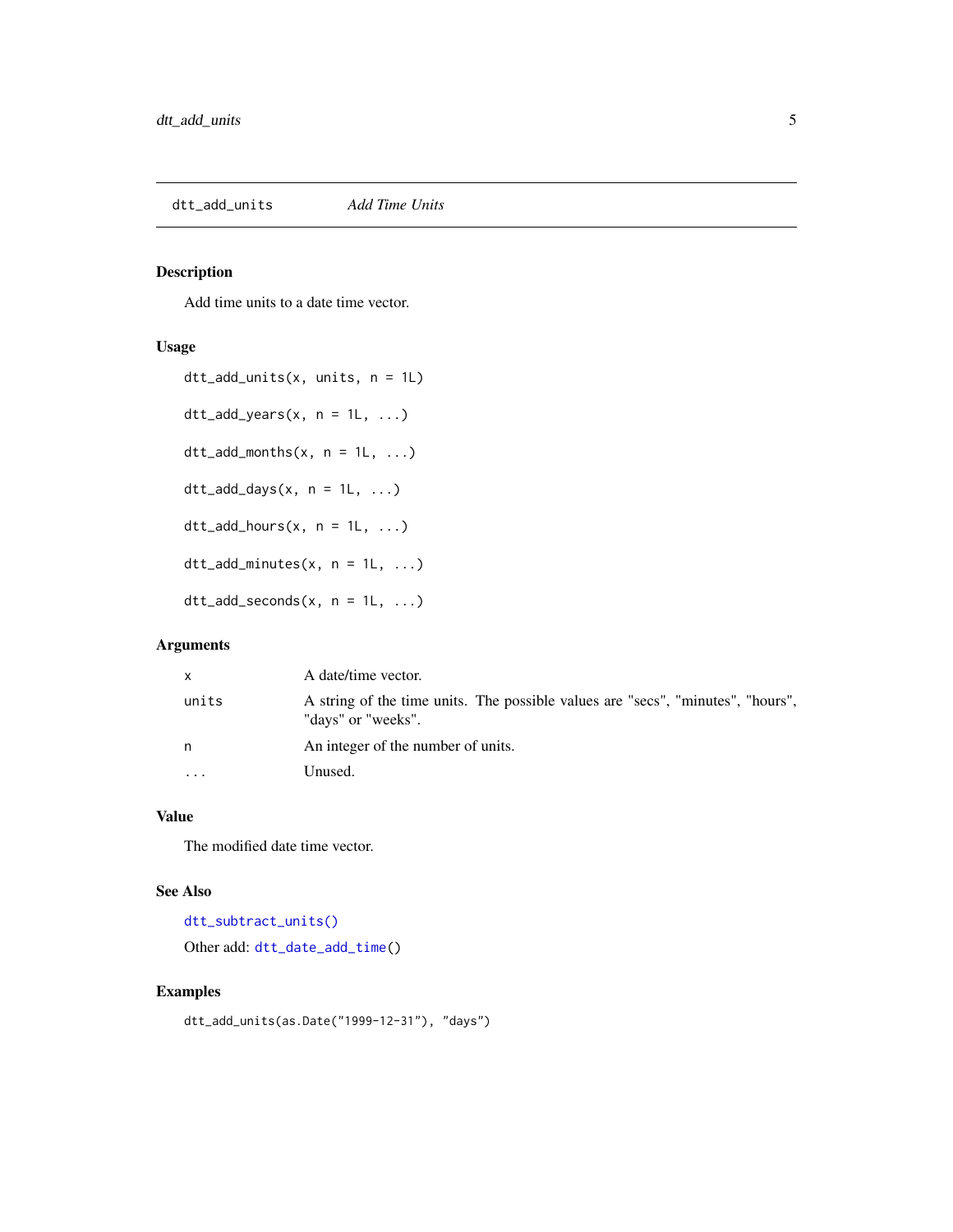## dtt_add_units *Add Time Units*

### Description

Add time units to a date time vector.

### Usage

```
dtt_add_units(x, units, n = 1L)

dtt_add_years(x, n = 1L, ...)

dtt_add_months(x, n = 1L, ...)

dtt_add_days(x, n = 1L, ...)

dtt_add_hours(x, n = 1L, ...)

dtt_add_minutes(x, n = 1L, ...)

dtt_add_seconds(x, n = 1L, ...)
```

### Arguments

| | |
|---|---|
| `x` | A date/time vector. |
| `units` | A string of the time units. The possible values are "secs", "minutes", "hours", "days" or "weeks". |
| `n` | An integer of the number of units. |
| `...` | Unused. |

### Value

The modified date time vector.

### See Also

`dtt_subtract_units()`

Other add: `dtt_date_add_time()`

### Examples

```
dtt_add_units(as.Date("1999-12-31"), "days")
```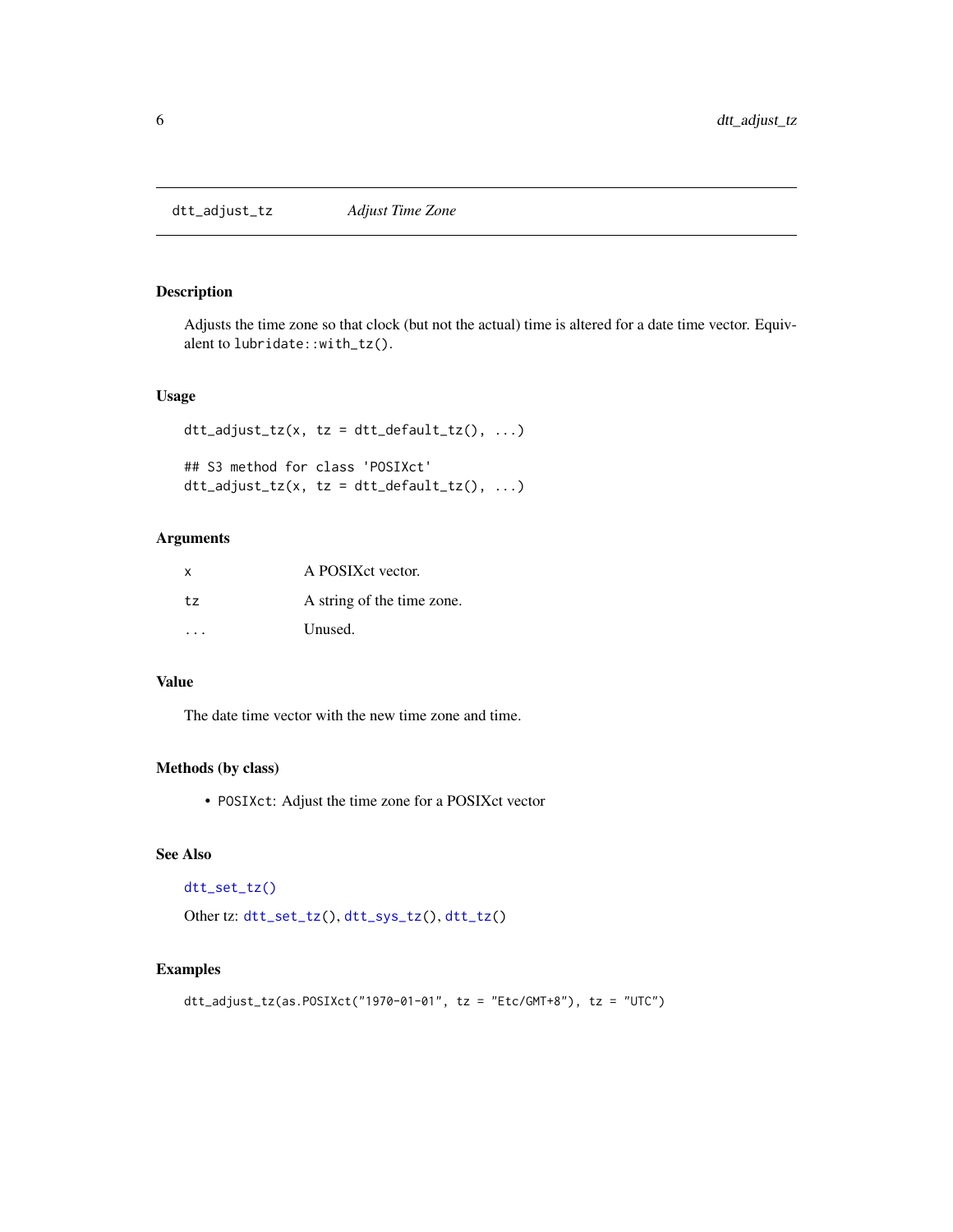# dtt_adjust_tz — *Adjust Time Zone*

## Description

Adjusts the time zone so that clock (but not the actual) time is altered for a date time vector. Equivalent to `lubridate::with_tz()`.

## Usage

```
dtt_adjust_tz(x, tz = dtt_default_tz(), ...)

## S3 method for class 'POSIXct'
dtt_adjust_tz(x, tz = dtt_default_tz(), ...)
```

## Arguments

| | |
|---|---|
| `x` | A POSIXct vector. |
| `tz` | A string of the time zone. |
| `...` | Unused. |

## Value

The date time vector with the new time zone and time.

## Methods (by class)

- `POSIXct`: Adjust the time zone for a POSIXct vector

## See Also

`dtt_set_tz()`

Other tz: `dtt_set_tz()`, `dtt_sys_tz()`, `dtt_tz()`

## Examples

```
dtt_adjust_tz(as.POSIXct("1970-01-01", tz = "Etc/GMT+8"), tz = "UTC")
```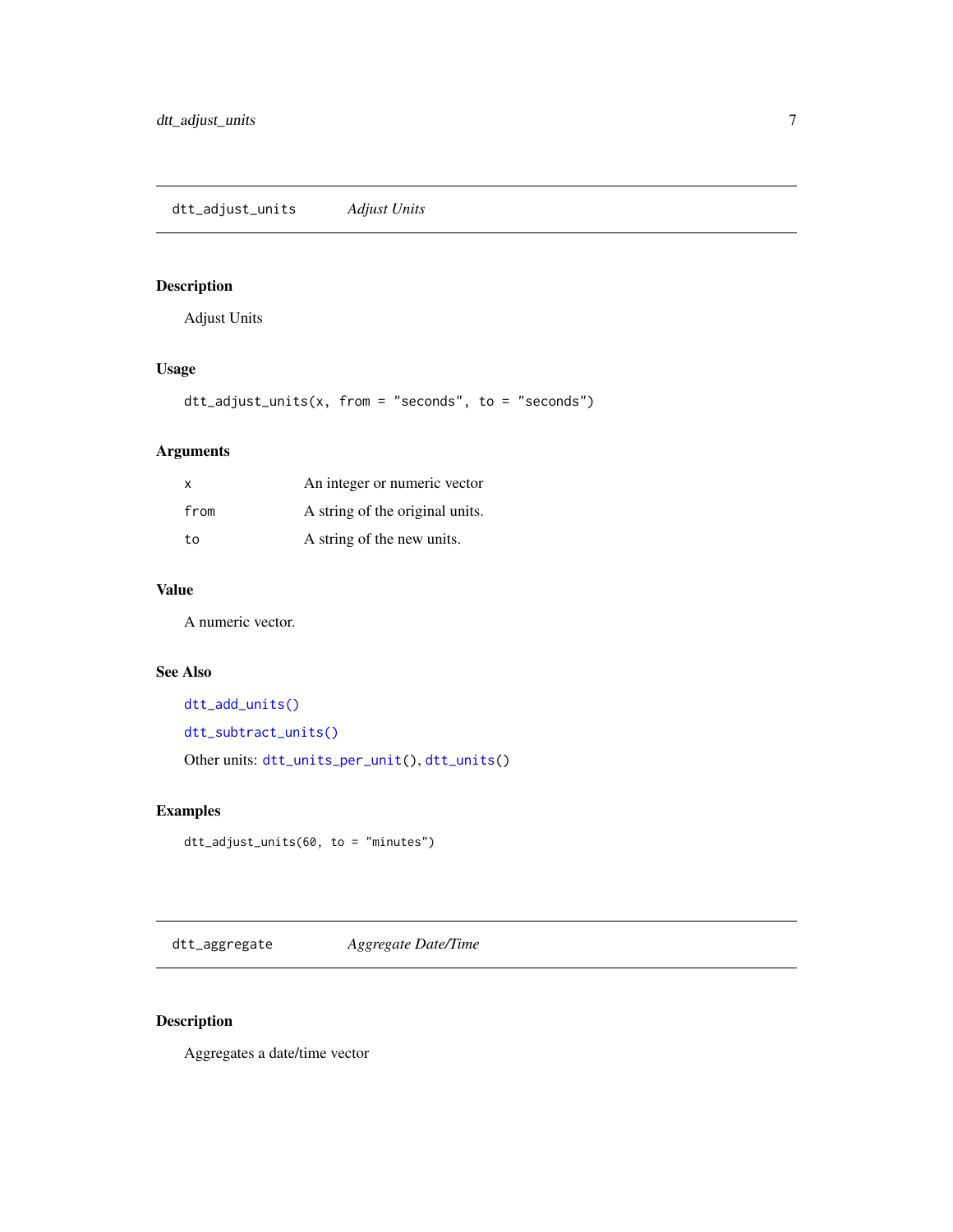## dtt_adjust_units — *Adjust Units*

### Description

Adjust Units

### Usage

```
dtt_adjust_units(x, from = "seconds", to = "seconds")
```

### Arguments

| | |
|---|---|
| x | An integer or numeric vector |
| from | A string of the original units. |
| to | A string of the new units. |

### Value

A numeric vector.

### See Also

dtt_add_units()

dtt_subtract_units()

Other units: dtt_units_per_unit(), dtt_units()

### Examples

```
dtt_adjust_units(60, to = "minutes")
```

## dtt_aggregate — *Aggregate Date/Time*

### Description

Aggregates a date/time vector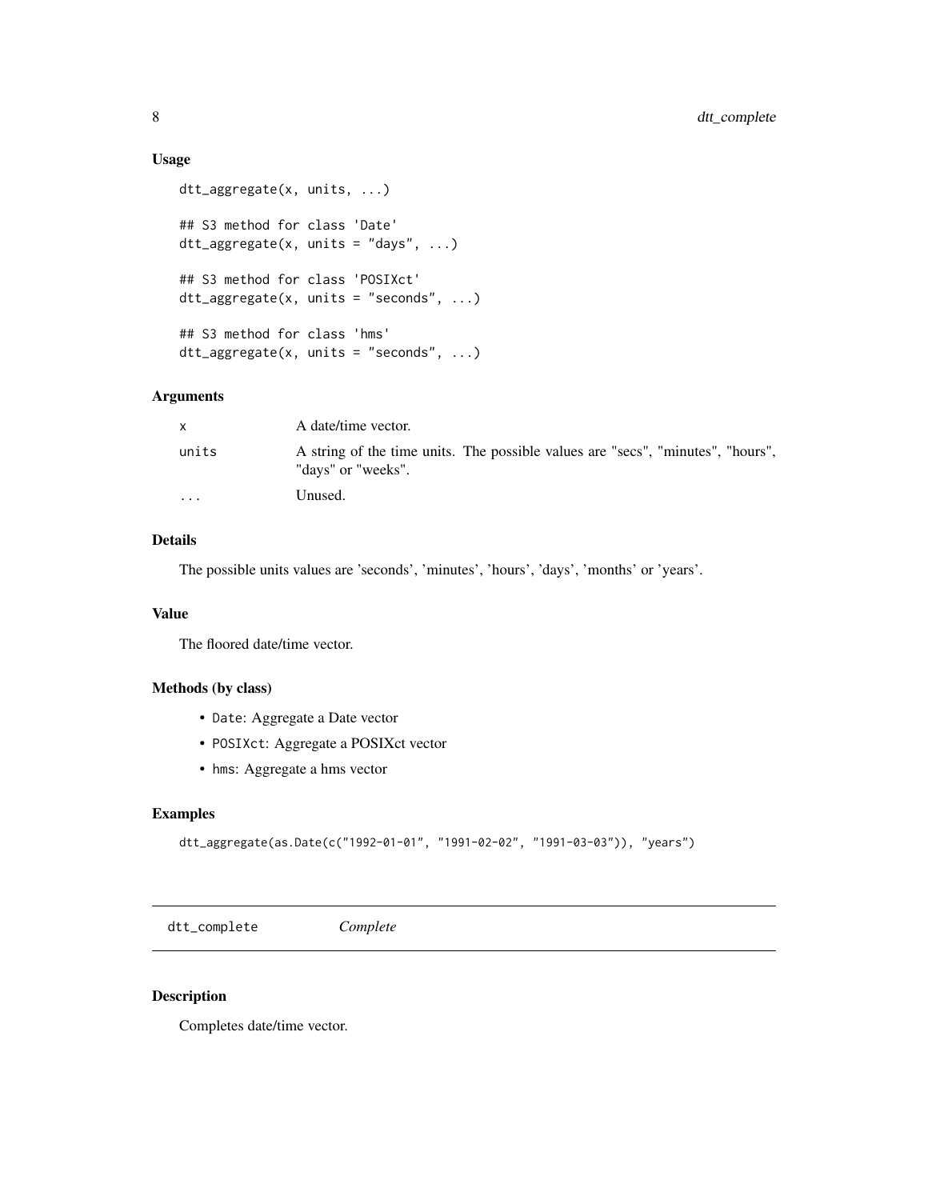### Usage

```
dtt_aggregate(x, units, ...)

## S3 method for class 'Date'
dtt_aggregate(x, units = "days", ...)

## S3 method for class 'POSIXct'
dtt_aggregate(x, units = "seconds", ...)

## S3 method for class 'hms'
dtt_aggregate(x, units = "seconds", ...)
```

### Arguments

| | |
|---|---|
| `x` | A date/time vector. |
| `units` | A string of the time units. The possible values are "secs", "minutes", "hours", "days" or "weeks". |
| `...` | Unused. |

### Details

The possible units values are 'seconds', 'minutes', 'hours', 'days', 'months' or 'years'.

### Value

The floored date/time vector.

### Methods (by class)

- `Date`: Aggregate a Date vector
- `POSIXct`: Aggregate a POSIXct vector
- `hms`: Aggregate a hms vector

### Examples

```
dtt_aggregate(as.Date(c("1992-01-01", "1991-02-02", "1991-03-03")), "years")
```

---

## dtt_complete — *Complete*

### Description

Completes date/time vector.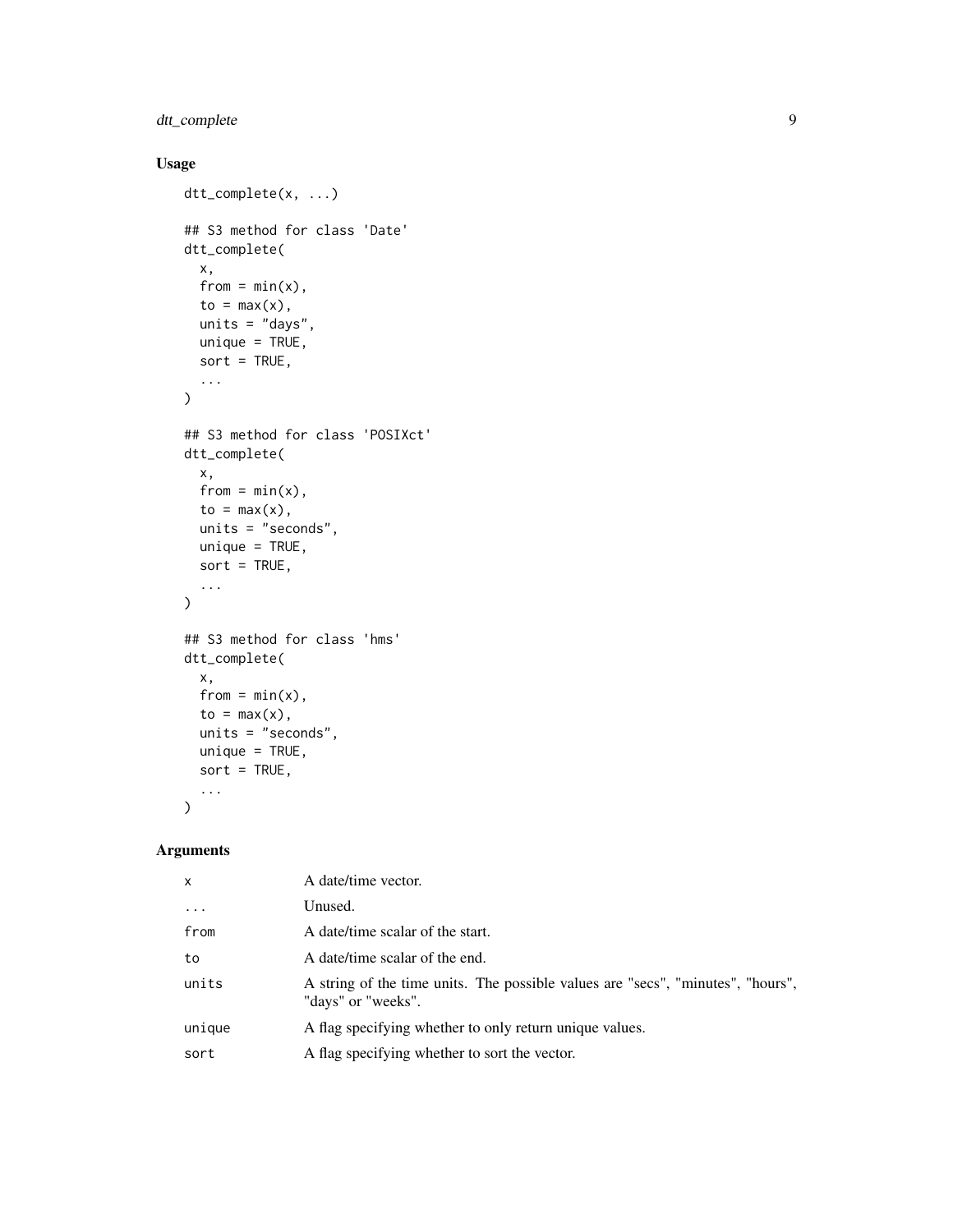## Usage

```
dtt_complete(x, ...)

## S3 method for class 'Date'
dtt_complete(
  x,
  from = min(x),
  to = max(x),
  units = "days",
  unique = TRUE,
  sort = TRUE,
  ...
)

## S3 method for class 'POSIXct'
dtt_complete(
  x,
  from = min(x),
  to = max(x),
  units = "seconds",
  unique = TRUE,
  sort = TRUE,
  ...
)

## S3 method for class 'hms'
dtt_complete(
  x,
  from = min(x),
  to = max(x),
  units = "seconds",
  unique = TRUE,
  sort = TRUE,
  ...
)
```

## Arguments

| | |
|---|---|
| `x` | A date/time vector. |
| `...` | Unused. |
| `from` | A date/time scalar of the start. |
| `to` | A date/time scalar of the end. |
| `units` | A string of the time units. The possible values are "secs", "minutes", "hours", "days" or "weeks". |
| `unique` | A flag specifying whether to only return unique values. |
| `sort` | A flag specifying whether to sort the vector. |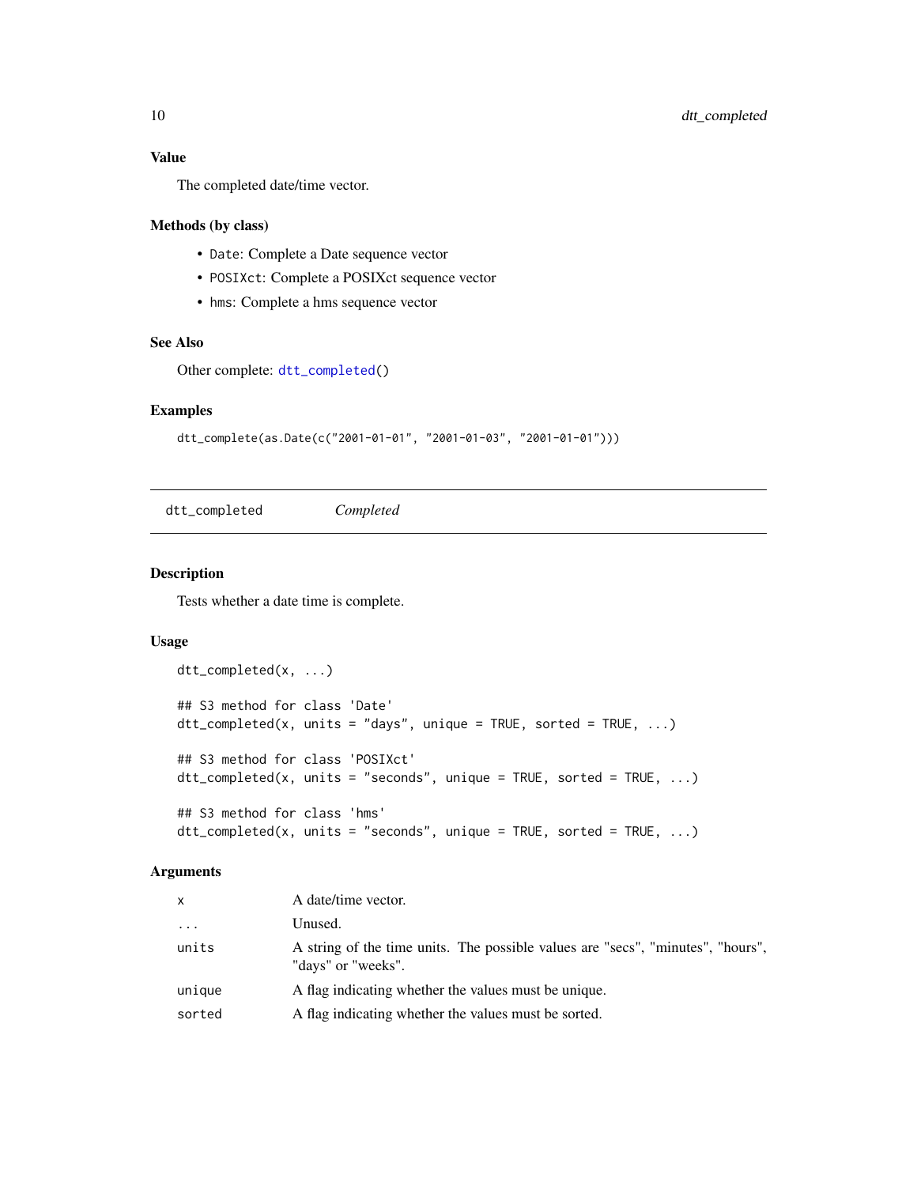### Value

The completed date/time vector.

### Methods (by class)

- `Date`: Complete a Date sequence vector
- `POSIXct`: Complete a POSIXct sequence vector
- `hms`: Complete a hms sequence vector

### See Also

Other complete: `dtt_completed()`

### Examples

```
dtt_complete(as.Date(c("2001-01-01", "2001-01-03", "2001-01-01")))
```

---

## dtt_completed    *Completed*

---

### Description

Tests whether a date time is complete.

### Usage

```
dtt_completed(x, ...)

## S3 method for class 'Date'
dtt_completed(x, units = "days", unique = TRUE, sorted = TRUE, ...)

## S3 method for class 'POSIXct'
dtt_completed(x, units = "seconds", unique = TRUE, sorted = TRUE, ...)

## S3 method for class 'hms'
dtt_completed(x, units = "seconds", unique = TRUE, sorted = TRUE, ...)
```

### Arguments

| | |
|---|---|
| `x` | A date/time vector. |
| `...` | Unused. |
| `units` | A string of the time units. The possible values are "secs", "minutes", "hours", "days" or "weeks". |
| `unique` | A flag indicating whether the values must be unique. |
| `sorted` | A flag indicating whether the values must be sorted. |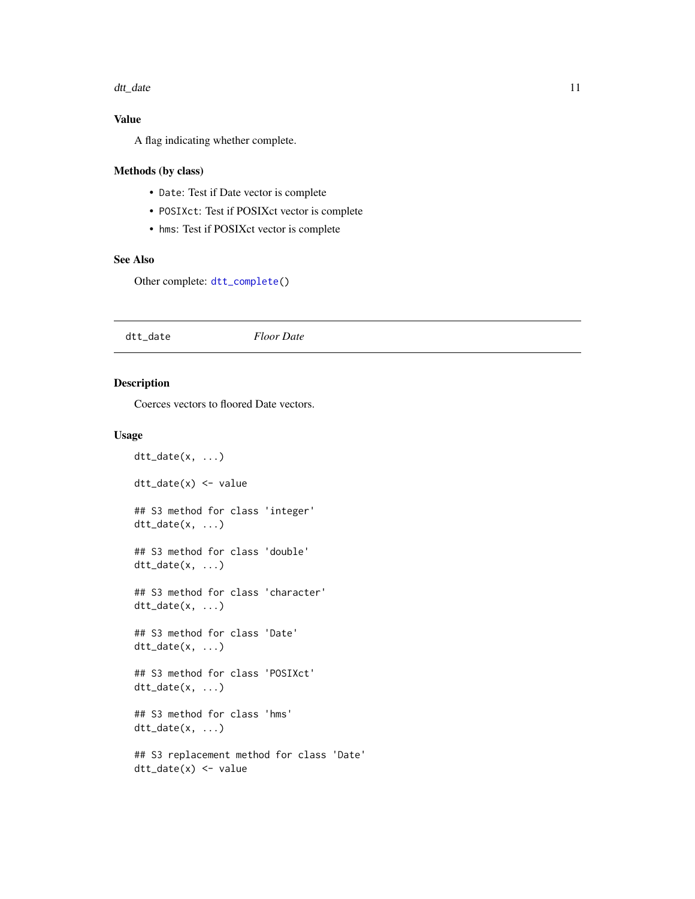### Value

A flag indicating whether complete.

### Methods (by class)

- `Date`: Test if Date vector is complete
- `POSIXct`: Test if POSIXct vector is complete
- `hms`: Test if POSIXct vector is complete

### See Also

Other complete: `dtt_complete()`

---

## dtt_date — *Floor Date*

---

### Description

Coerces vectors to floored Date vectors.

### Usage

```
dtt_date(x, ...)

dtt_date(x) <- value

## S3 method for class 'integer'
dtt_date(x, ...)

## S3 method for class 'double'
dtt_date(x, ...)

## S3 method for class 'character'
dtt_date(x, ...)

## S3 method for class 'Date'
dtt_date(x, ...)

## S3 method for class 'POSIXct'
dtt_date(x, ...)

## S3 method for class 'hms'
dtt_date(x, ...)

## S3 replacement method for class 'Date'
dtt_date(x) <- value
```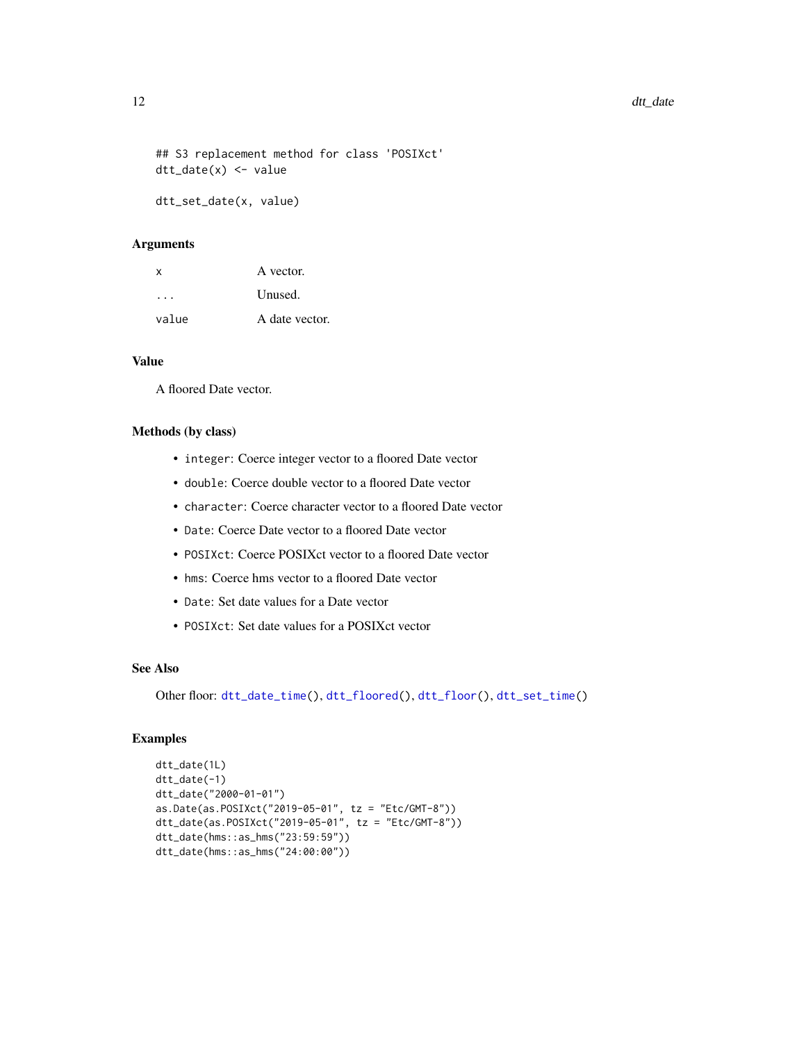```
## S3 replacement method for class 'POSIXct'
dtt_date(x) <- value

dtt_set_date(x, value)
```

### Arguments

| | |
|---|---|
| x | A vector. |
| ... | Unused. |
| value | A date vector. |

### Value

A floored Date vector.

### Methods (by class)

- `integer`: Coerce integer vector to a floored Date vector
- `double`: Coerce double vector to a floored Date vector
- `character`: Coerce character vector to a floored Date vector
- `Date`: Coerce Date vector to a floored Date vector
- `POSIXct`: Coerce POSIXct vector to a floored Date vector
- `hms`: Coerce hms vector to a floored Date vector
- `Date`: Set date values for a Date vector
- `POSIXct`: Set date values for a POSIXct vector

### See Also

Other floor: `dtt_date_time()`, `dtt_floored()`, `dtt_floor()`, `dtt_set_time()`

### Examples

```
dtt_date(1L)
dtt_date(-1)
dtt_date("2000-01-01")
as.Date(as.POSIXct("2019-05-01", tz = "Etc/GMT-8"))
dtt_date(as.POSIXct("2019-05-01", tz = "Etc/GMT-8"))
dtt_date(hms::as_hms("23:59:59"))
dtt_date(hms::as_hms("24:00:00"))
```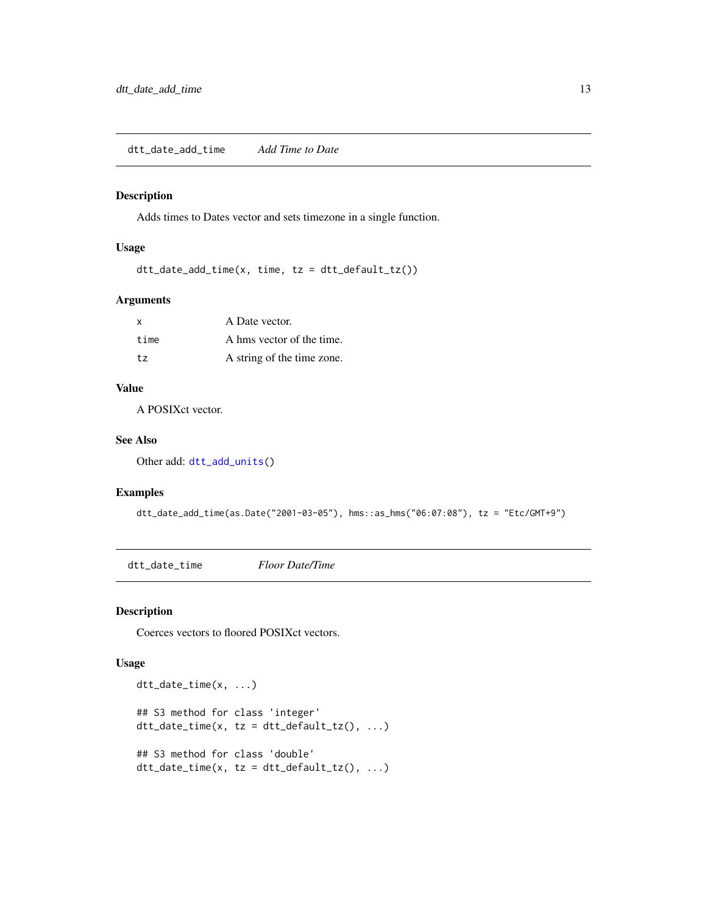## dtt_date_add_time — *Add Time to Date*

### Description

Adds times to Dates vector and sets timezone in a single function.

### Usage

```
dtt_date_add_time(x, time, tz = dtt_default_tz())
```

### Arguments

| | |
|---|---|
| `x` | A Date vector. |
| `time` | A hms vector of the time. |
| `tz` | A string of the time zone. |

### Value

A POSIXct vector.

### See Also

Other add: `dtt_add_units()`

### Examples

```
dtt_date_add_time(as.Date("2001-03-05"), hms::as_hms("06:07:08"), tz = "Etc/GMT+9")
```

## dtt_date_time — *Floor Date/Time*

### Description

Coerces vectors to floored POSIXct vectors.

### Usage

```
dtt_date_time(x, ...)

## S3 method for class 'integer'
dtt_date_time(x, tz = dtt_default_tz(), ...)

## S3 method for class 'double'
dtt_date_time(x, tz = dtt_default_tz(), ...)
```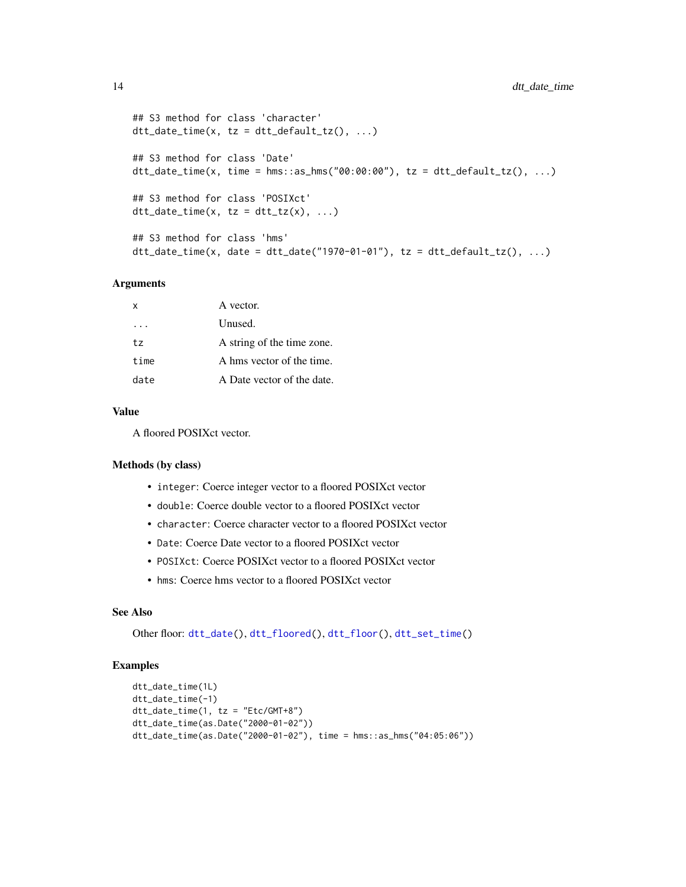```
## S3 method for class 'character'
dtt_date_time(x, tz = dtt_default_tz(), ...)

## S3 method for class 'Date'
dtt_date_time(x, time = hms::as_hms("00:00:00"), tz = dtt_default_tz(), ...)

## S3 method for class 'POSIXct'
dtt_date_time(x, tz = dtt_tz(x), ...)

## S3 method for class 'hms'
dtt_date_time(x, date = dtt_date("1970-01-01"), tz = dtt_default_tz(), ...)
```

### Arguments

| | |
|---|---|
| `x` | A vector. |
| `...` | Unused. |
| `tz` | A string of the time zone. |
| `time` | A hms vector of the time. |
| `date` | A Date vector of the date. |

### Value

A floored POSIXct vector.

### Methods (by class)

- `integer`: Coerce integer vector to a floored POSIXct vector
- `double`: Coerce double vector to a floored POSIXct vector
- `character`: Coerce character vector to a floored POSIXct vector
- `Date`: Coerce Date vector to a floored POSIXct vector
- `POSIXct`: Coerce POSIXct vector to a floored POSIXct vector
- `hms`: Coerce hms vector to a floored POSIXct vector

### See Also

Other floor: `dtt_date()`, `dtt_floored()`, `dtt_floor()`, `dtt_set_time()`

### Examples

```
dtt_date_time(1L)
dtt_date_time(-1)
dtt_date_time(1, tz = "Etc/GMT+8")
dtt_date_time(as.Date("2000-01-02"))
dtt_date_time(as.Date("2000-01-02"), time = hms::as_hms("04:05:06"))
```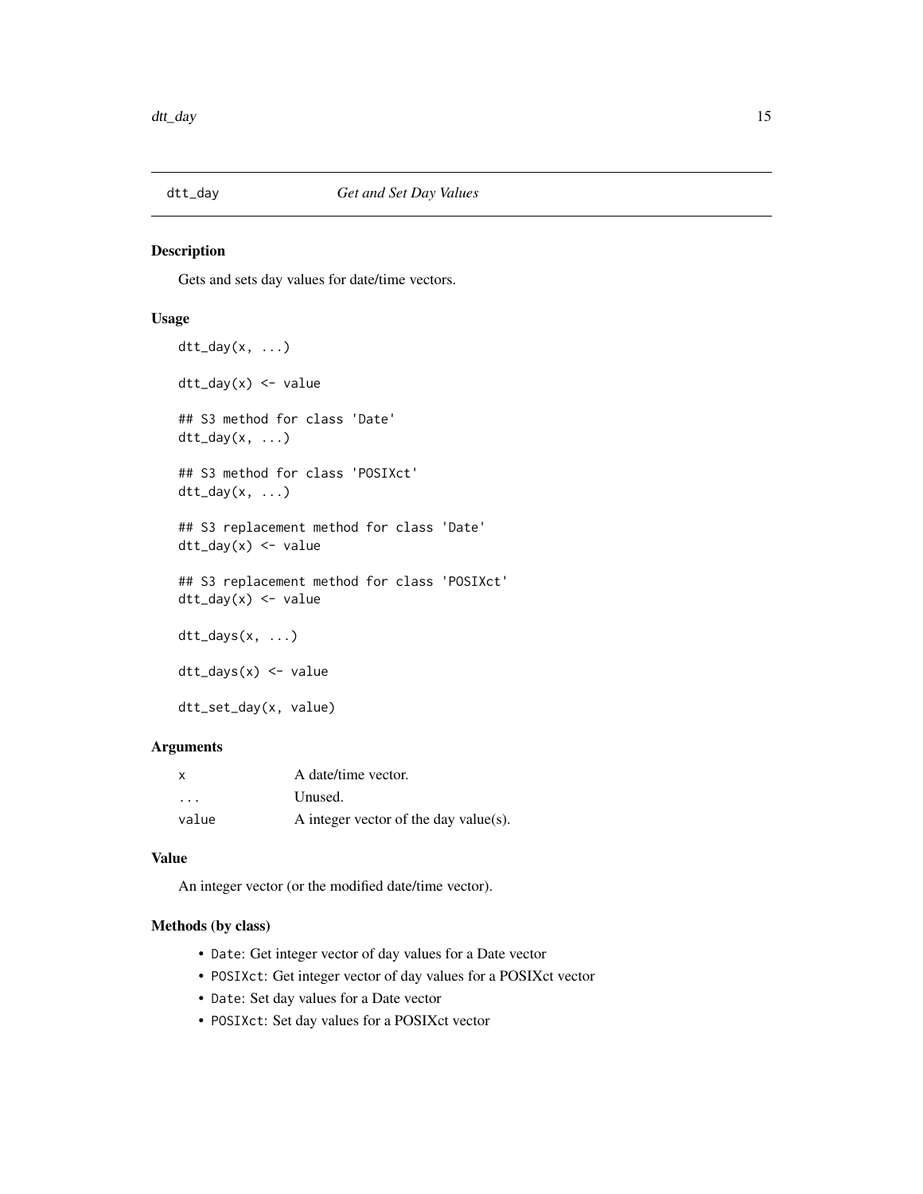## dtt_day *Get and Set Day Values*

### Description

Gets and sets day values for date/time vectors.

### Usage

```
dtt_day(x, ...)

dtt_day(x) <- value

## S3 method for class 'Date'
dtt_day(x, ...)

## S3 method for class 'POSIXct'
dtt_day(x, ...)

## S3 replacement method for class 'Date'
dtt_day(x) <- value

## S3 replacement method for class 'POSIXct'
dtt_day(x) <- value

dtt_days(x, ...)

dtt_days(x) <- value

dtt_set_day(x, value)
```

### Arguments

| | |
|---|---|
| `x` | A date/time vector. |
| `...` | Unused. |
| `value` | A integer vector of the day value(s). |

### Value

An integer vector (or the modified date/time vector).

### Methods (by class)

- `Date`: Get integer vector of day values for a Date vector
- `POSIXct`: Get integer vector of day values for a POSIXct vector
- `Date`: Set day values for a Date vector
- `POSIXct`: Set day values for a POSIXct vector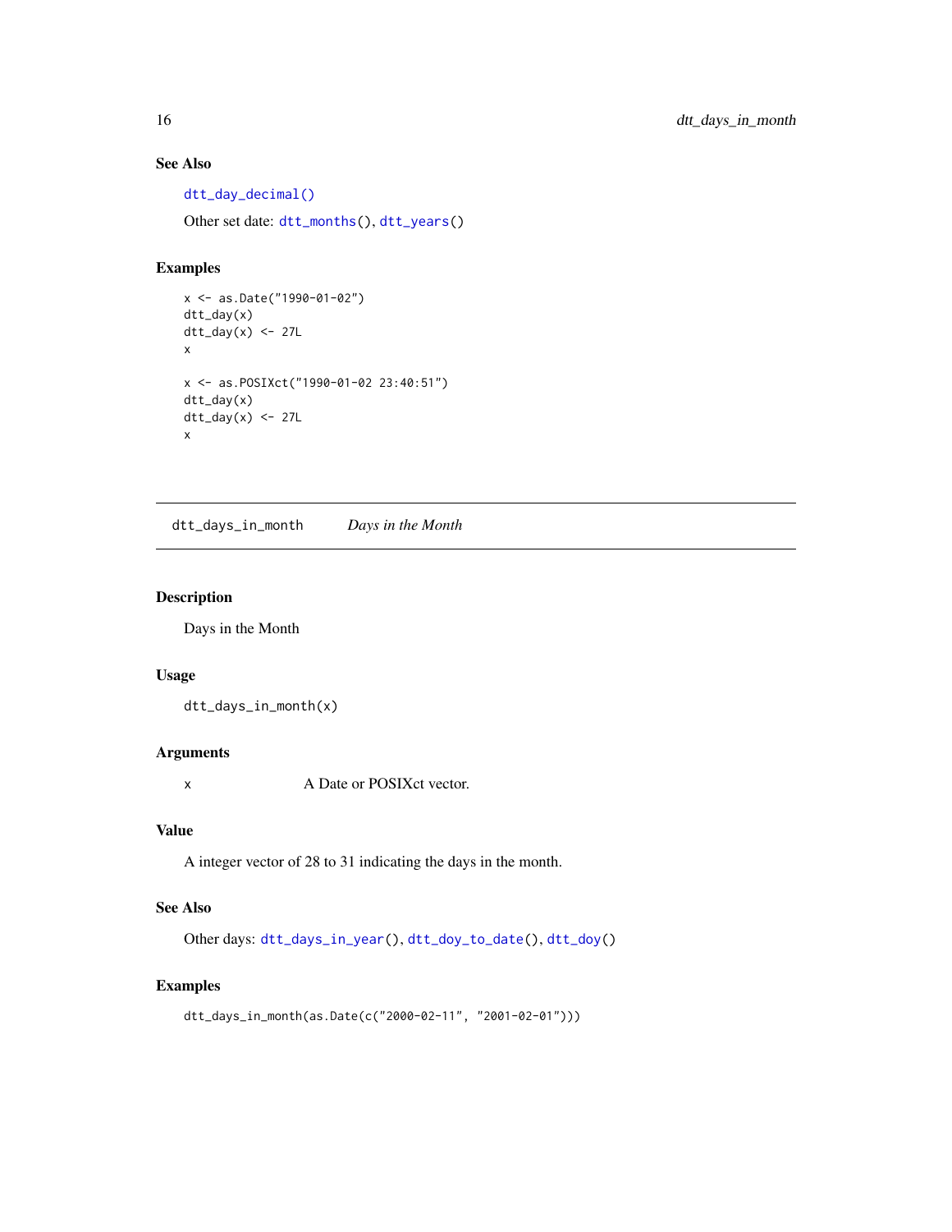### See Also

`dtt_day_decimal()`

Other set date: `dtt_months()`, `dtt_years()`

### Examples

```
x <- as.Date("1990-01-02")
dtt_day(x)
dtt_day(x) <- 27L
x

x <- as.POSIXct("1990-01-02 23:40:51")
dtt_day(x)
dtt_day(x) <- 27L
x
```

---

## dtt_days_in_month    *Days in the Month*

---

### Description

Days in the Month

### Usage

```
dtt_days_in_month(x)
```

### Arguments

| | |
|---|---|
| x | A Date or POSIXct vector. |

### Value

A integer vector of 28 to 31 indicating the days in the month.

### See Also

Other days: `dtt_days_in_year()`, `dtt_doy_to_date()`, `dtt_doy()`

### Examples

```
dtt_days_in_month(as.Date(c("2000-02-11", "2001-02-01")))
```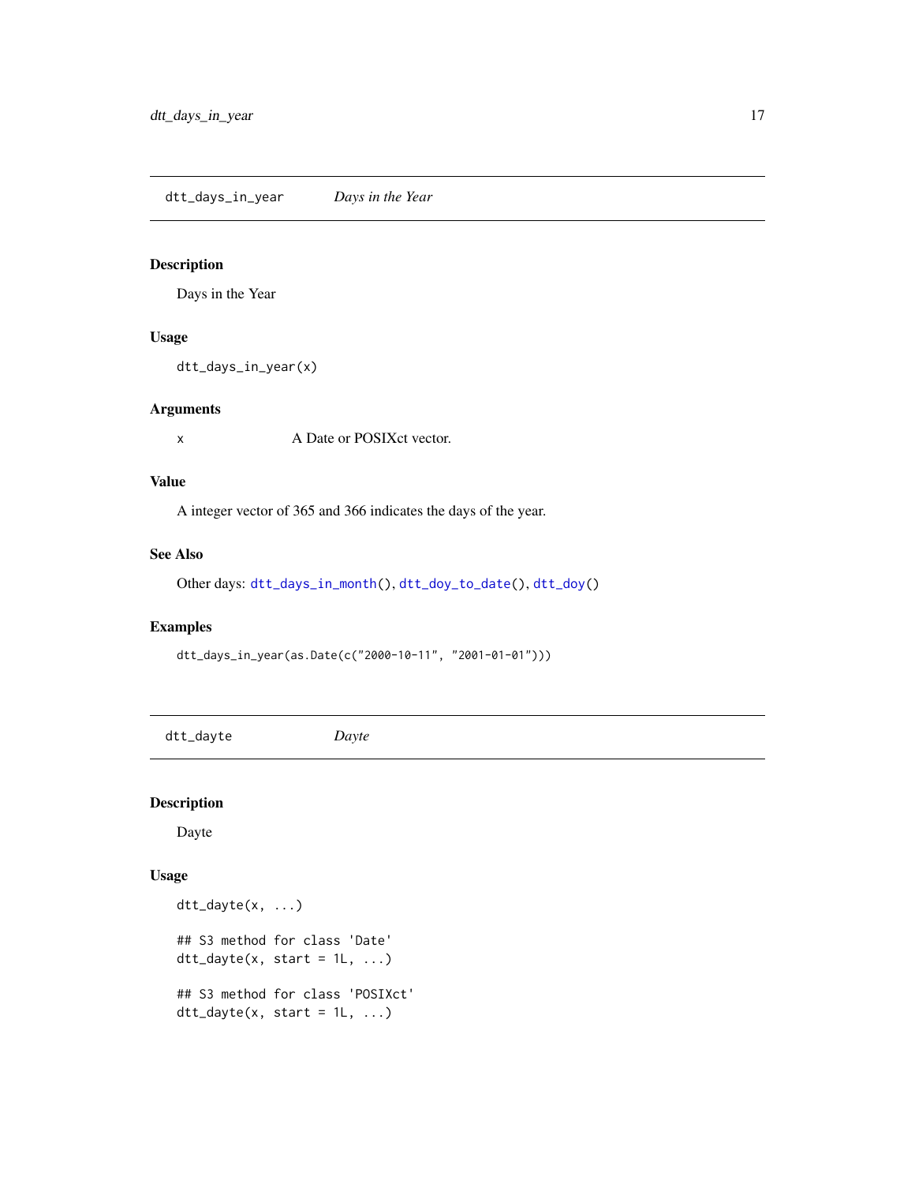## dtt_days_in_year *Days in the Year*

### Description

Days in the Year

### Usage

```
dtt_days_in_year(x)
```

### Arguments

| | |
|---|---|
| x | A Date or POSIXct vector. |

### Value

A integer vector of 365 and 366 indicates the days of the year.

### See Also

Other days: dtt_days_in_month(), dtt_doy_to_date(), dtt_doy()

### Examples

```
dtt_days_in_year(as.Date(c("2000-10-11", "2001-01-01")))
```

## dtt_dayte *Dayte*

### Description

Dayte

### Usage

```
dtt_dayte(x, ...)

## S3 method for class 'Date'
dtt_dayte(x, start = 1L, ...)

## S3 method for class 'POSIXct'
dtt_dayte(x, start = 1L, ...)
```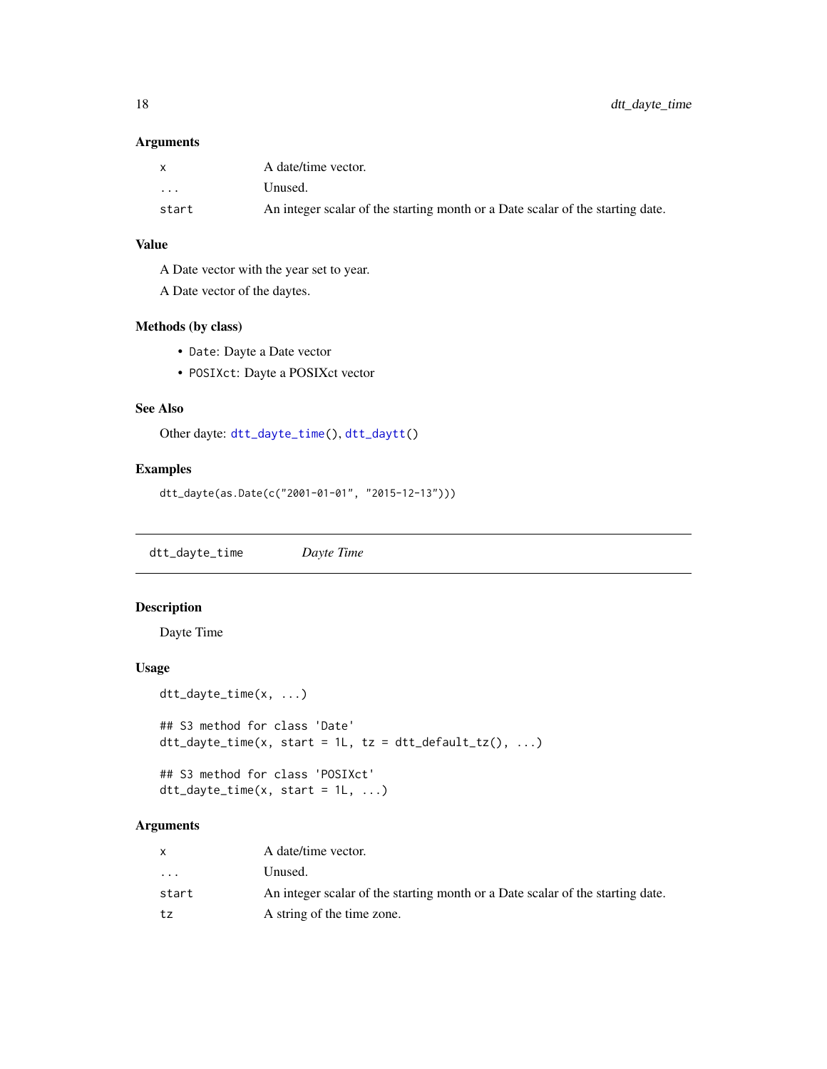### Arguments

| | |
|---|---|
| `x` | A date/time vector. |
| `...` | Unused. |
| `start` | An integer scalar of the starting month or a Date scalar of the starting date. |

### Value

A Date vector with the year set to year.

A Date vector of the daytes.

### Methods (by class)

- `Date`: Dayte a Date vector
- `POSIXct`: Dayte a POSIXct vector

### See Also

Other dayte: `dtt_dayte_time()`, `dtt_daytt()`

### Examples

```
dtt_dayte(as.Date(c("2001-01-01", "2015-12-13")))
```

---

## dtt_dayte_time    *Dayte Time*

### Description

Dayte Time

### Usage

```
dtt_dayte_time(x, ...)

## S3 method for class 'Date'
dtt_dayte_time(x, start = 1L, tz = dtt_default_tz(), ...)

## S3 method for class 'POSIXct'
dtt_dayte_time(x, start = 1L, ...)
```

### Arguments

| | |
|---|---|
| `x` | A date/time vector. |
| `...` | Unused. |
| `start` | An integer scalar of the starting month or a Date scalar of the starting date. |
| `tz` | A string of the time zone. |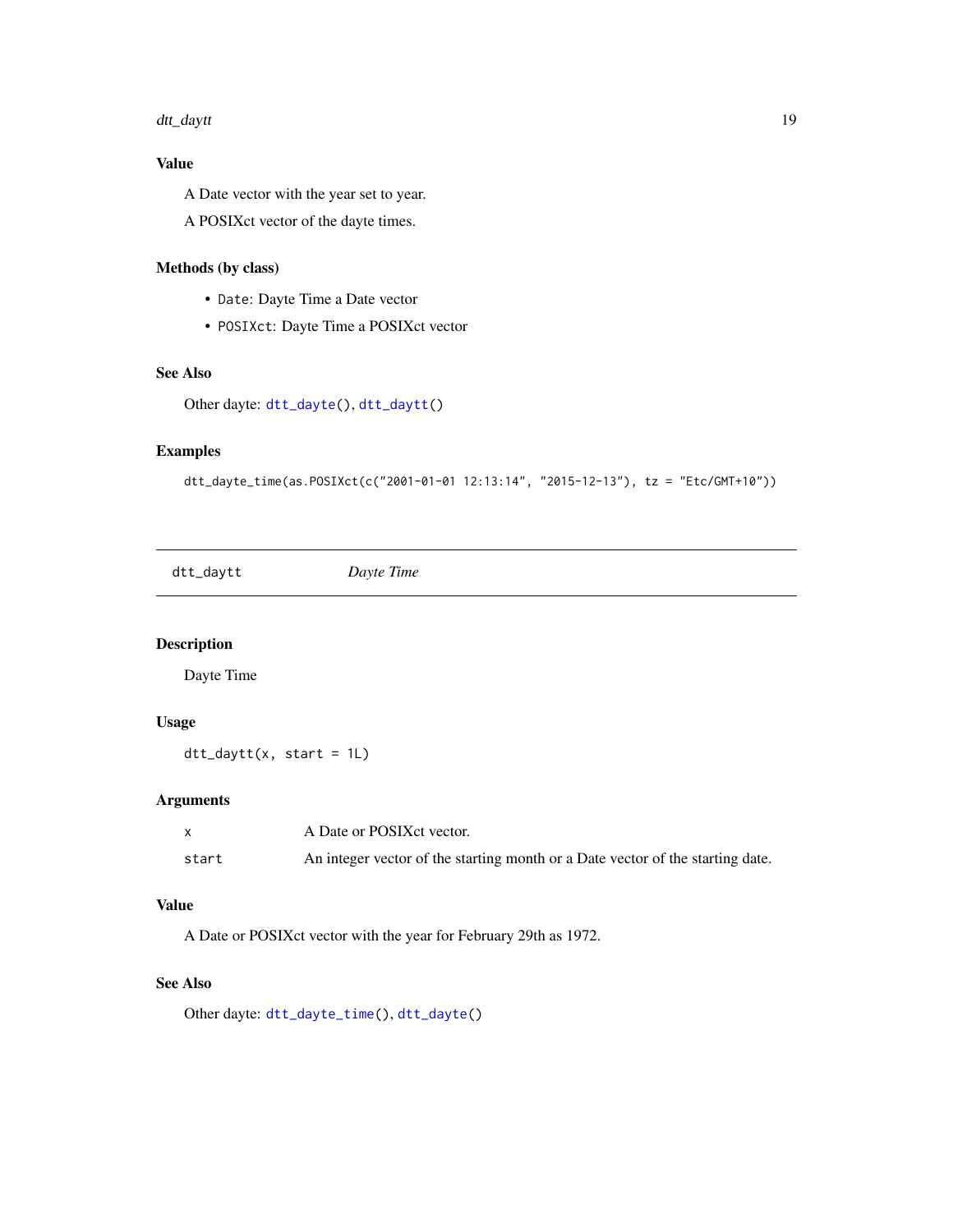### Value

A Date vector with the year set to year.

A POSIXct vector of the dayte times.

### Methods (by class)

- `Date`: Dayte Time a Date vector
- `POSIXct`: Dayte Time a POSIXct vector

### See Also

Other dayte: `dtt_dayte()`, `dtt_daytt()`

### Examples

```
dtt_dayte_time(as.POSIXct(c("2001-01-01 12:13:14", "2015-12-13"), tz = "Etc/GMT+10"))
```

---

## dtt_daytt — *Dayte Time*

### Description

Dayte Time

### Usage

```
dtt_daytt(x, start = 1L)
```

### Arguments

| | |
|---|---|
| `x` | A Date or POSIXct vector. |
| `start` | An integer vector of the starting month or a Date vector of the starting date. |

### Value

A Date or POSIXct vector with the year for February 29th as 1972.

### See Also

Other dayte: `dtt_dayte_time()`, `dtt_dayte()`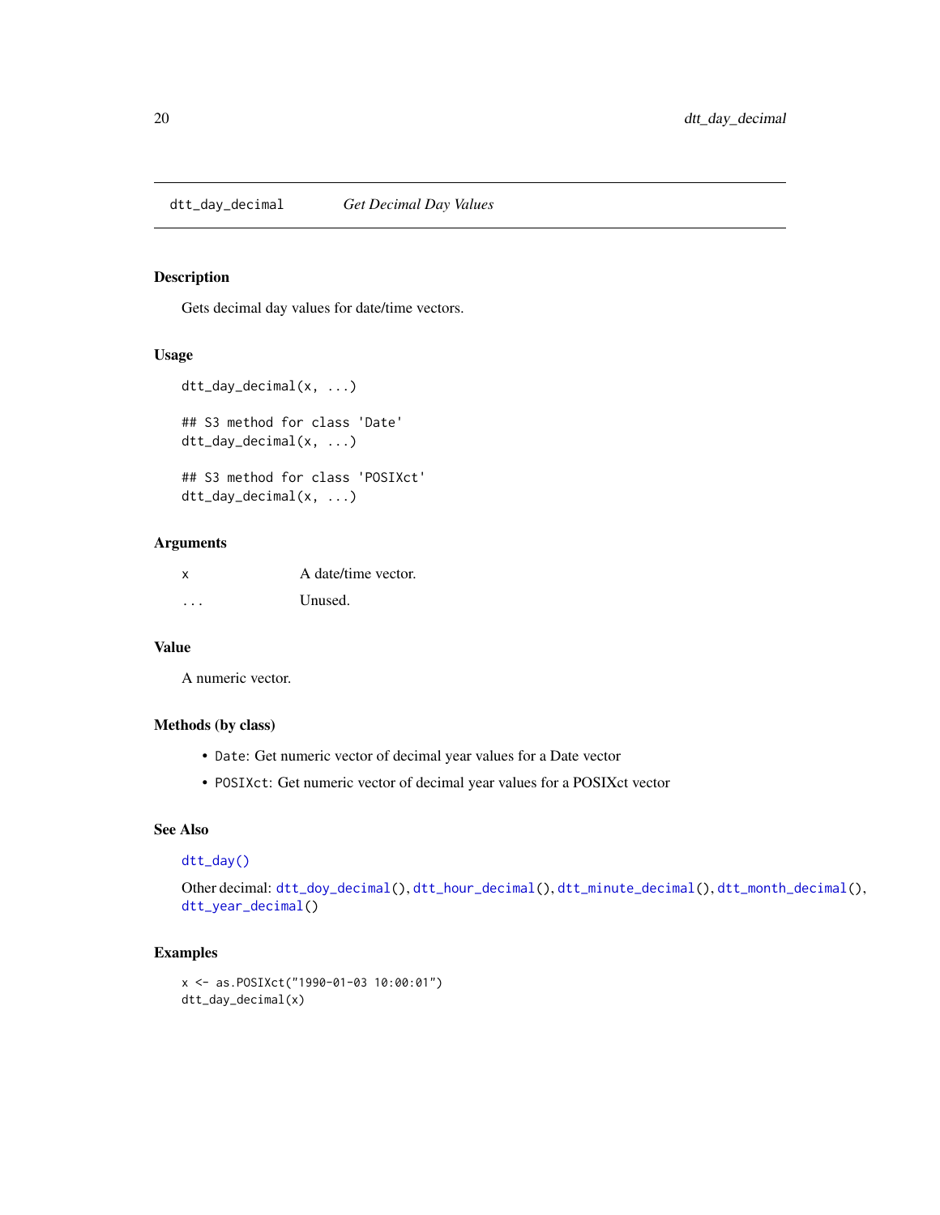dtt_day_decimal    *Get Decimal Day Values*

## Description

Gets decimal day values for date/time vectors.

## Usage

```
dtt_day_decimal(x, ...)

## S3 method for class 'Date'
dtt_day_decimal(x, ...)

## S3 method for class 'POSIXct'
dtt_day_decimal(x, ...)
```

## Arguments

| | |
|---|---|
| x | A date/time vector. |
| ... | Unused. |

## Value

A numeric vector.

## Methods (by class)

- `Date`: Get numeric vector of decimal year values for a Date vector
- `POSIXct`: Get numeric vector of decimal year values for a POSIXct vector

## See Also

`dtt_day()`

Other decimal: `dtt_doy_decimal()`, `dtt_hour_decimal()`, `dtt_minute_decimal()`, `dtt_month_decimal()`, `dtt_year_decimal()`

## Examples

```
x <- as.POSIXct("1990-01-03 10:00:01")
dtt_day_decimal(x)
```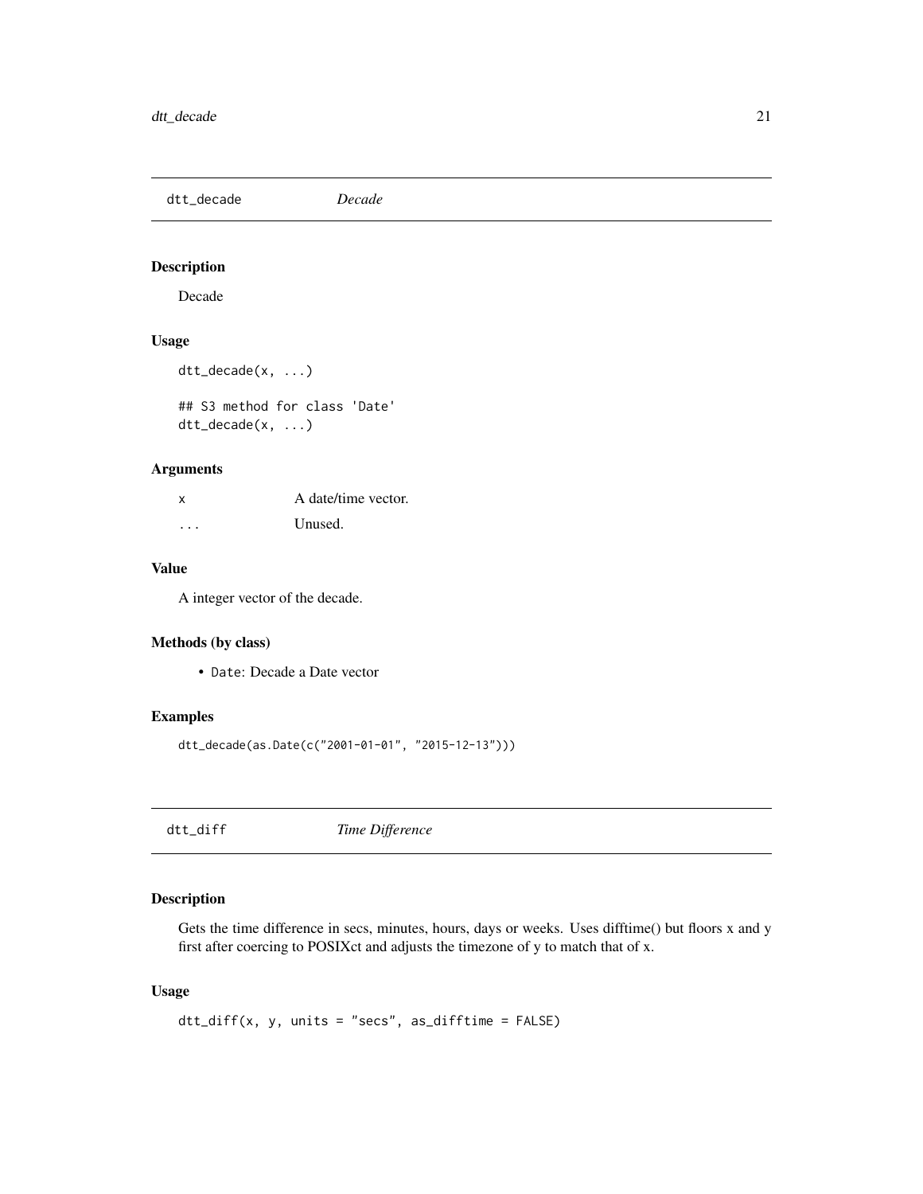## dtt_decade *Decade*

### Description

Decade

### Usage

```
dtt_decade(x, ...)

## S3 method for class 'Date'
dtt_decade(x, ...)
```

### Arguments

| | |
|---|---|
| x | A date/time vector. |
| ... | Unused. |

### Value

A integer vector of the decade.

### Methods (by class)

- `Date`: Decade a Date vector

### Examples

```
dtt_decade(as.Date(c("2001-01-01", "2015-12-13")))
```

## dtt_diff *Time Difference*

### Description

Gets the time difference in secs, minutes, hours, days or weeks. Uses difftime() but floors x and y first after coercing to POSIXct and adjusts the timezone of y to match that of x.

### Usage

```
dtt_diff(x, y, units = "secs", as_difftime = FALSE)
```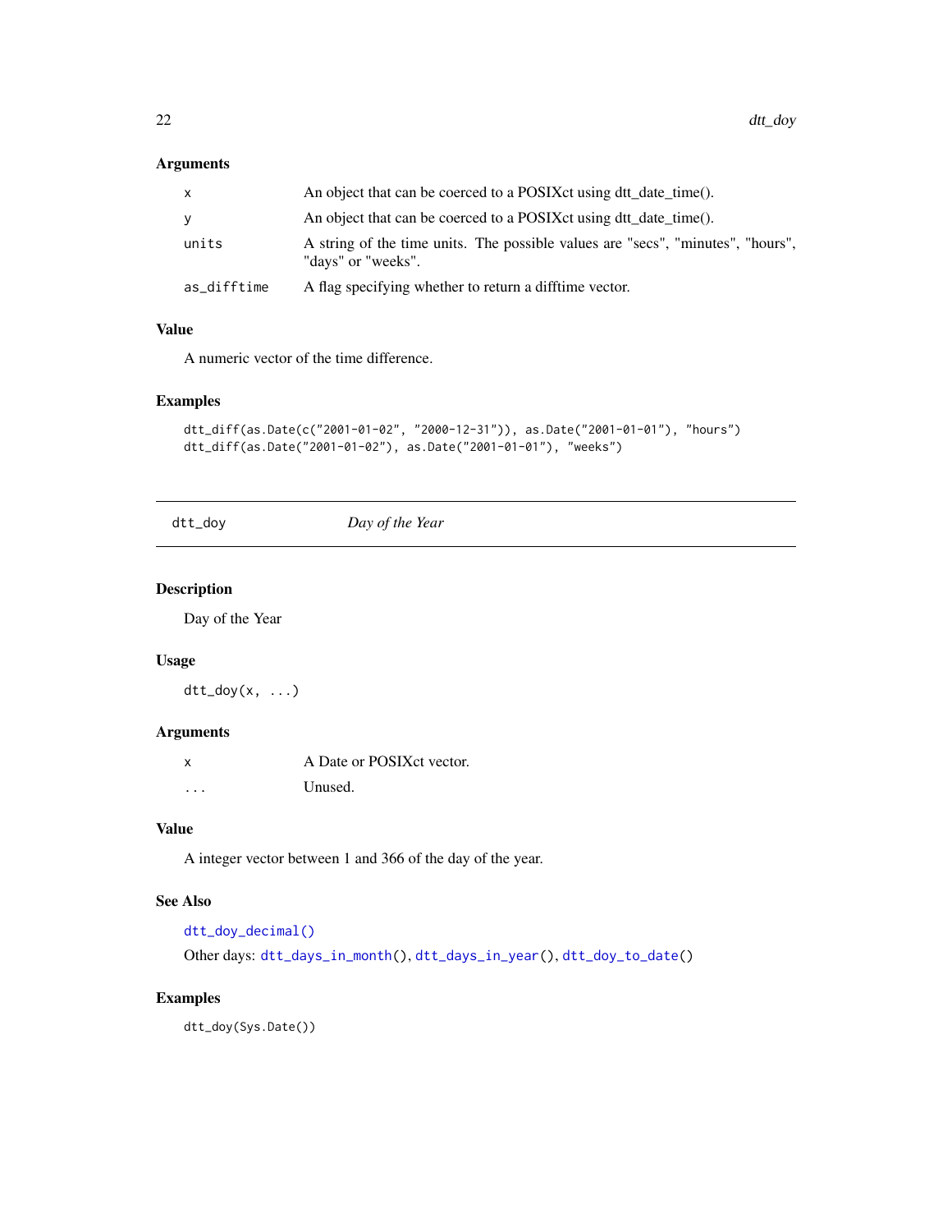### Arguments

| | |
|---|---|
| x | An object that can be coerced to a POSIXct using dtt_date_time(). |
| y | An object that can be coerced to a POSIXct using dtt_date_time(). |
| units | A string of the time units. The possible values are "secs", "minutes", "hours", "days" or "weeks". |
| as_difftime | A flag specifying whether to return a difftime vector. |

### Value

A numeric vector of the time difference.

### Examples

```
dtt_diff(as.Date(c("2001-01-02", "2000-12-31")), as.Date("2001-01-01"), "hours")
dtt_diff(as.Date("2001-01-02"), as.Date("2001-01-01"), "weeks")
```

---

## dtt_doy *Day of the Year*

### Description

Day of the Year

### Usage

```
dtt_doy(x, ...)
```

### Arguments

| | |
|---|---|
| x | A Date or POSIXct vector. |
| ... | Unused. |

### Value

A integer vector between 1 and 366 of the day of the year.

### See Also

dtt_doy_decimal()

Other days: dtt_days_in_month(), dtt_days_in_year(), dtt_doy_to_date()

### Examples

```
dtt_doy(Sys.Date())
```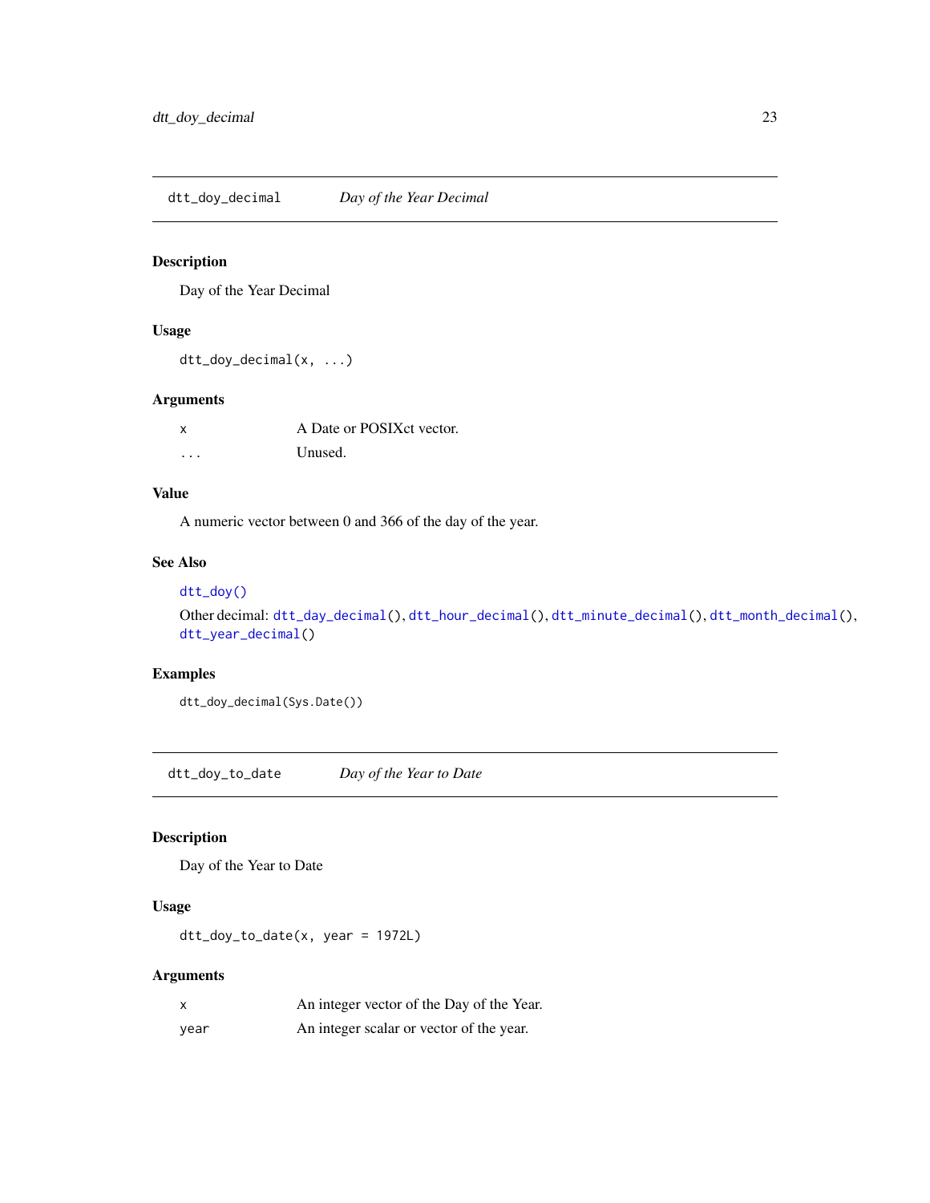## dtt_doy_decimal — *Day of the Year Decimal*

### Description

Day of the Year Decimal

### Usage

```
dtt_doy_decimal(x, ...)
```

### Arguments

| | |
|---|---|
| `x` | A Date or POSIXct vector. |
| `...` | Unused. |

### Value

A numeric vector between 0 and 366 of the day of the year.

### See Also

`dtt_doy()`

Other decimal: `dtt_day_decimal()`, `dtt_hour_decimal()`, `dtt_minute_decimal()`, `dtt_month_decimal()`, `dtt_year_decimal()`

### Examples

```
dtt_doy_decimal(Sys.Date())
```

## dtt_doy_to_date — *Day of the Year to Date*

### Description

Day of the Year to Date

### Usage

```
dtt_doy_to_date(x, year = 1972L)
```

### Arguments

| | |
|---|---|
| `x` | An integer vector of the Day of the Year. |
| `year` | An integer scalar or vector of the year. |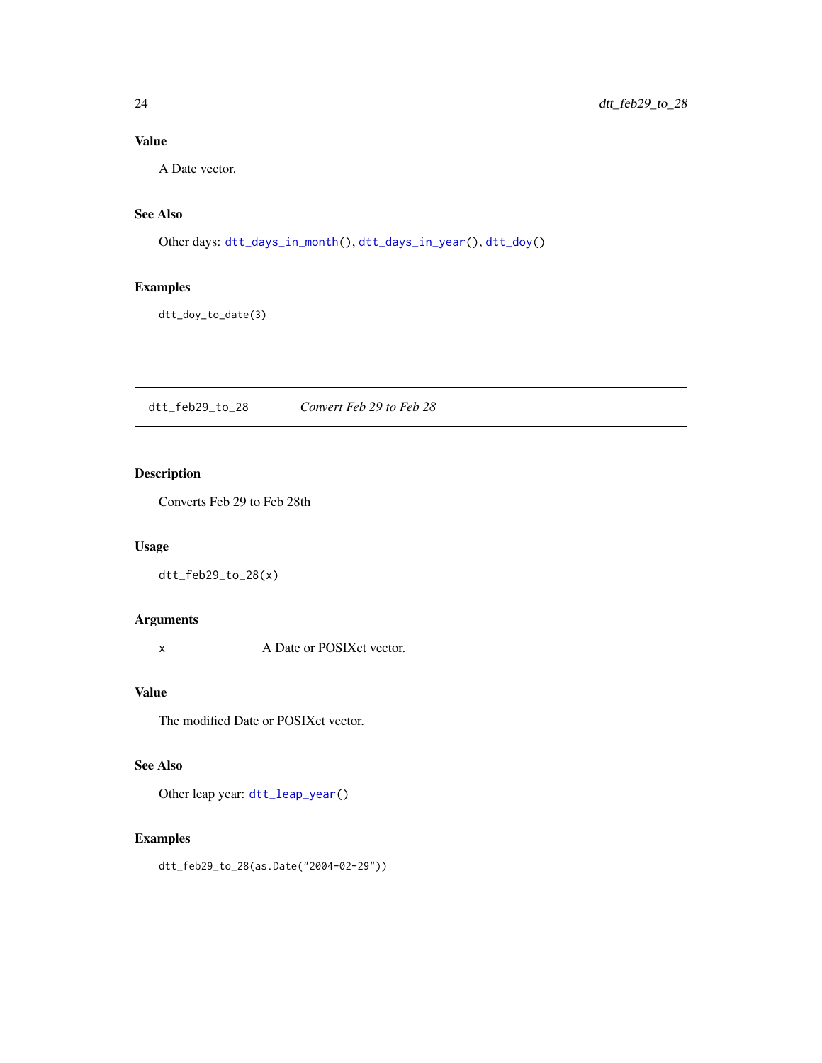## Value

A Date vector.

## See Also

Other days: `dtt_days_in_month()`, `dtt_days_in_year()`, `dtt_doy()`

## Examples

```
dtt_doy_to_date(3)
```

---

# dtt_feb29_to_28 *Convert Feb 29 to Feb 28*

---

## Description

Converts Feb 29 to Feb 28th

## Usage

```
dtt_feb29_to_28(x)
```

## Arguments

| | |
|---|---|
| x | A Date or POSIXct vector. |

## Value

The modified Date or POSIXct vector.

## See Also

Other leap year: `dtt_leap_year()`

## Examples

```
dtt_feb29_to_28(as.Date("2004-02-29"))
```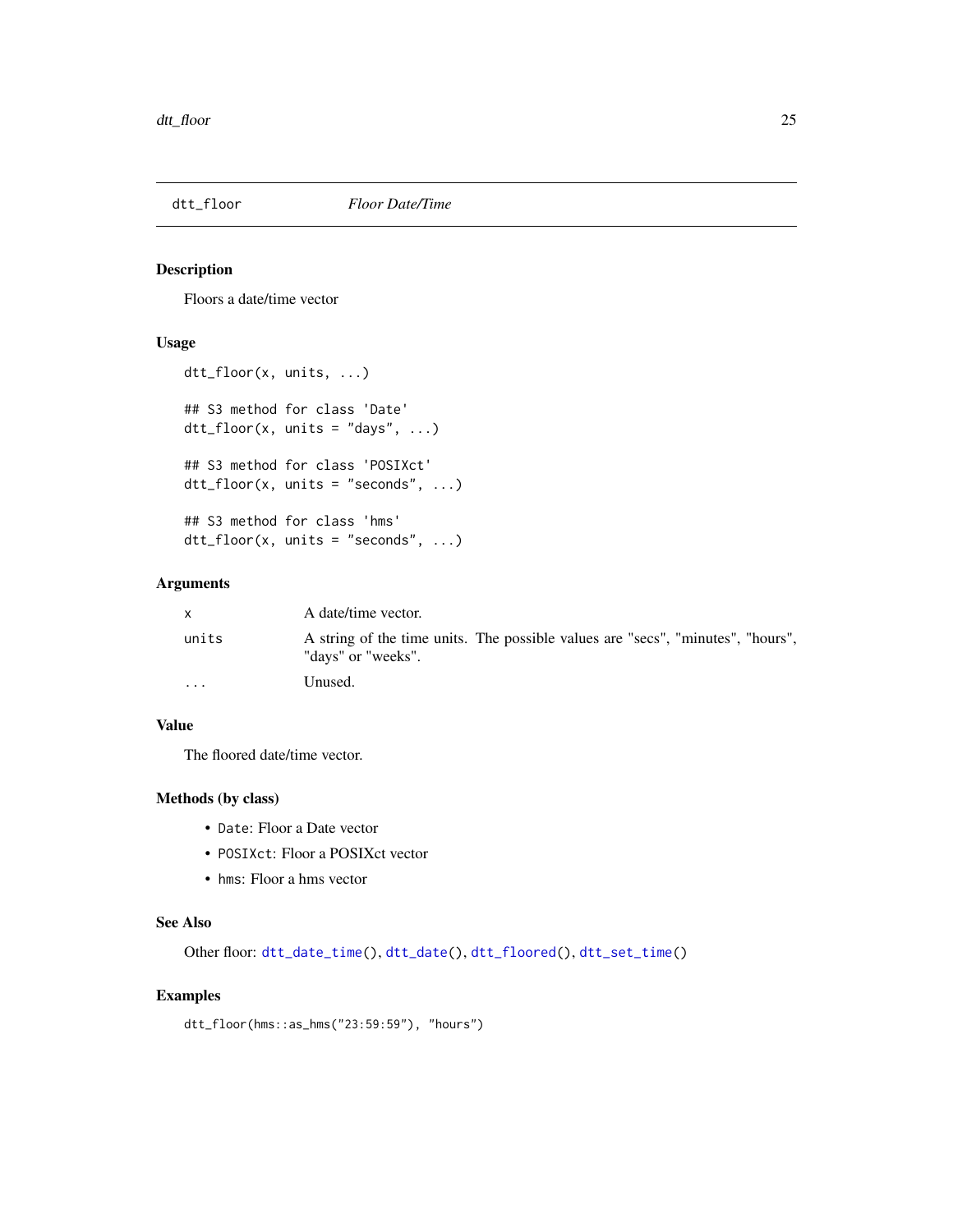# dtt_floor *Floor Date/Time*

## Description

Floors a date/time vector

## Usage

```
dtt_floor(x, units, ...)

## S3 method for class 'Date'
dtt_floor(x, units = "days", ...)

## S3 method for class 'POSIXct'
dtt_floor(x, units = "seconds", ...)

## S3 method for class 'hms'
dtt_floor(x, units = "seconds", ...)
```

## Arguments

| | |
|---|---|
| `x` | A date/time vector. |
| `units` | A string of the time units. The possible values are "secs", "minutes", "hours", "days" or "weeks". |
| `...` | Unused. |

## Value

The floored date/time vector.

## Methods (by class)

- `Date`: Floor a Date vector
- `POSIXct`: Floor a POSIXct vector
- `hms`: Floor a hms vector

## See Also

Other floor: `dtt_date_time()`, `dtt_date()`, `dtt_floored()`, `dtt_set_time()`

## Examples

```
dtt_floor(hms::as_hms("23:59:59"), "hours")
```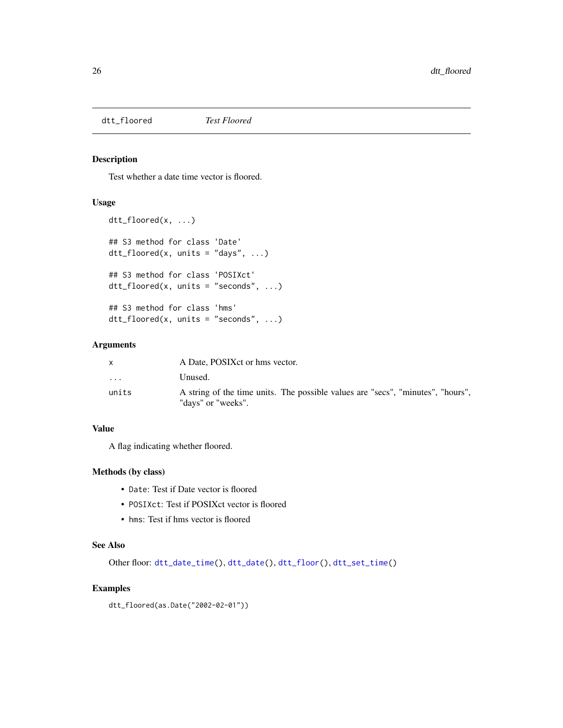# dtt_floored — *Test Floored*

## Description

Test whether a date time vector is floored.

## Usage

```
dtt_floored(x, ...)

## S3 method for class 'Date'
dtt_floored(x, units = "days", ...)

## S3 method for class 'POSIXct'
dtt_floored(x, units = "seconds", ...)

## S3 method for class 'hms'
dtt_floored(x, units = "seconds", ...)
```

## Arguments

| | |
|---|---|
| `x` | A Date, POSIXct or hms vector. |
| `...` | Unused. |
| `units` | A string of the time units. The possible values are "secs", "minutes", "hours", "days" or "weeks". |

## Value

A flag indicating whether floored.

## Methods (by class)

- `Date`: Test if Date vector is floored
- `POSIXct`: Test if POSIXct vector is floored
- `hms`: Test if hms vector is floored

## See Also

Other floor: `dtt_date_time()`, `dtt_date()`, `dtt_floor()`, `dtt_set_time()`

## Examples

```
dtt_floored(as.Date("2002-02-01"))
```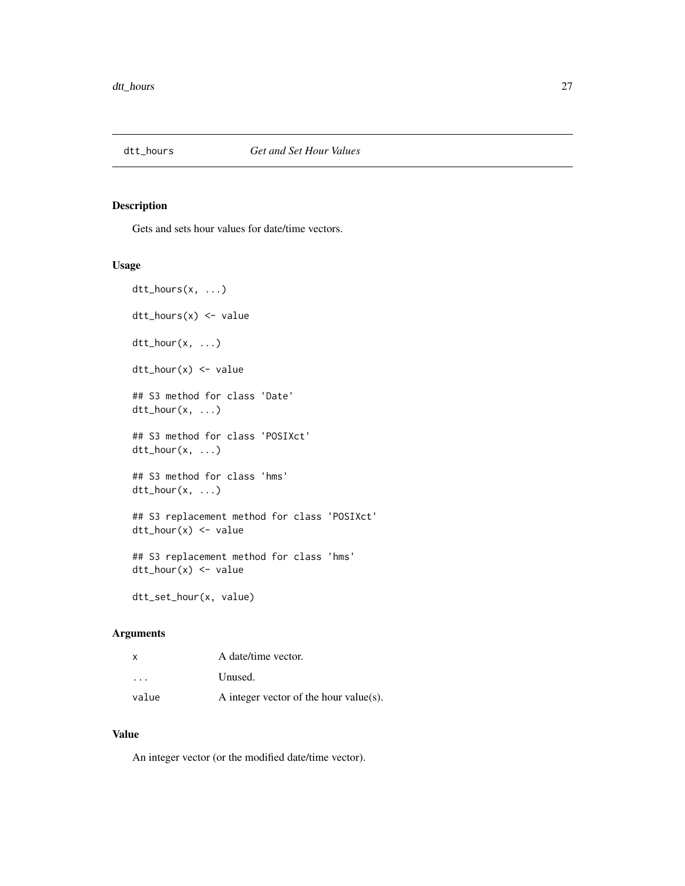## dtt_hours    *Get and Set Hour Values*

### Description

Gets and sets hour values for date/time vectors.

### Usage

```
dtt_hours(x, ...)

dtt_hours(x) <- value

dtt_hour(x, ...)

dtt_hour(x) <- value

## S3 method for class 'Date'
dtt_hour(x, ...)

## S3 method for class 'POSIXct'
dtt_hour(x, ...)

## S3 method for class 'hms'
dtt_hour(x, ...)

## S3 replacement method for class 'POSIXct'
dtt_hour(x) <- value

## S3 replacement method for class 'hms'
dtt_hour(x) <- value

dtt_set_hour(x, value)
```

### Arguments

| | |
|---|---|
| `x` | A date/time vector. |
| `...` | Unused. |
| `value` | A integer vector of the hour value(s). |

### Value

An integer vector (or the modified date/time vector).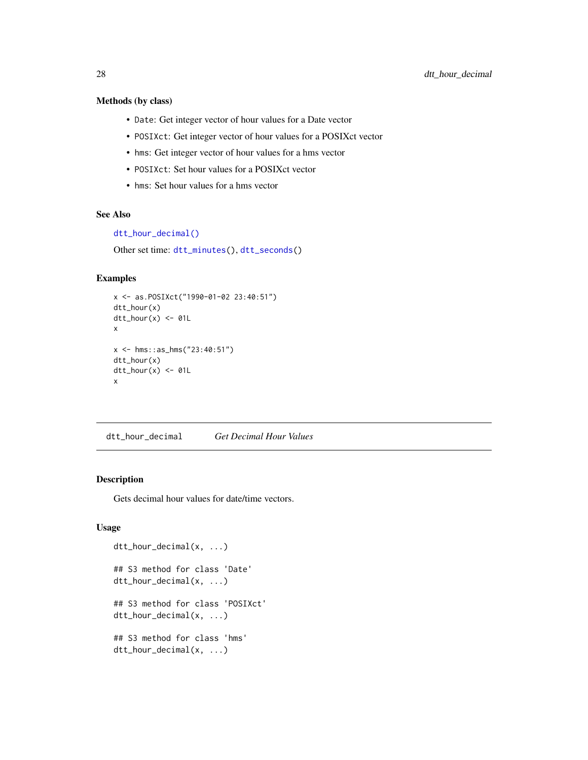### Methods (by class)

- `Date`: Get integer vector of hour values for a Date vector
- `POSIXct`: Get integer vector of hour values for a POSIXct vector
- `hms`: Get integer vector of hour values for a hms vector
- `POSIXct`: Set hour values for a POSIXct vector
- `hms`: Set hour values for a hms vector

### See Also

`dtt_hour_decimal()`

Other set time: `dtt_minutes()`, `dtt_seconds()`

### Examples

```
x <- as.POSIXct("1990-01-02 23:40:51")
dtt_hour(x)
dtt_hour(x) <- 01L
x

x <- hms::as_hms("23:40:51")
dtt_hour(x)
dtt_hour(x) <- 01L
x
```

---

## dtt_hour_decimal *Get Decimal Hour Values*

### Description

Gets decimal hour values for date/time vectors.

### Usage

```
dtt_hour_decimal(x, ...)

## S3 method for class 'Date'
dtt_hour_decimal(x, ...)

## S3 method for class 'POSIXct'
dtt_hour_decimal(x, ...)

## S3 method for class 'hms'
dtt_hour_decimal(x, ...)
```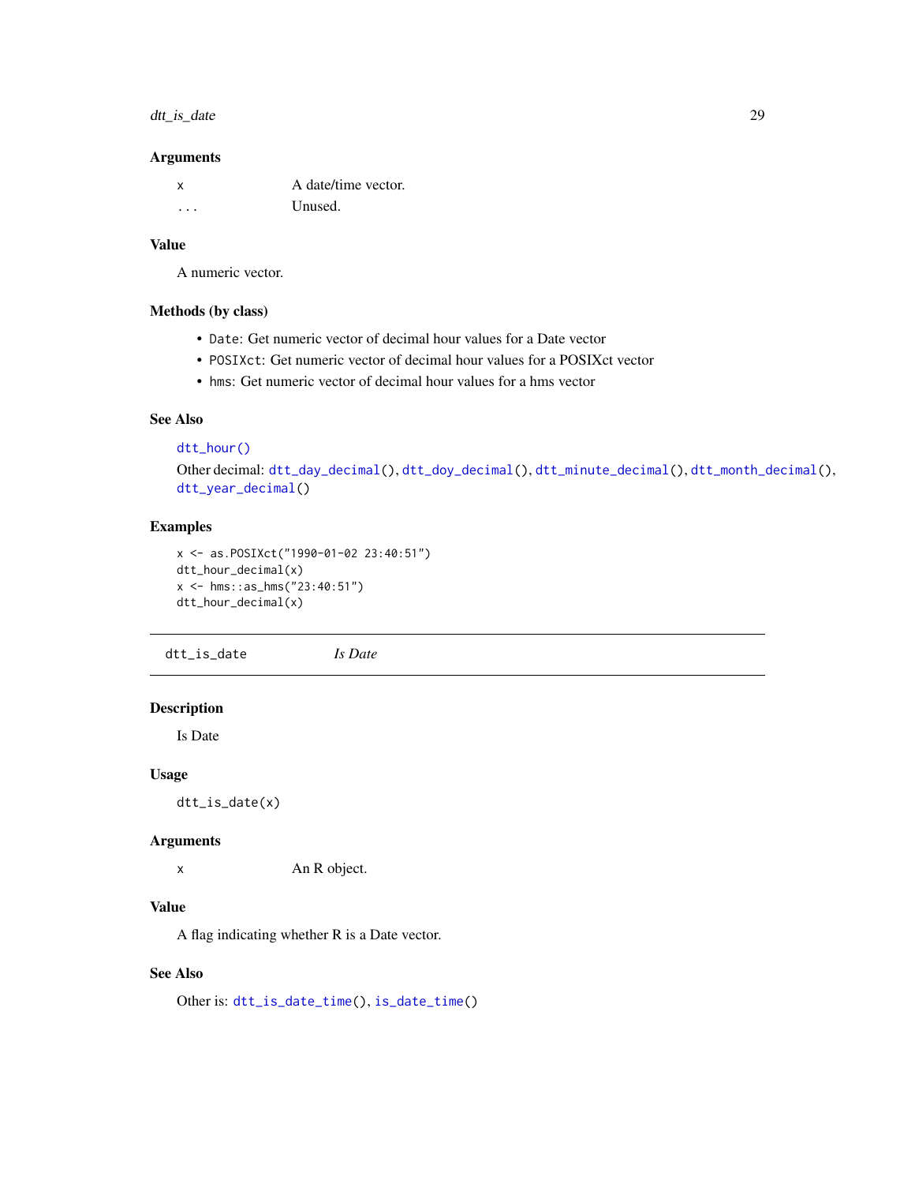### Arguments

| | |
|---|---|
| x | A date/time vector. |
| ... | Unused. |

### Value

A numeric vector.

### Methods (by class)

- `Date`: Get numeric vector of decimal hour values for a Date vector
- `POSIXct`: Get numeric vector of decimal hour values for a POSIXct vector
- `hms`: Get numeric vector of decimal hour values for a hms vector

### See Also

`dtt_hour()`

Other decimal: `dtt_day_decimal()`, `dtt_doy_decimal()`, `dtt_minute_decimal()`, `dtt_month_decimal()`, `dtt_year_decimal()`

### Examples

```
x <- as.POSIXct("1990-01-02 23:40:51")
dtt_hour_decimal(x)
x <- hms::as_hms("23:40:51")
dtt_hour_decimal(x)
```

---

## dtt_is_date *Is Date*

---

### Description

Is Date

### Usage

```
dtt_is_date(x)
```

### Arguments

| | |
|---|---|
| x | An R object. |

### Value

A flag indicating whether R is a Date vector.

### See Also

Other is: `dtt_is_date_time()`, `is_date_time()`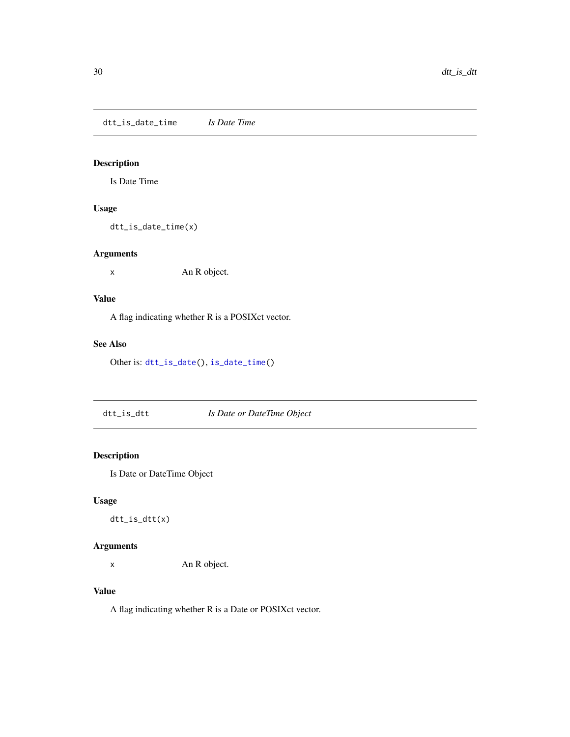## dtt_is_date_time *Is Date Time*

### Description

Is Date Time

### Usage

```
dtt_is_date_time(x)
```

### Arguments

| | |
|---|---|
| x | An R object. |

### Value

A flag indicating whether R is a POSIXct vector.

### See Also

Other is: `dtt_is_date()`, `is_date_time()`

## dtt_is_dtt *Is Date or DateTime Object*

### Description

Is Date or DateTime Object

### Usage

```
dtt_is_dtt(x)
```

### Arguments

| | |
|---|---|
| x | An R object. |

### Value

A flag indicating whether R is a Date or POSIXct vector.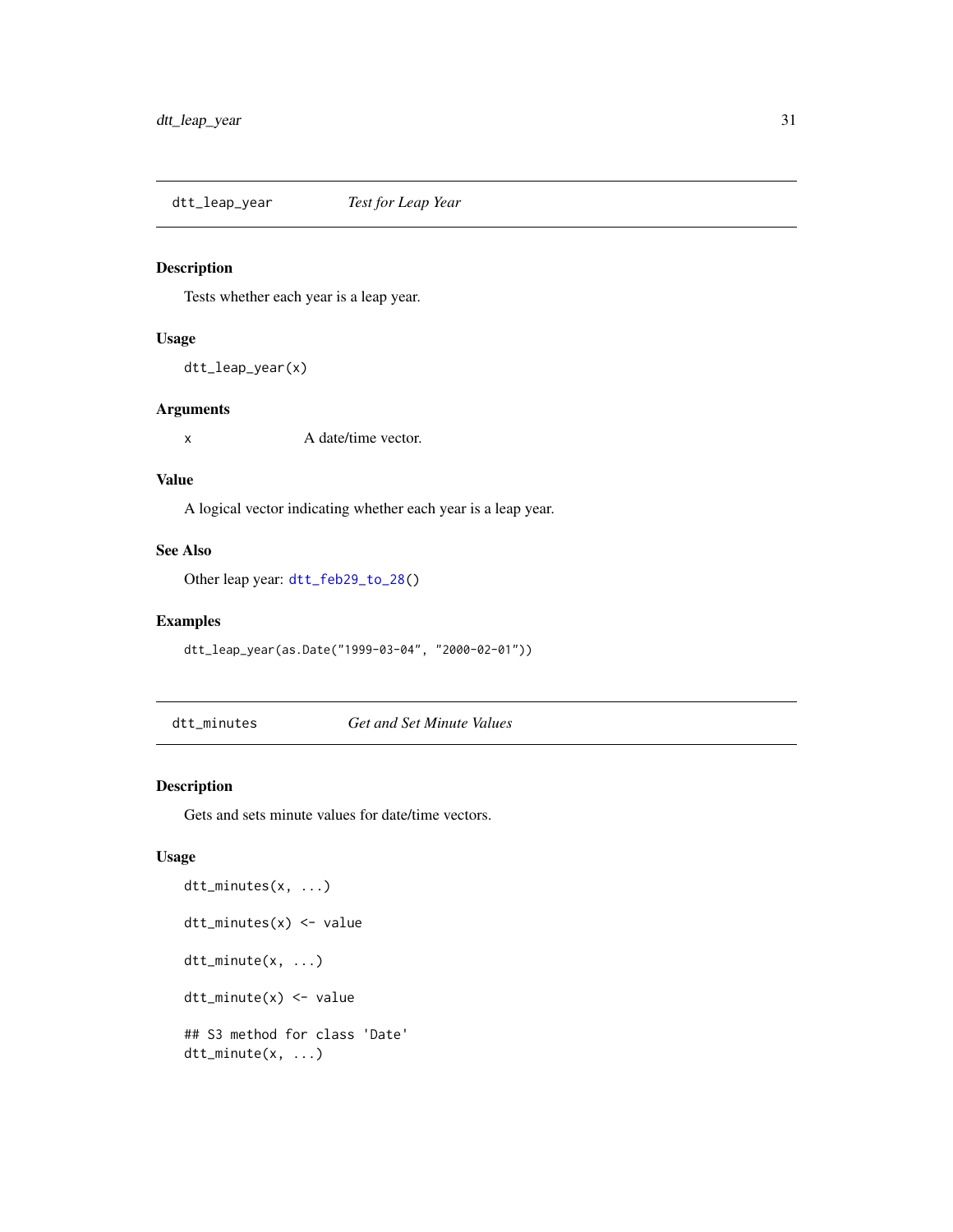## dtt_leap_year — *Test for Leap Year*

### Description

Tests whether each year is a leap year.

### Usage

```
dtt_leap_year(x)
```

### Arguments

| | |
|---|---|
| x | A date/time vector. |

### Value

A logical vector indicating whether each year is a leap year.

### See Also

Other leap year: `dtt_feb29_to_28()`

### Examples

```
dtt_leap_year(as.Date("1999-03-04", "2000-02-01"))
```

## dtt_minutes — *Get and Set Minute Values*

### Description

Gets and sets minute values for date/time vectors.

### Usage

```
dtt_minutes(x, ...)

dtt_minutes(x) <- value

dtt_minute(x, ...)

dtt_minute(x) <- value

## S3 method for class 'Date'
dtt_minute(x, ...)
```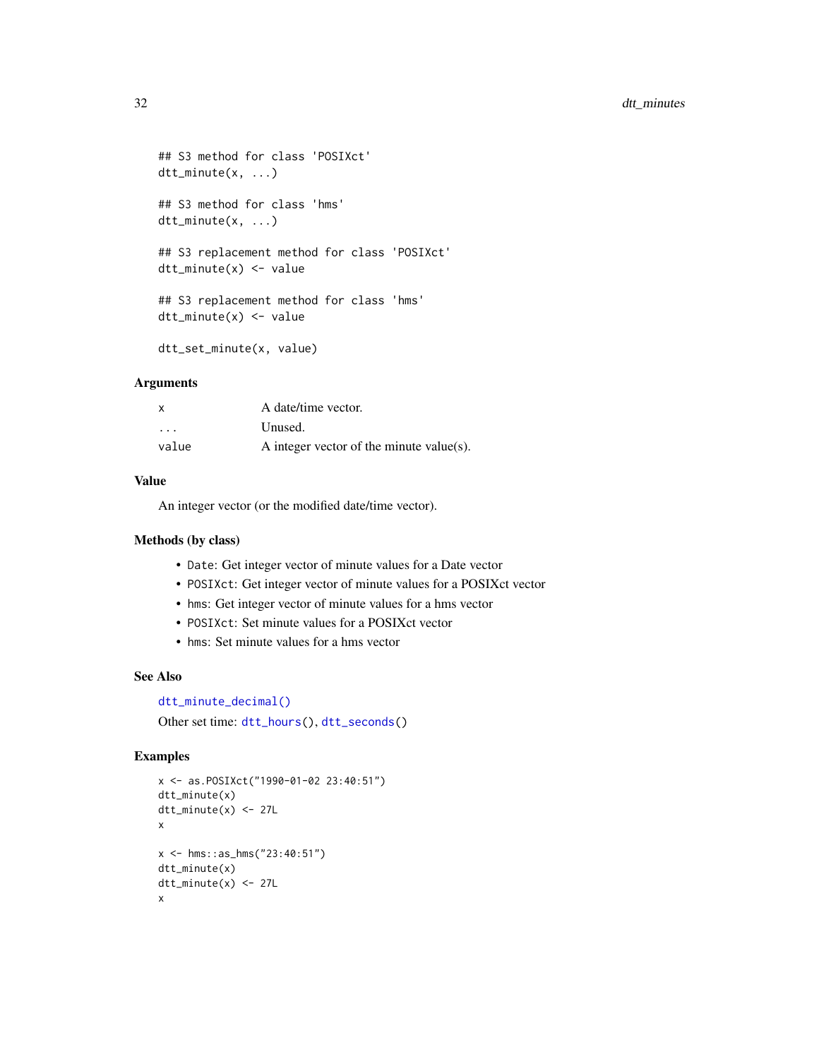```
## S3 method for class 'POSIXct'
dtt_minute(x, ...)

## S3 method for class 'hms'
dtt_minute(x, ...)

## S3 replacement method for class 'POSIXct'
dtt_minute(x) <- value

## S3 replacement method for class 'hms'
dtt_minute(x) <- value

dtt_set_minute(x, value)
```

### Arguments

| | |
|---|---|
| x | A date/time vector. |
| ... | Unused. |
| value | A integer vector of the minute value(s). |

### Value

An integer vector (or the modified date/time vector).

### Methods (by class)

- `Date`: Get integer vector of minute values for a Date vector
- `POSIXct`: Get integer vector of minute values for a POSIXct vector
- `hms`: Get integer vector of minute values for a hms vector
- `POSIXct`: Set minute values for a POSIXct vector
- `hms`: Set minute values for a hms vector

### See Also

`dtt_minute_decimal()`

Other set time: `dtt_hours()`, `dtt_seconds()`

### Examples

```
x <- as.POSIXct("1990-01-02 23:40:51")
dtt_minute(x)
dtt_minute(x) <- 27L
x

x <- hms::as_hms("23:40:51")
dtt_minute(x)
dtt_minute(x) <- 27L
x
```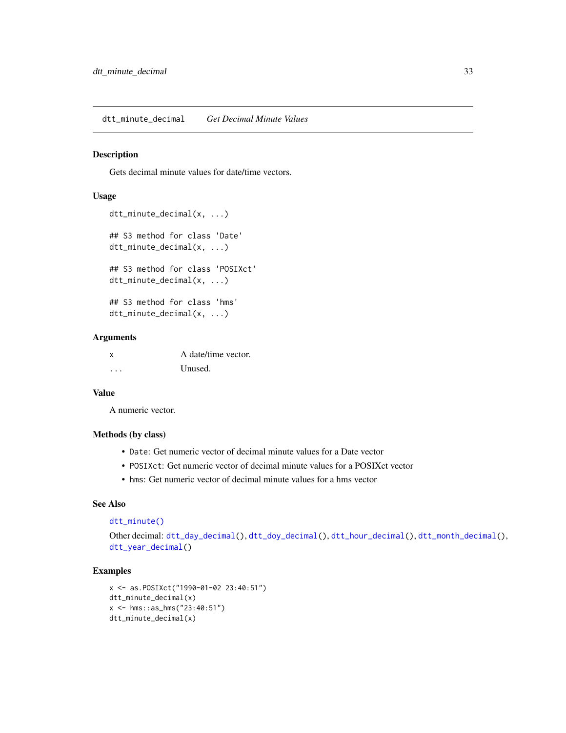# dtt_minute_decimal *Get Decimal Minute Values*

## Description

Gets decimal minute values for date/time vectors.

## Usage

```
dtt_minute_decimal(x, ...)

## S3 method for class 'Date'
dtt_minute_decimal(x, ...)

## S3 method for class 'POSIXct'
dtt_minute_decimal(x, ...)

## S3 method for class 'hms'
dtt_minute_decimal(x, ...)
```

## Arguments

| | |
|---|---|
| x | A date/time vector. |
| ... | Unused. |

## Value

A numeric vector.

## Methods (by class)

- `Date`: Get numeric vector of decimal minute values for a Date vector
- `POSIXct`: Get numeric vector of decimal minute values for a POSIXct vector
- `hms`: Get numeric vector of decimal minute values for a hms vector

## See Also

`dtt_minute()`

Other decimal: `dtt_day_decimal()`, `dtt_doy_decimal()`, `dtt_hour_decimal()`, `dtt_month_decimal()`, `dtt_year_decimal()`

## Examples

```
x <- as.POSIXct("1990-01-02 23:40:51")
dtt_minute_decimal(x)
x <- hms::as_hms("23:40:51")
dtt_minute_decimal(x)
```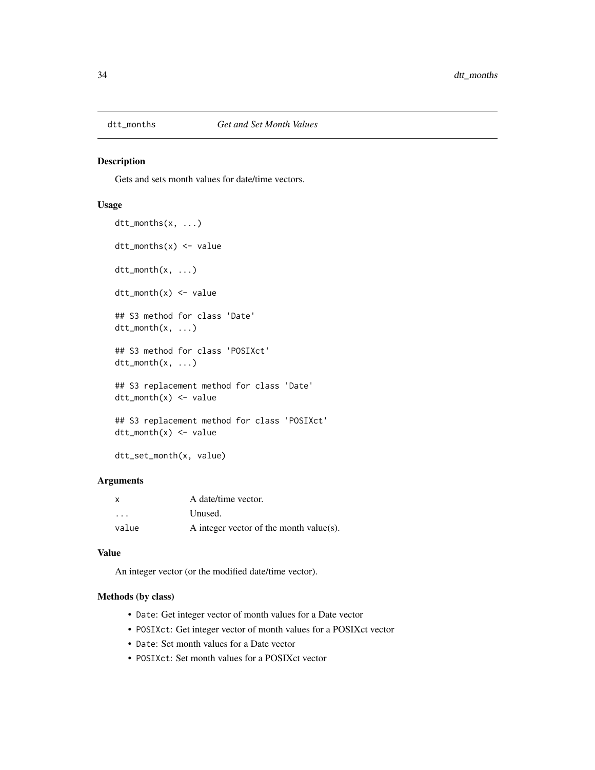## dtt_months *Get and Set Month Values*

### Description

Gets and sets month values for date/time vectors.

### Usage

```
dtt_months(x, ...)

dtt_months(x) <- value

dtt_month(x, ...)

dtt_month(x) <- value

## S3 method for class 'Date'
dtt_month(x, ...)

## S3 method for class 'POSIXct'
dtt_month(x, ...)

## S3 replacement method for class 'Date'
dtt_month(x) <- value

## S3 replacement method for class 'POSIXct'
dtt_month(x) <- value

dtt_set_month(x, value)
```

### Arguments

| | |
|---|---|
| `x` | A date/time vector. |
| `...` | Unused. |
| `value` | A integer vector of the month value(s). |

### Value

An integer vector (or the modified date/time vector).

### Methods (by class)

- `Date`: Get integer vector of month values for a Date vector
- `POSIXct`: Get integer vector of month values for a POSIXct vector
- `Date`: Set month values for a Date vector
- `POSIXct`: Set month values for a POSIXct vector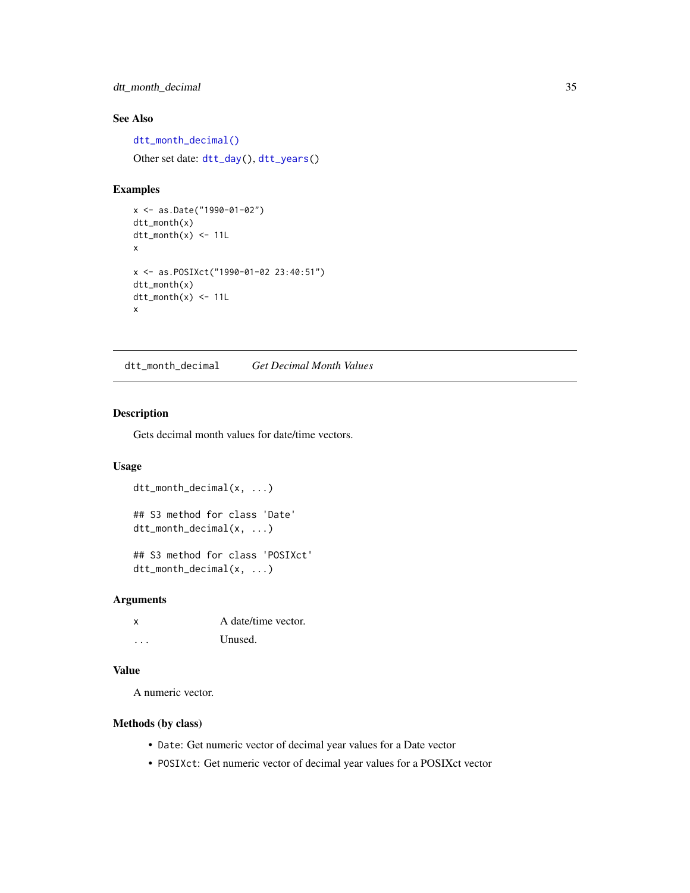### See Also

`dtt_month_decimal()`

Other set date: `dtt_day()`, `dtt_years()`

### Examples

```
x <- as.Date("1990-01-02")
dtt_month(x)
dtt_month(x) <- 11L
x

x <- as.POSIXct("1990-01-02 23:40:51")
dtt_month(x)
dtt_month(x) <- 11L
x
```

---

## dtt_month_decimal &nbsp;&nbsp;&nbsp; *Get Decimal Month Values*

---

### Description

Gets decimal month values for date/time vectors.

### Usage

```
dtt_month_decimal(x, ...)

## S3 method for class 'Date'
dtt_month_decimal(x, ...)

## S3 method for class 'POSIXct'
dtt_month_decimal(x, ...)
```

### Arguments

| | |
|---|---|
| `x` | A date/time vector. |
| `...` | Unused. |

### Value

A numeric vector.

### Methods (by class)

- `Date`: Get numeric vector of decimal year values for a Date vector
- `POSIXct`: Get numeric vector of decimal year values for a POSIXct vector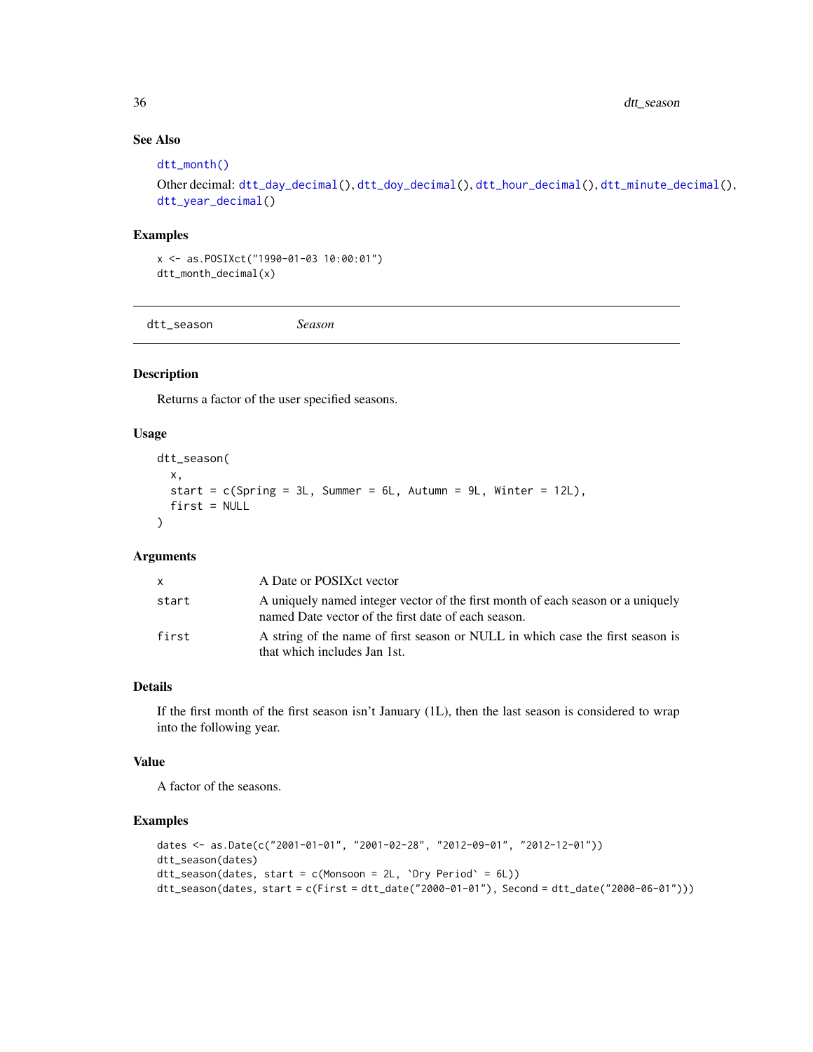### See Also

dtt_month()

Other decimal: dtt_day_decimal(), dtt_doy_decimal(), dtt_hour_decimal(), dtt_minute_decimal(), dtt_year_decimal()

### Examples

```
x <- as.POSIXct("1990-01-03 10:00:01")
dtt_month_decimal(x)
```

---

## dtt_season — *Season*

---

### Description

Returns a factor of the user specified seasons.

### Usage

```
dtt_season(
  x,
  start = c(Spring = 3L, Summer = 6L, Autumn = 9L, Winter = 12L),
  first = NULL
)
```

### Arguments

| | |
|---|---|
| x | A Date or POSIXct vector |
| start | A uniquely named integer vector of the first month of each season or a uniquely named Date vector of the first date of each season. |
| first | A string of the name of first season or NULL in which case the first season is that which includes Jan 1st. |

### Details

If the first month of the first season isn't January (1L), then the last season is considered to wrap into the following year.

### Value

A factor of the seasons.

### Examples

```
dates <- as.Date(c("2001-01-01", "2001-02-28", "2012-09-01", "2012-12-01"))
dtt_season(dates)
dtt_season(dates, start = c(Monsoon = 2L, `Dry Period` = 6L))
dtt_season(dates, start = c(First = dtt_date("2000-01-01"), Second = dtt_date("2000-06-01")))
```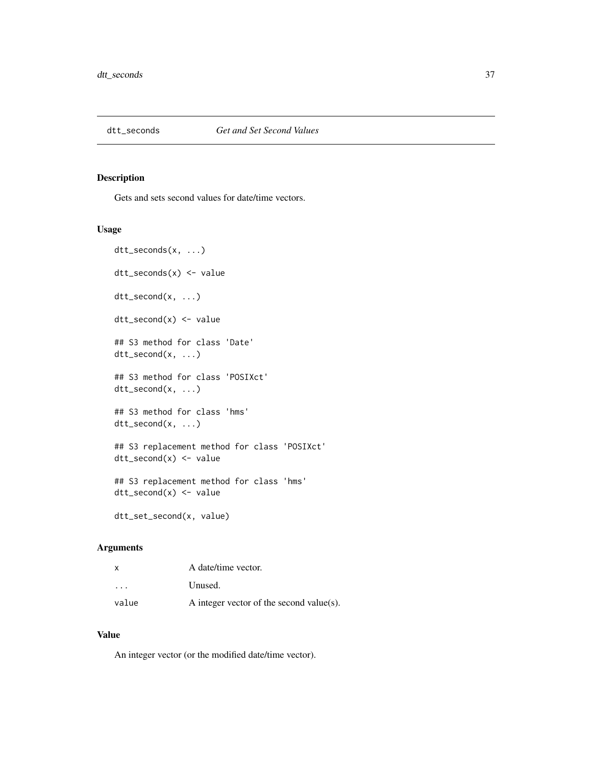# dtt_seconds *Get and Set Second Values*

## Description

Gets and sets second values for date/time vectors.

## Usage

```
dtt_seconds(x, ...)

dtt_seconds(x) <- value

dtt_second(x, ...)

dtt_second(x) <- value

## S3 method for class 'Date'
dtt_second(x, ...)

## S3 method for class 'POSIXct'
dtt_second(x, ...)

## S3 method for class 'hms'
dtt_second(x, ...)

## S3 replacement method for class 'POSIXct'
dtt_second(x) <- value

## S3 replacement method for class 'hms'
dtt_second(x) <- value

dtt_set_second(x, value)
```

## Arguments

| | |
|---|---|
| x | A date/time vector. |
| ... | Unused. |
| value | A integer vector of the second value(s). |

## Value

An integer vector (or the modified date/time vector).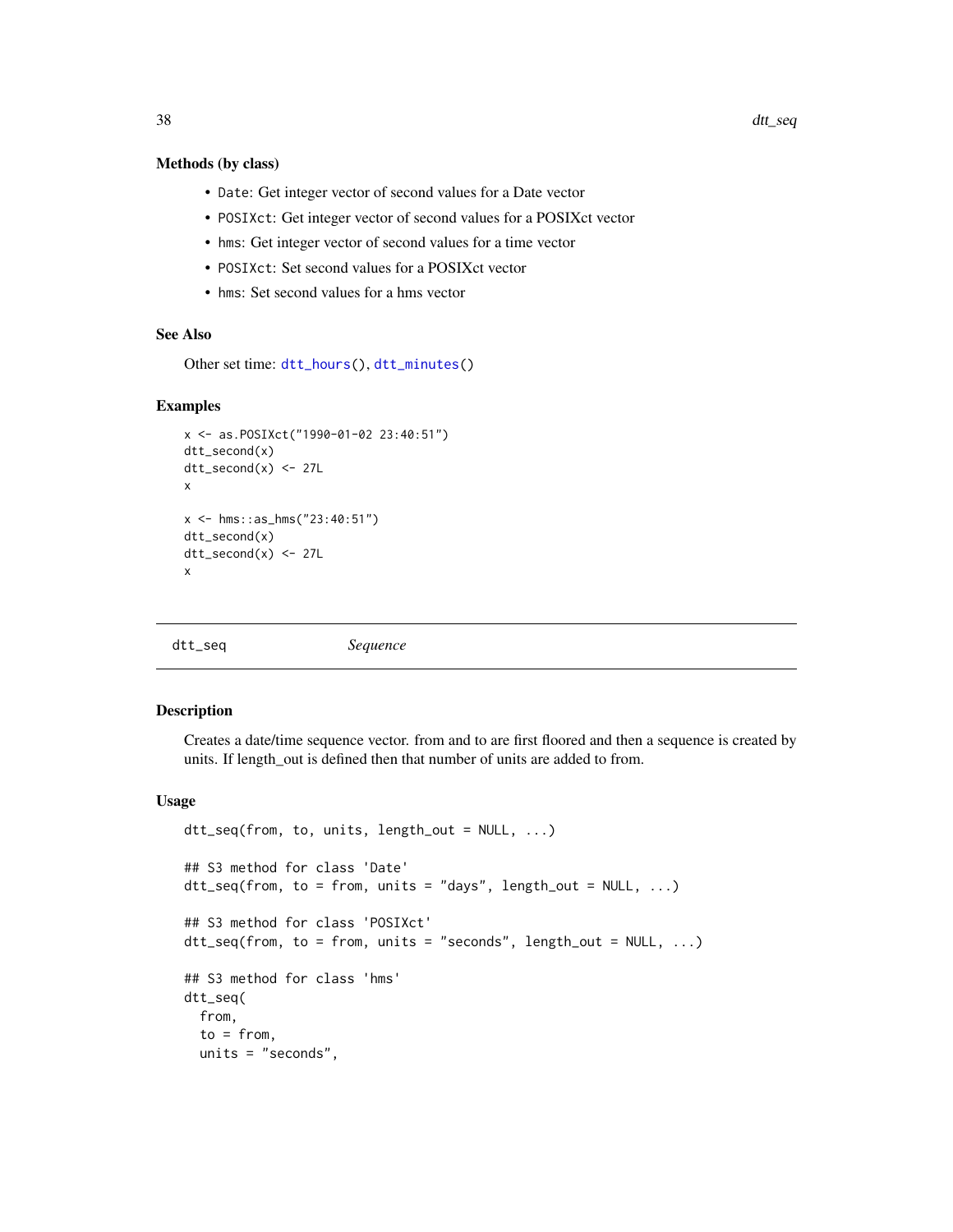### Methods (by class)

- `Date`: Get integer vector of second values for a Date vector
- `POSIXct`: Get integer vector of second values for a POSIXct vector
- `hms`: Get integer vector of second values for a time vector
- `POSIXct`: Set second values for a POSIXct vector
- `hms`: Set second values for a hms vector

### See Also

Other set time: `dtt_hours()`, `dtt_minutes()`

### Examples

```
x <- as.POSIXct("1990-01-02 23:40:51")
dtt_second(x)
dtt_second(x) <- 27L
x

x <- hms::as_hms("23:40:51")
dtt_second(x)
dtt_second(x) <- 27L
x
```

---

## dtt_seq — *Sequence*

### Description

Creates a date/time sequence vector. from and to are first floored and then a sequence is created by units. If length_out is defined then that number of units are added to from.

### Usage

```
dtt_seq(from, to, units, length_out = NULL, ...)

## S3 method for class 'Date'
dtt_seq(from, to = from, units = "days", length_out = NULL, ...)

## S3 method for class 'POSIXct'
dtt_seq(from, to = from, units = "seconds", length_out = NULL, ...)

## S3 method for class 'hms'
dtt_seq(
  from,
  to = from,
  units = "seconds",
```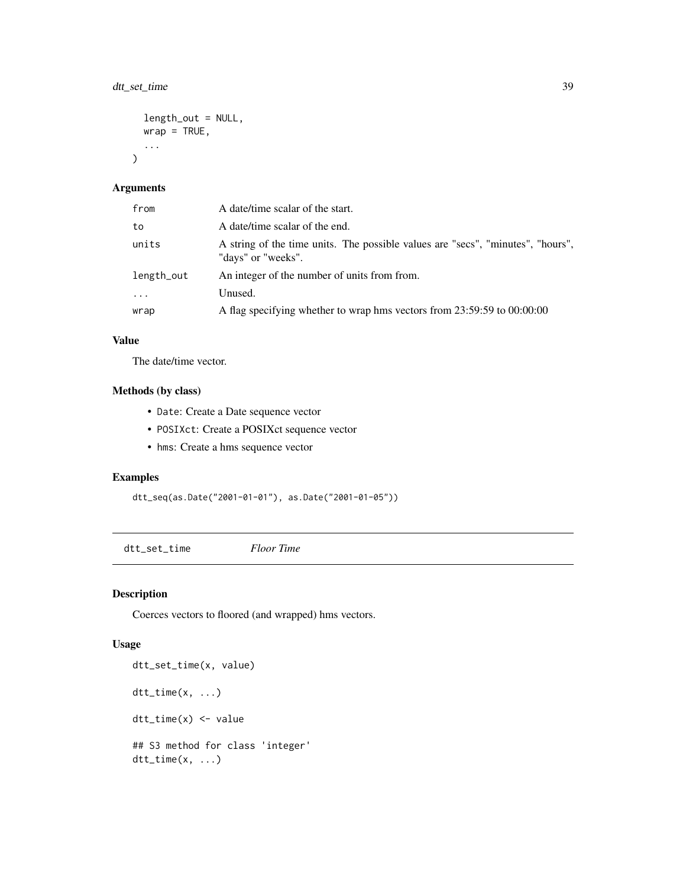```
  length_out = NULL,
  wrap = TRUE,
  ...
)
```

### Arguments

| | |
|---|---|
| from | A date/time scalar of the start. |
| to | A date/time scalar of the end. |
| units | A string of the time units. The possible values are "secs", "minutes", "hours", "days" or "weeks". |
| length_out | An integer of the number of units from from. |
| ... | Unused. |
| wrap | A flag specifying whether to wrap hms vectors from 23:59:59 to 00:00:00 |

### Value

The date/time vector.

### Methods (by class)

- `Date`: Create a Date sequence vector
- `POSIXct`: Create a POSIXct sequence vector
- `hms`: Create a hms sequence vector

### Examples

```
dtt_seq(as.Date("2001-01-01"), as.Date("2001-01-05"))
```

## dtt_set_time *Floor Time*

### Description

Coerces vectors to floored (and wrapped) hms vectors.

### Usage

```
dtt_set_time(x, value)

dtt_time(x, ...)

dtt_time(x) <- value

## S3 method for class 'integer'
dtt_time(x, ...)
```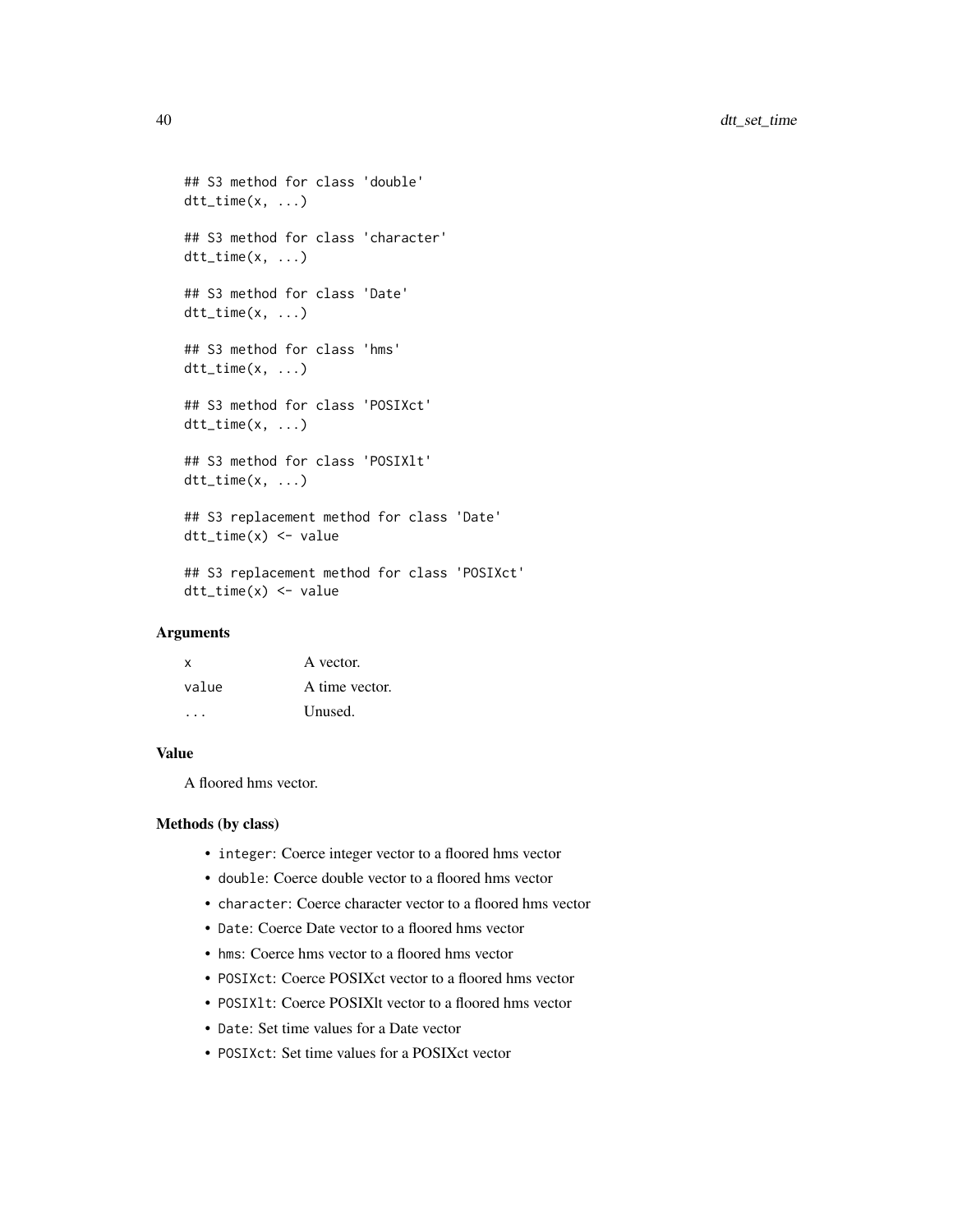```
## S3 method for class 'double'
dtt_time(x, ...)

## S3 method for class 'character'
dtt_time(x, ...)

## S3 method for class 'Date'
dtt_time(x, ...)

## S3 method for class 'hms'
dtt_time(x, ...)

## S3 method for class 'POSIXct'
dtt_time(x, ...)

## S3 method for class 'POSIXlt'
dtt_time(x, ...)

## S3 replacement method for class 'Date'
dtt_time(x) <- value

## S3 replacement method for class 'POSIXct'
dtt_time(x) <- value
```

### Arguments

| | |
|---|---|
| `x` | A vector. |
| `value` | A time vector. |
| `...` | Unused. |

### Value

A floored hms vector.

### Methods (by class)

- `integer`: Coerce integer vector to a floored hms vector
- `double`: Coerce double vector to a floored hms vector
- `character`: Coerce character vector to a floored hms vector
- `Date`: Coerce Date vector to a floored hms vector
- `hms`: Coerce hms vector to a floored hms vector
- `POSIXct`: Coerce POSIXct vector to a floored hms vector
- `POSIXlt`: Coerce POSIXlt vector to a floored hms vector
- `Date`: Set time values for a Date vector
- `POSIXct`: Set time values for a POSIXct vector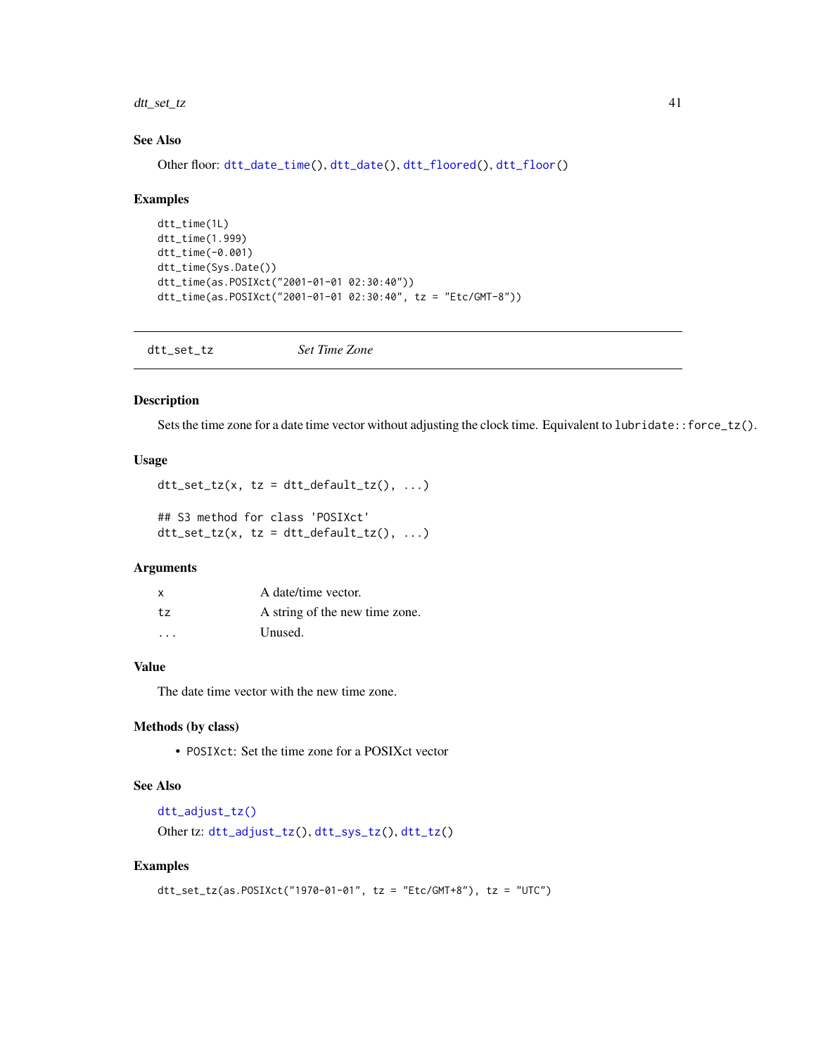### See Also

Other floor: `dtt_date_time()`, `dtt_date()`, `dtt_floored()`, `dtt_floor()`

### Examples

```
dtt_time(1L)
dtt_time(1.999)
dtt_time(-0.001)
dtt_time(Sys.Date())
dtt_time(as.POSIXct("2001-01-01 02:30:40"))
dtt_time(as.POSIXct("2001-01-01 02:30:40", tz = "Etc/GMT-8"))
```

---

## dtt_set_tz *Set Time Zone*

### Description

Sets the time zone for a date time vector without adjusting the clock time. Equivalent to `lubridate::force_tz()`.

### Usage

```
dtt_set_tz(x, tz = dtt_default_tz(), ...)

## S3 method for class 'POSIXct'
dtt_set_tz(x, tz = dtt_default_tz(), ...)
```

### Arguments

| | |
|---|---|
| `x` | A date/time vector. |
| `tz` | A string of the new time zone. |
| `...` | Unused. |

### Value

The date time vector with the new time zone.

### Methods (by class)

- `POSIXct`: Set the time zone for a POSIXct vector

### See Also

`dtt_adjust_tz()`

Other tz: `dtt_adjust_tz()`, `dtt_sys_tz()`, `dtt_tz()`

### Examples

```
dtt_set_tz(as.POSIXct("1970-01-01", tz = "Etc/GMT+8"), tz = "UTC")
```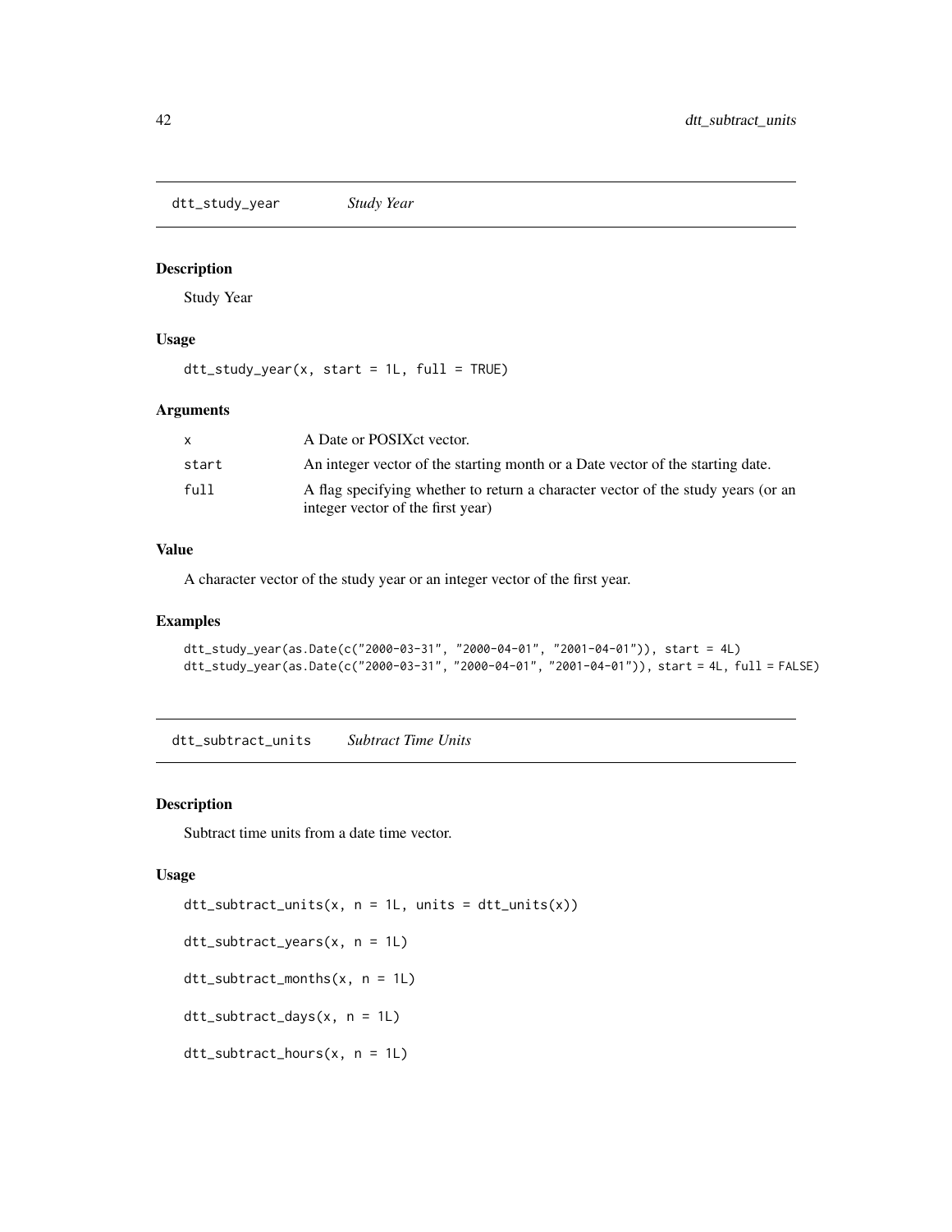## dtt_study_year *Study Year*

### Description

Study Year

### Usage

```
dtt_study_year(x, start = 1L, full = TRUE)
```

### Arguments

| | |
|---|---|
| x | A Date or POSIXct vector. |
| start | An integer vector of the starting month or a Date vector of the starting date. |
| full | A flag specifying whether to return a character vector of the study years (or an integer vector of the first year) |

### Value

A character vector of the study year or an integer vector of the first year.

### Examples

```
dtt_study_year(as.Date(c("2000-03-31", "2000-04-01", "2001-04-01")), start = 4L)
dtt_study_year(as.Date(c("2000-03-31", "2000-04-01", "2001-04-01")), start = 4L, full = FALSE)
```

## dtt_subtract_units *Subtract Time Units*

### Description

Subtract time units from a date time vector.

### Usage

```
dtt_subtract_units(x, n = 1L, units = dtt_units(x))

dtt_subtract_years(x, n = 1L)

dtt_subtract_months(x, n = 1L)

dtt_subtract_days(x, n = 1L)

dtt_subtract_hours(x, n = 1L)
```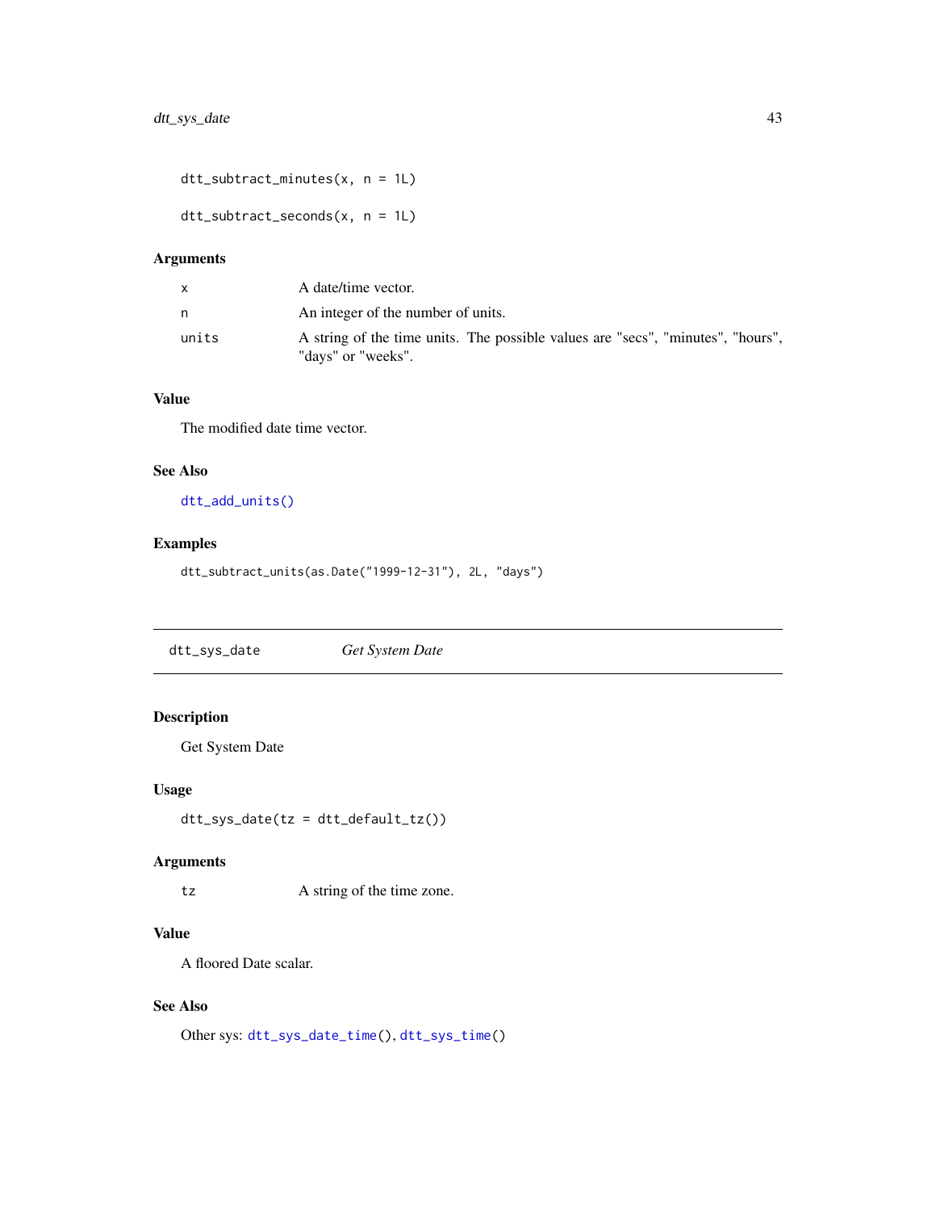```
dtt_subtract_minutes(x, n = 1L)

dtt_subtract_seconds(x, n = 1L)
```

### Arguments

| | |
|---|---|
| x | A date/time vector. |
| n | An integer of the number of units. |
| units | A string of the time units. The possible values are "secs", "minutes", "hours", "days" or "weeks". |

### Value

The modified date time vector.

### See Also

`dtt_add_units()`

### Examples

```
dtt_subtract_units(as.Date("1999-12-31"), 2L, "days")
```

---

## dtt_sys_date — *Get System Date*

---

### Description

Get System Date

### Usage

```
dtt_sys_date(tz = dtt_default_tz())
```

### Arguments

| | |
|---|---|
| tz | A string of the time zone. |

### Value

A floored Date scalar.

### See Also

Other sys: `dtt_sys_date_time()`, `dtt_sys_time()`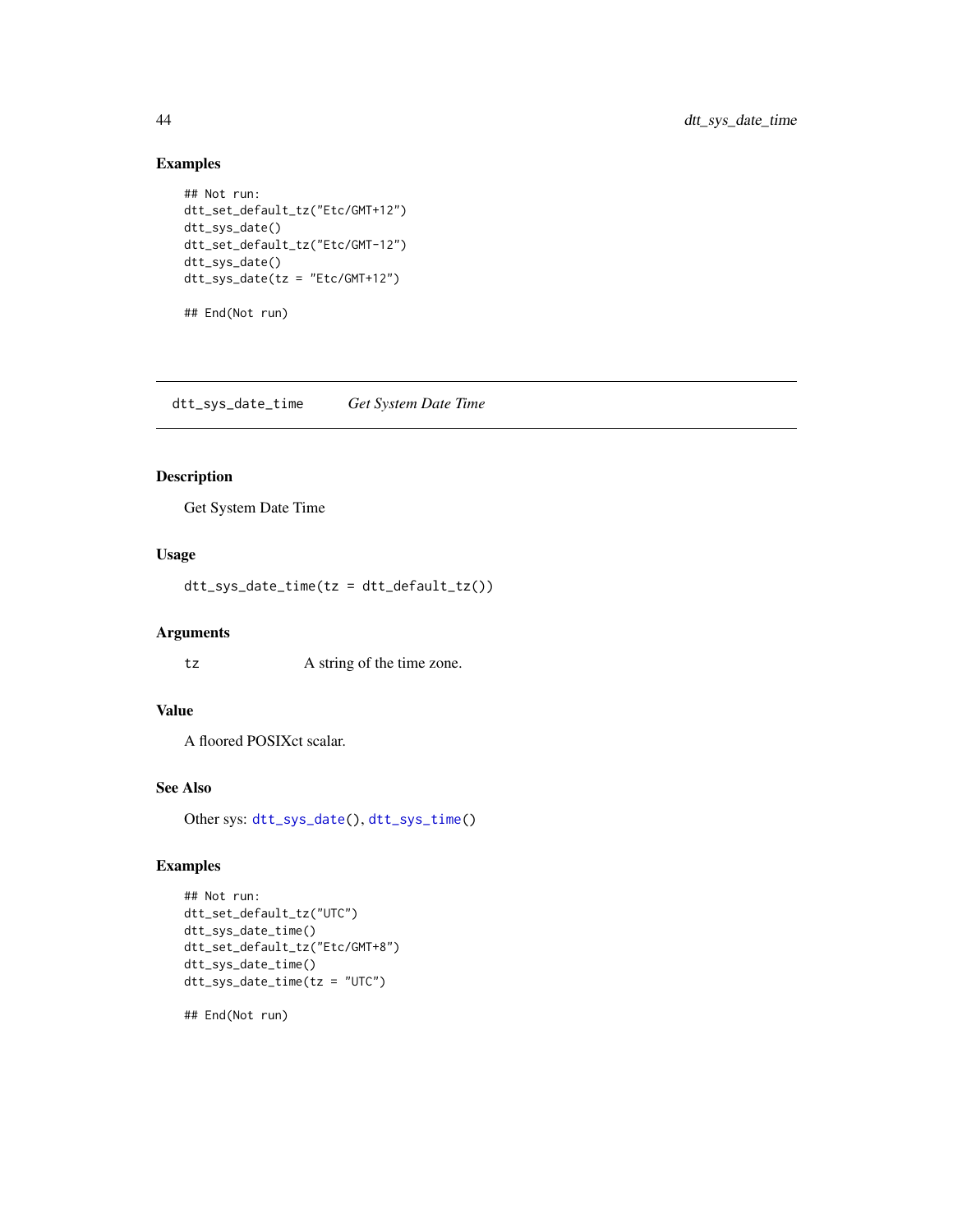### Examples

```
## Not run:
dtt_set_default_tz("Etc/GMT+12")
dtt_sys_date()
dtt_set_default_tz("Etc/GMT-12")
dtt_sys_date()
dtt_sys_date(tz = "Etc/GMT+12")

## End(Not run)
```

---

## dtt_sys_date_time *Get System Date Time*

---

### Description

Get System Date Time

### Usage

```
dtt_sys_date_time(tz = dtt_default_tz())
```

### Arguments

| | |
|---|---|
| tz | A string of the time zone. |

### Value

A floored POSIXct scalar.

### See Also

Other sys: dtt_sys_date(), dtt_sys_time()

### Examples

```
## Not run:
dtt_set_default_tz("UTC")
dtt_sys_date_time()
dtt_set_default_tz("Etc/GMT+8")
dtt_sys_date_time()
dtt_sys_date_time(tz = "UTC")

## End(Not run)
```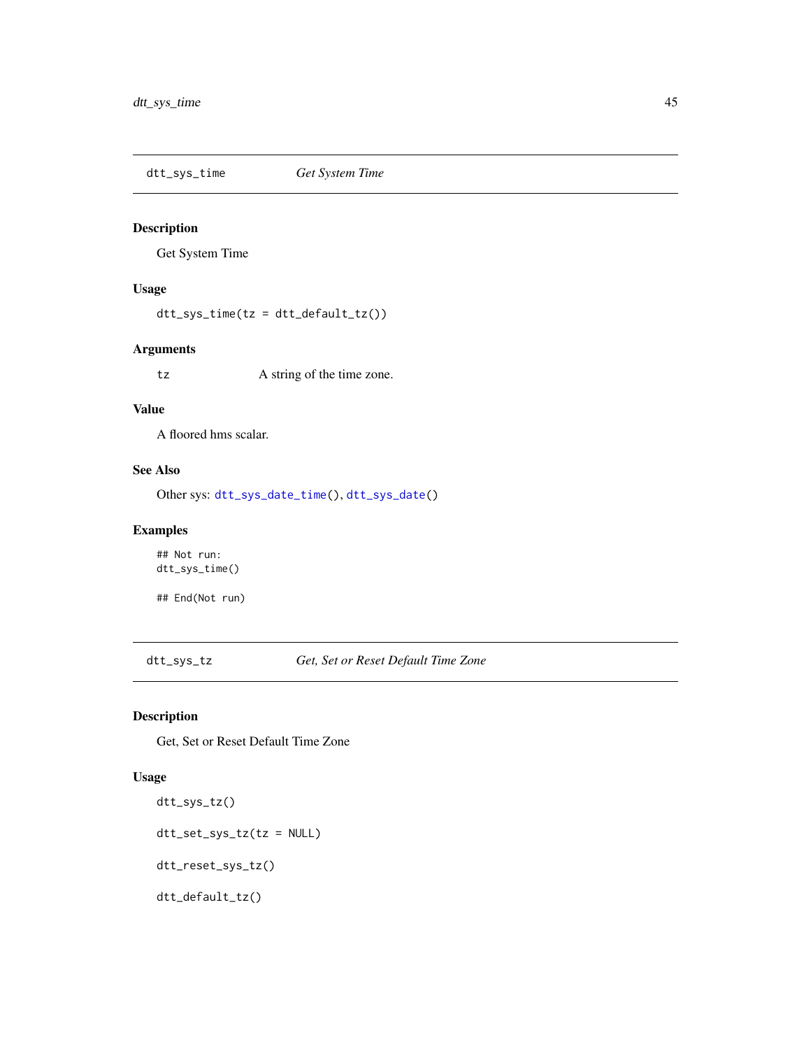## dtt_sys_time — *Get System Time*

### Description

Get System Time

### Usage

```
dtt_sys_time(tz = dtt_default_tz())
```

### Arguments

| | |
|---|---|
| tz | A string of the time zone. |

### Value

A floored hms scalar.

### See Also

Other sys: dtt_sys_date_time(), dtt_sys_date()

### Examples

```
## Not run:
dtt_sys_time()

## End(Not run)
```

## dtt_sys_tz — *Get, Set or Reset Default Time Zone*

### Description

Get, Set or Reset Default Time Zone

### Usage

```
dtt_sys_tz()

dtt_set_sys_tz(tz = NULL)

dtt_reset_sys_tz()

dtt_default_tz()
```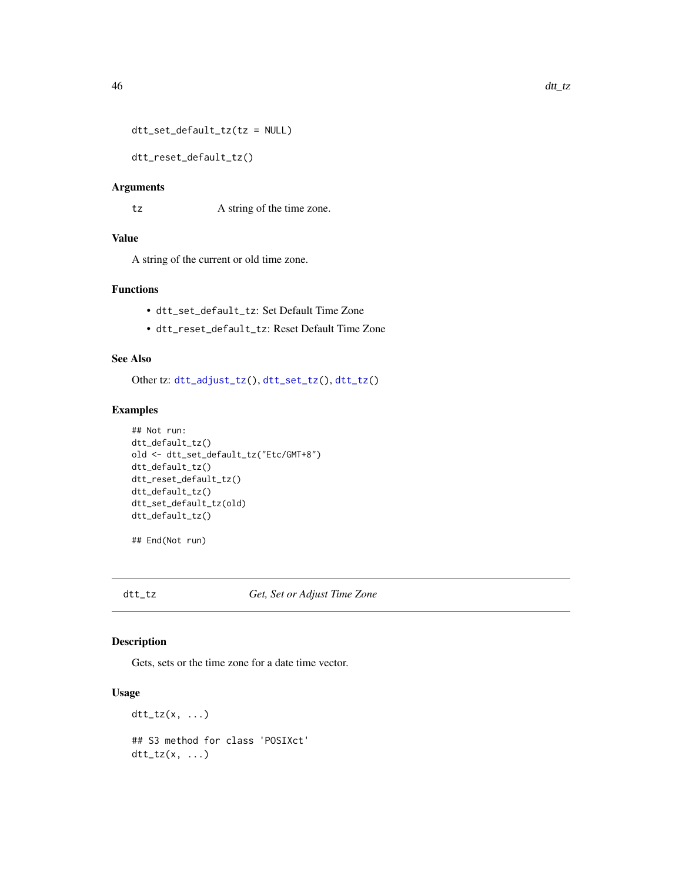```
dtt_set_default_tz(tz = NULL)

dtt_reset_default_tz()
```

### Arguments

`tz` A string of the time zone.

### Value

A string of the current or old time zone.

### Functions

- `dtt_set_default_tz`: Set Default Time Zone
- `dtt_reset_default_tz`: Reset Default Time Zone

### See Also

Other tz: `dtt_adjust_tz()`, `dtt_set_tz()`, `dtt_tz()`

### Examples

```
## Not run:
dtt_default_tz()
old <- dtt_set_default_tz("Etc/GMT+8")
dtt_default_tz()
dtt_reset_default_tz()
dtt_default_tz()
dtt_set_default_tz(old)
dtt_default_tz()

## End(Not run)
```

---

## dtt_tz *Get, Set or Adjust Time Zone*

---

### Description

Gets, sets or the time zone for a date time vector.

### Usage

```
dtt_tz(x, ...)

## S3 method for class 'POSIXct'
dtt_tz(x, ...)
```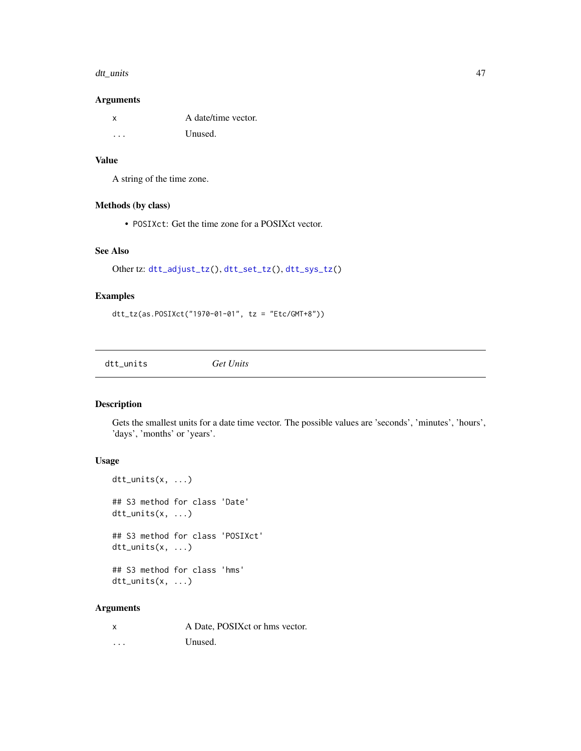## Arguments

| | |
|---|---|
| x | A date/time vector. |
| ... | Unused. |

## Value

A string of the time zone.

## Methods (by class)

- `POSIXct`: Get the time zone for a POSIXct vector.

## See Also

Other tz: `dtt_adjust_tz()`, `dtt_set_tz()`, `dtt_sys_tz()`

## Examples

```
dtt_tz(as.POSIXct("1970-01-01", tz = "Etc/GMT+8"))
```

---

# dtt_units — *Get Units*

## Description

Gets the smallest units for a date time vector. The possible values are 'seconds', 'minutes', 'hours', 'days', 'months' or 'years'.

## Usage

```
dtt_units(x, ...)

## S3 method for class 'Date'
dtt_units(x, ...)

## S3 method for class 'POSIXct'
dtt_units(x, ...)

## S3 method for class 'hms'
dtt_units(x, ...)
```

## Arguments

| | |
|---|---|
| x | A Date, POSIXct or hms vector. |
| ... | Unused. |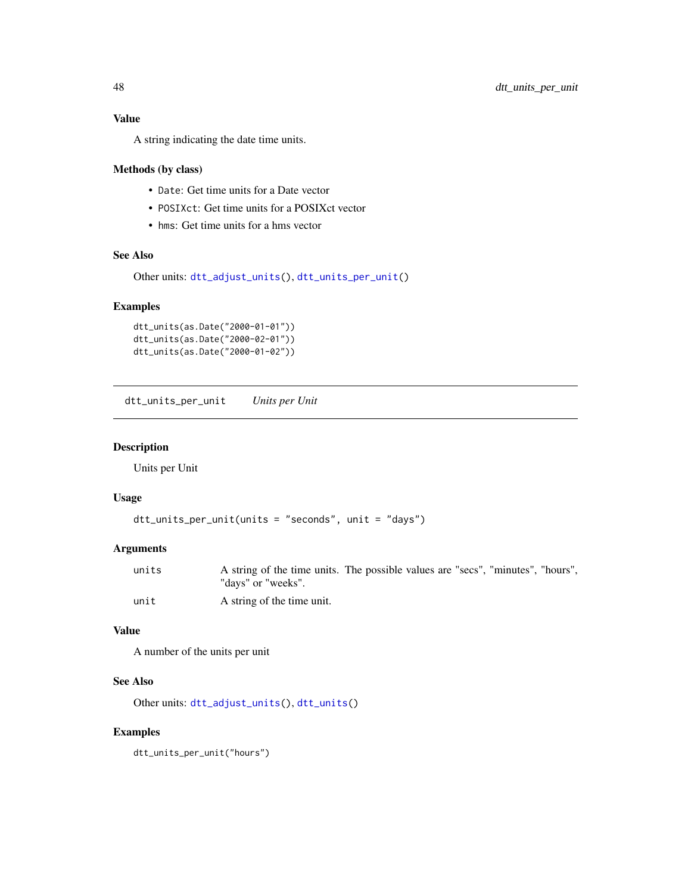## Value

A string indicating the date time units.

## Methods (by class)

- `Date`: Get time units for a Date vector
- `POSIXct`: Get time units for a POSIXct vector
- `hms`: Get time units for a hms vector

## See Also

Other units: `dtt_adjust_units()`, `dtt_units_per_unit()`

## Examples

```
dtt_units(as.Date("2000-01-01"))
dtt_units(as.Date("2000-02-01"))
dtt_units(as.Date("2000-01-02"))
```

---

# dtt_units_per_unit    *Units per Unit*

---

## Description

Units per Unit

## Usage

```
dtt_units_per_unit(units = "seconds", unit = "days")
```

## Arguments

| | |
|---|---|
| units | A string of the time units. The possible values are "secs", "minutes", "hours", "days" or "weeks". |
| unit | A string of the time unit. |

## Value

A number of the units per unit

## See Also

Other units: `dtt_adjust_units()`, `dtt_units()`

## Examples

```
dtt_units_per_unit("hours")
```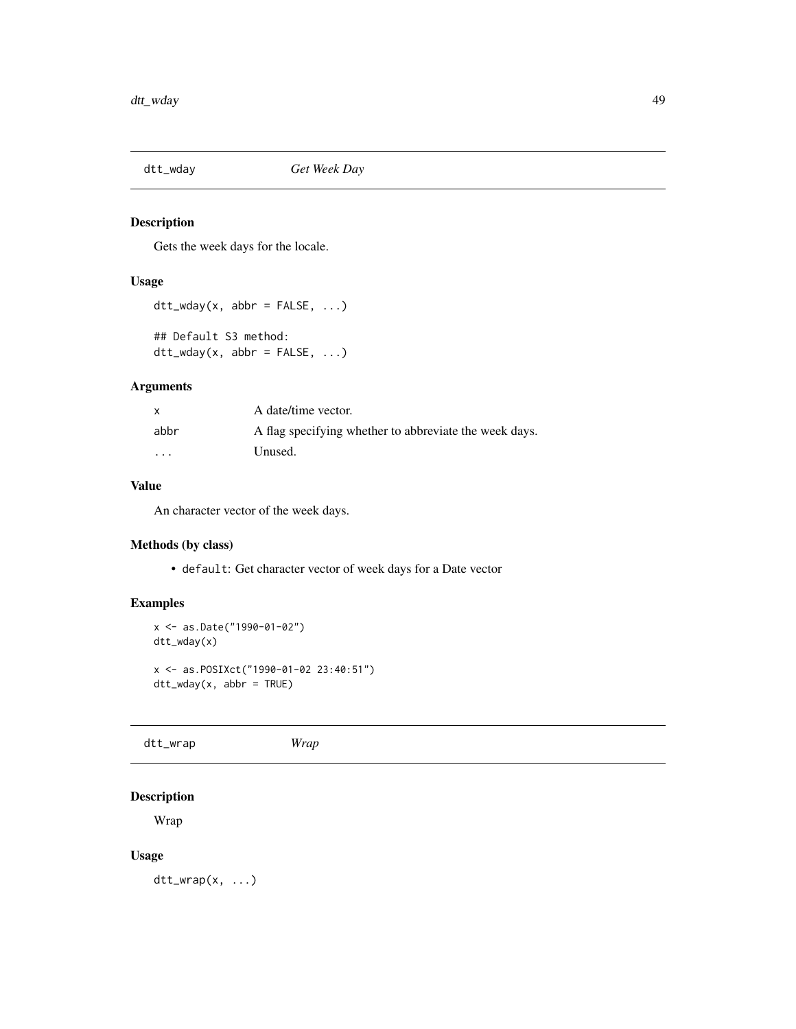## dtt_wday *Get Week Day*

### Description

Gets the week days for the locale.

### Usage

```
dtt_wday(x, abbr = FALSE, ...)

## Default S3 method:
dtt_wday(x, abbr = FALSE, ...)
```

### Arguments

| | |
|---|---|
| `x` | A date/time vector. |
| `abbr` | A flag specifying whether to abbreviate the week days. |
| `...` | Unused. |

### Value

An character vector of the week days.

### Methods (by class)

- `default`: Get character vector of week days for a Date vector

### Examples

```
x <- as.Date("1990-01-02")
dtt_wday(x)

x <- as.POSIXct("1990-01-02 23:40:51")
dtt_wday(x, abbr = TRUE)
```

## dtt_wrap *Wrap*

### Description

Wrap

### Usage

```
dtt_wrap(x, ...)
```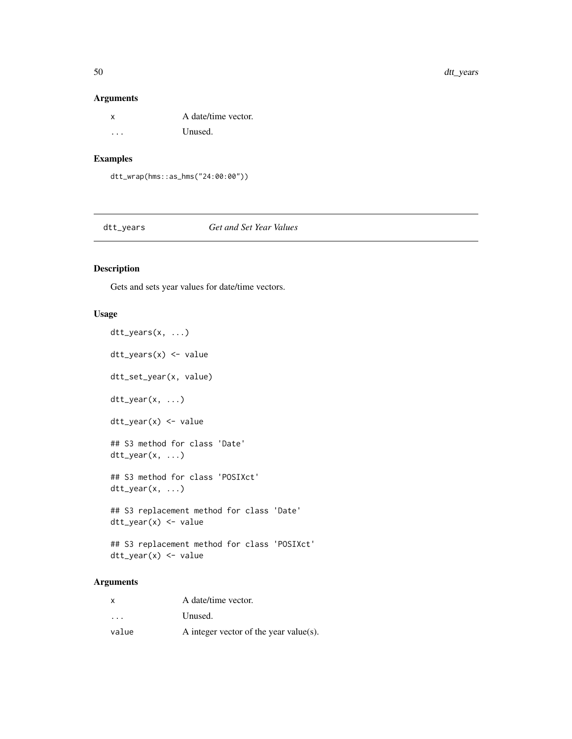### Arguments

| | |
|---|---|
| x | A date/time vector. |
| ... | Unused. |

### Examples

```
dtt_wrap(hms::as_hms("24:00:00"))
```

---

## dtt_years *Get and Set Year Values*

### Description

Gets and sets year values for date/time vectors.

### Usage

```
dtt_years(x, ...)

dtt_years(x) <- value

dtt_set_year(x, value)

dtt_year(x, ...)

dtt_year(x) <- value

## S3 method for class 'Date'
dtt_year(x, ...)

## S3 method for class 'POSIXct'
dtt_year(x, ...)

## S3 replacement method for class 'Date'
dtt_year(x) <- value

## S3 replacement method for class 'POSIXct'
dtt_year(x) <- value
```

### Arguments

| | |
|---|---|
| x | A date/time vector. |
| ... | Unused. |
| value | A integer vector of the year value(s). |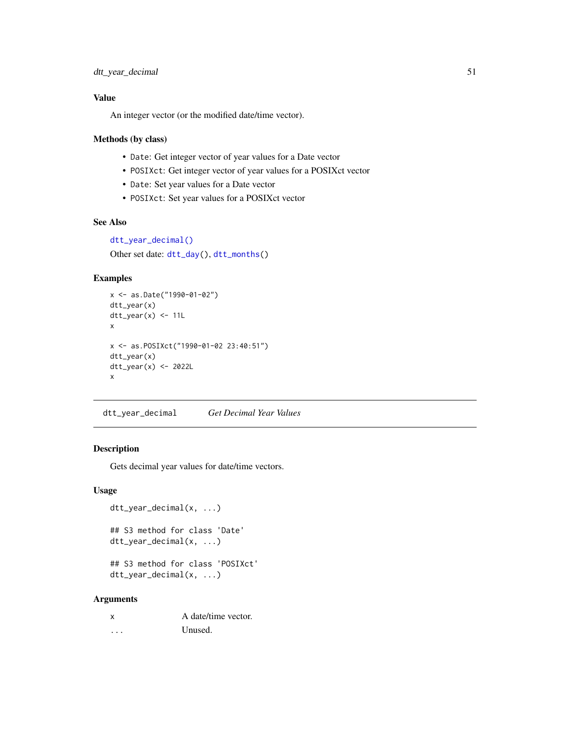### Value

An integer vector (or the modified date/time vector).

### Methods (by class)

- `Date`: Get integer vector of year values for a Date vector
- `POSIXct`: Get integer vector of year values for a POSIXct vector
- `Date`: Set year values for a Date vector
- `POSIXct`: Set year values for a POSIXct vector

### See Also

`dtt_year_decimal()`

Other set date: `dtt_day()`, `dtt_months()`

### Examples

```
x <- as.Date("1990-01-02")
dtt_year(x)
dtt_year(x) <- 11L
x

x <- as.POSIXct("1990-01-02 23:40:51")
dtt_year(x)
dtt_year(x) <- 2022L
x
```

---

## dtt_year_decimal &nbsp;&nbsp;&nbsp; *Get Decimal Year Values*

### Description

Gets decimal year values for date/time vectors.

### Usage

```
dtt_year_decimal(x, ...)

## S3 method for class 'Date'
dtt_year_decimal(x, ...)

## S3 method for class 'POSIXct'
dtt_year_decimal(x, ...)
```

### Arguments

| | |
|---|---|
| `x` | A date/time vector. |
| `...` | Unused. |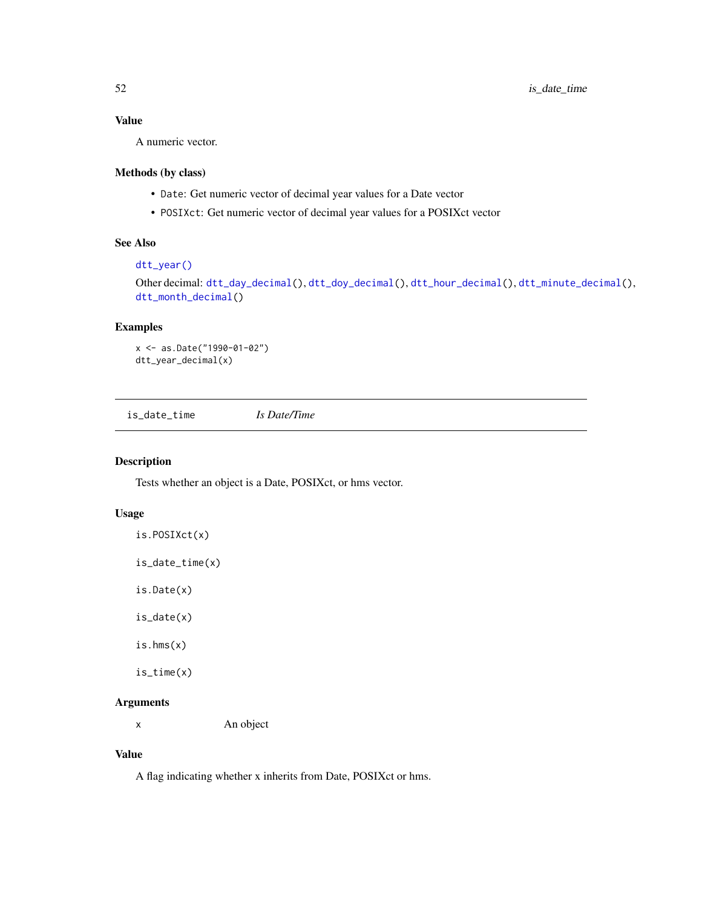### Value

A numeric vector.

### Methods (by class)

- `Date`: Get numeric vector of decimal year values for a Date vector
- `POSIXct`: Get numeric vector of decimal year values for a POSIXct vector

### See Also

`dtt_year()`

Other decimal: `dtt_day_decimal()`, `dtt_doy_decimal()`, `dtt_hour_decimal()`, `dtt_minute_decimal()`, `dtt_month_decimal()`

### Examples

```
x <- as.Date("1990-01-02")
dtt_year_decimal(x)
```

---

## is_date_time *Is Date/Time*

---

### Description

Tests whether an object is a Date, POSIXct, or hms vector.

### Usage

```
is.POSIXct(x)

is_date_time(x)

is.Date(x)

is_date(x)

is.hms(x)

is_time(x)
```

### Arguments

| | |
|---|---|
| x | An object |

### Value

A flag indicating whether x inherits from Date, POSIXct or hms.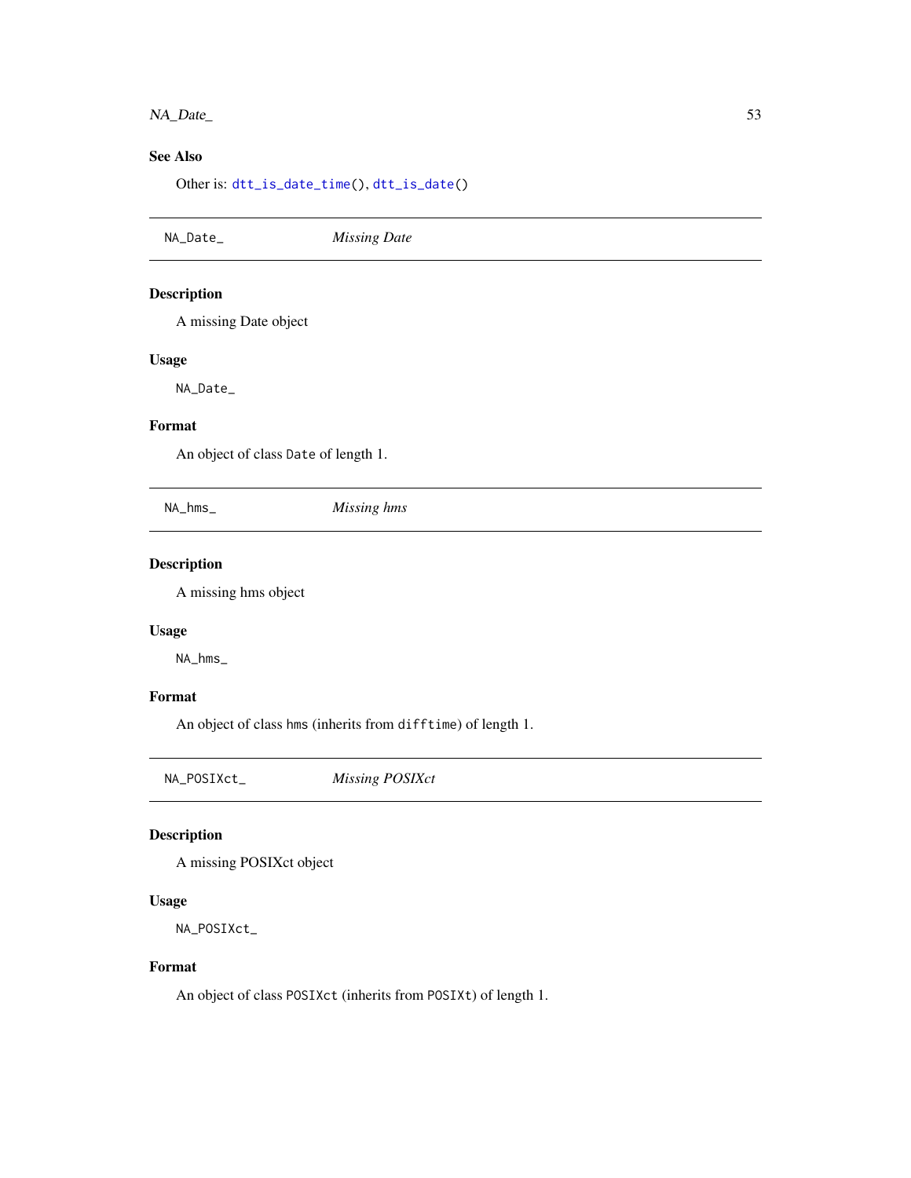## See Also

Other is: `dtt_is_date_time()`, `dtt_is_date()`

---

`NA_Date_` *Missing Date*

---

## Description

A missing Date object

## Usage

```
NA_Date_
```

## Format

An object of class `Date` of length 1.

---

`NA_hms_` *Missing hms*

---

## Description

A missing hms object

## Usage

```
NA_hms_
```

## Format

An object of class `hms` (inherits from `difftime`) of length 1.

---

`NA_POSIXct_` *Missing POSIXct*

---

## Description

A missing POSIXct object

## Usage

```
NA_POSIXct_
```

## Format

An object of class `POSIXct` (inherits from `POSIXt`) of length 1.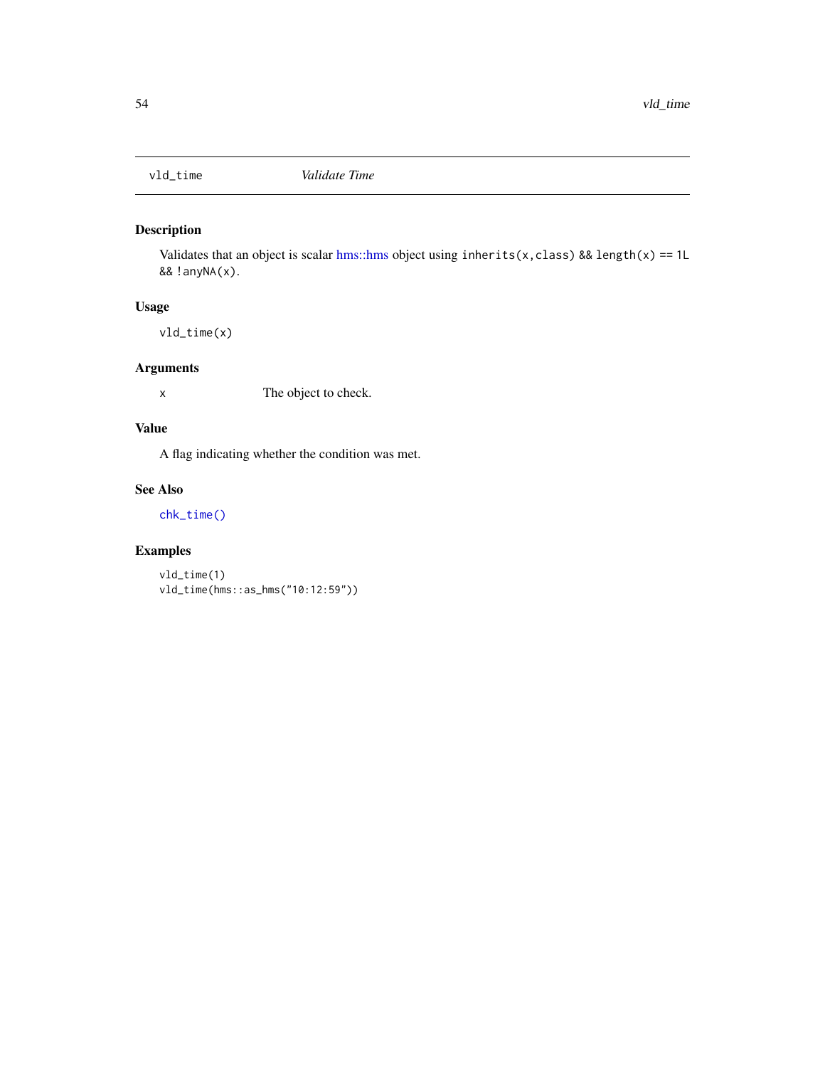# vld_time — *Validate Time*

## Description

Validates that an object is scalar hms::hms object using `inherits(x,class) && length(x) == 1L && !anyNA(x)`.

## Usage

```
vld_time(x)
```

## Arguments

| | |
|---|---|
| `x` | The object to check. |

## Value

A flag indicating whether the condition was met.

## See Also

`chk_time()`

## Examples

```
vld_time(1)
vld_time(hms::as_hms("10:12:59"))
```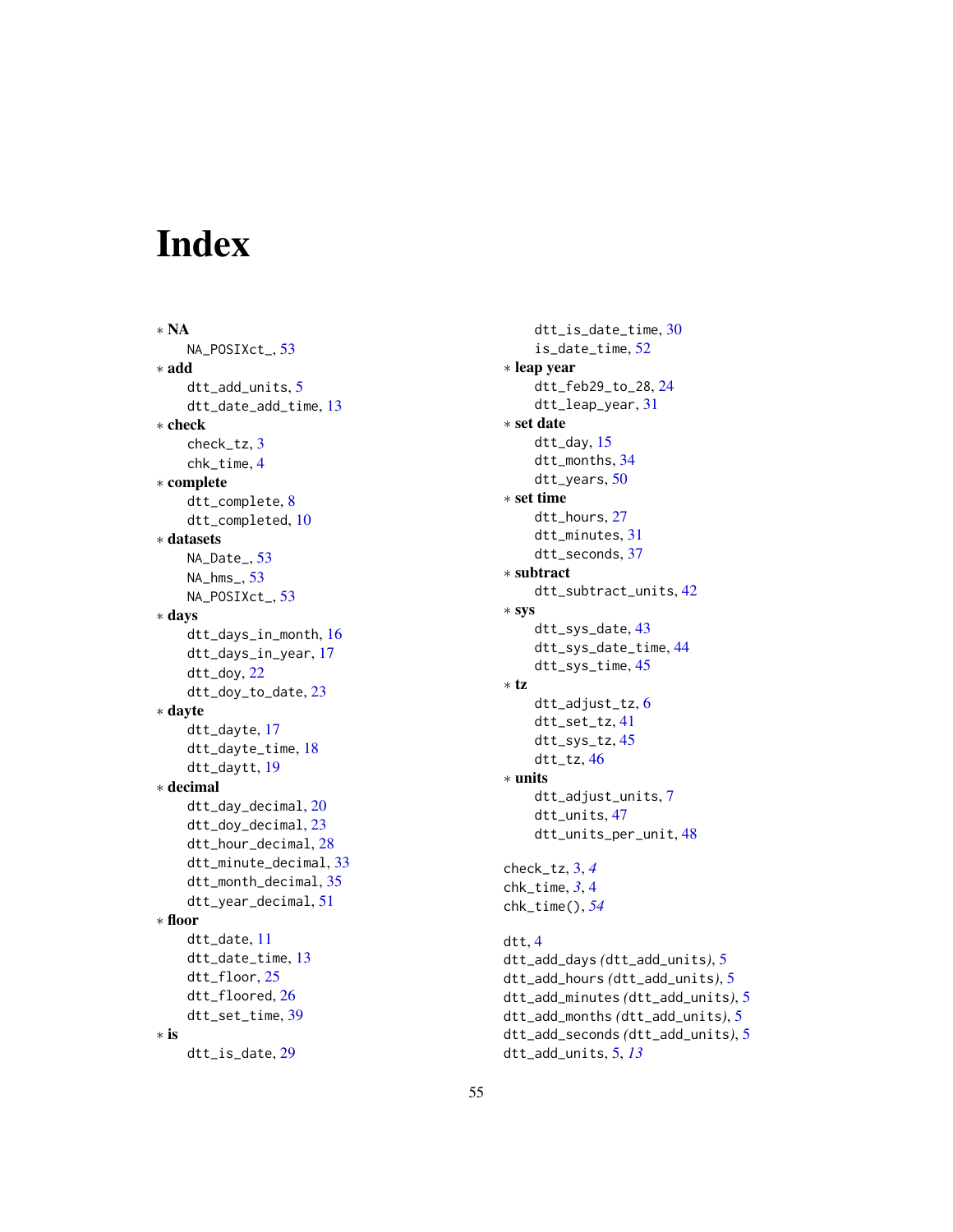# Index

* **NA**
  - NA_POSIXct_, 53
* **add**
  - dtt_add_units, 5
  - dtt_date_add_time, 13
* **check**
  - check_tz, 3
  - chk_time, 4
* **complete**
  - dtt_complete, 8
  - dtt_completed, 10
* **datasets**
  - NA_Date_, 53
  - NA_hms_, 53
  - NA_POSIXct_, 53
* **days**
  - dtt_days_in_month, 16
  - dtt_days_in_year, 17
  - dtt_doy, 22
  - dtt_doy_to_date, 23
* **dayte**
  - dtt_dayte, 17
  - dtt_dayte_time, 18
  - dtt_daytt, 19
* **decimal**
  - dtt_day_decimal, 20
  - dtt_doy_decimal, 23
  - dtt_hour_decimal, 28
  - dtt_minute_decimal, 33
  - dtt_month_decimal, 35
  - dtt_year_decimal, 51
* **floor**
  - dtt_date, 11
  - dtt_date_time, 13
  - dtt_floor, 25
  - dtt_floored, 26
  - dtt_set_time, 39
* **is**
  - dtt_is_date, 29
  - dtt_is_date_time, 30
  - is_date_time, 52
* **leap year**
  - dtt_feb29_to_28, 24
  - dtt_leap_year, 31
* **set date**
  - dtt_day, 15
  - dtt_months, 34
  - dtt_years, 50
* **set time**
  - dtt_hours, 27
  - dtt_minutes, 31
  - dtt_seconds, 37
* **subtract**
  - dtt_subtract_units, 42
* **sys**
  - dtt_sys_date, 43
  - dtt_sys_date_time, 44
  - dtt_sys_time, 45
* **tz**
  - dtt_adjust_tz, 6
  - dtt_set_tz, 41
  - dtt_sys_tz, 45
  - dtt_tz, 46
* **units**
  - dtt_adjust_units, 7
  - dtt_units, 47
  - dtt_units_per_unit, 48

check_tz, 3, *4*
chk_time, *3*, 4
chk_time(), *54*

dtt, 4
dtt_add_days *(dtt_add_units)*, 5
dtt_add_hours *(dtt_add_units)*, 5
dtt_add_minutes *(dtt_add_units)*, 5
dtt_add_months *(dtt_add_units)*, 5
dtt_add_seconds *(dtt_add_units)*, 5
dtt_add_units, 5, *13*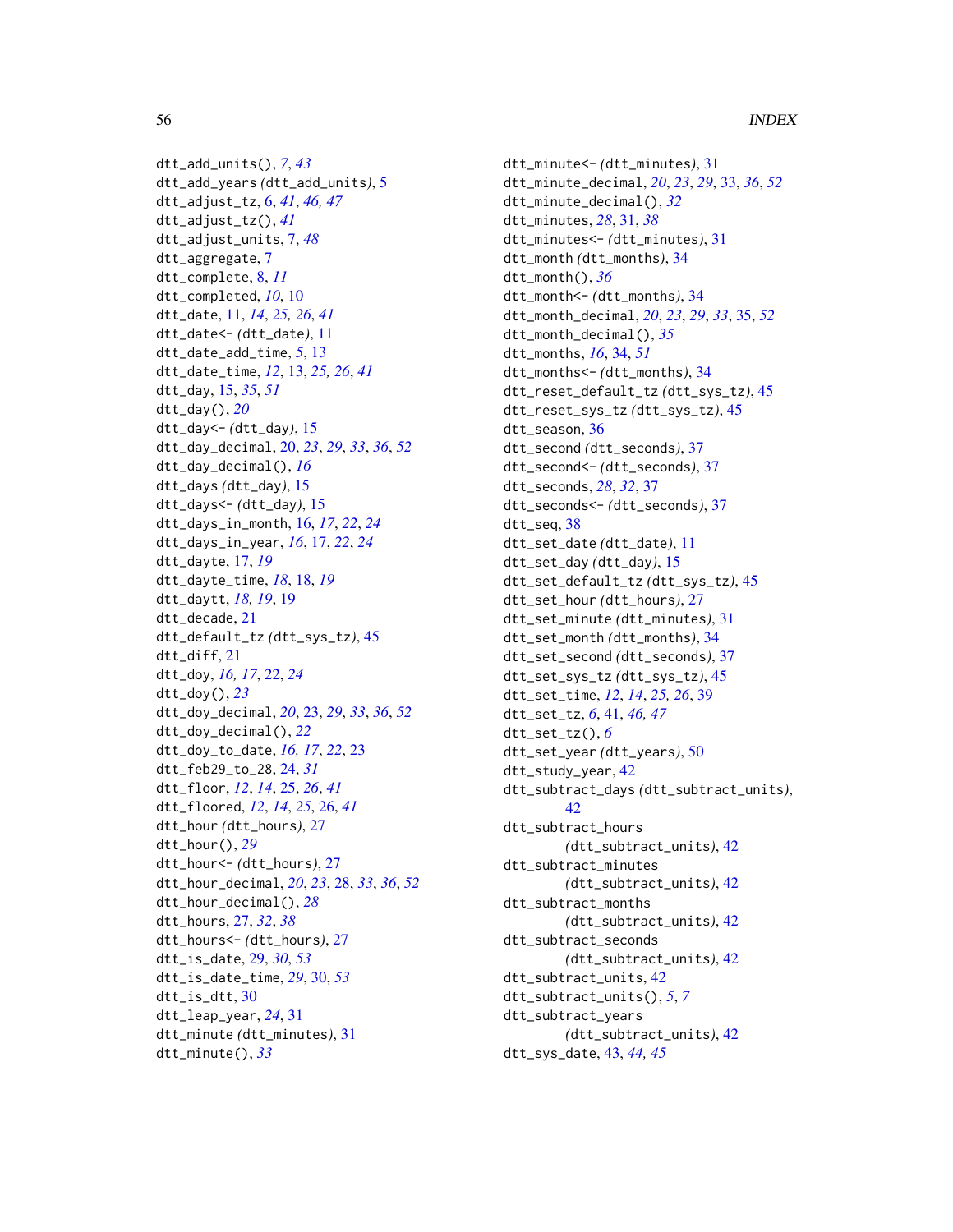dtt_add_units(), *7*, *43*
dtt_add_years *(dtt_add_units)*, 5
dtt_adjust_tz, 6, *41*, *46, 47*
dtt_adjust_tz(), *41*
dtt_adjust_units, 7, *48*
dtt_aggregate, 7
dtt_complete, 8, *11*
dtt_completed, *10*, 10
dtt_date, 11, *14*, *25, 26*, *41*
dtt_date<- *(dtt_date)*, 11
dtt_date_add_time, *5*, 13
dtt_date_time, *12*, 13, *25, 26*, *41*
dtt_day, 15, *35*, *51*
dtt_day(), *20*
dtt_day<- *(dtt_day)*, 15
dtt_day_decimal, 20, *23*, *29*, *33*, *36*, *52*
dtt_day_decimal(), *16*
dtt_days *(dtt_day)*, 15
dtt_days<- *(dtt_day)*, 15
dtt_days_in_month, 16, *17*, *22*, *24*
dtt_days_in_year, *16*, 17, *22*, *24*
dtt_dayte, 17, *19*
dtt_dayte_time, *18*, 18, *19*
dtt_daytt, *18, 19*, 19
dtt_decade, 21
dtt_default_tz *(dtt_sys_tz)*, 45
dtt_diff, 21
dtt_doy, *16, 17*, 22, *24*
dtt_doy(), *23*
dtt_doy_decimal, *20*, 23, *29*, *33*, *36*, *52*
dtt_doy_decimal(), *22*
dtt_doy_to_date, *16*, *17*, *22*, 23
dtt_feb29_to_28, 24, *31*
dtt_floor, *12*, *14*, 25, *26*, *41*
dtt_floored, *12*, *14*, *25*, 26, *41*
dtt_hour *(dtt_hours)*, 27
dtt_hour(), *29*
dtt_hour<- *(dtt_hours)*, 27
dtt_hour_decimal, *20*, *23*, 28, *33*, *36*, *52*
dtt_hour_decimal(), *28*
dtt_hours, 27, *32*, *38*
dtt_hours<- *(dtt_hours)*, 27
dtt_is_date, 29, *30*, *53*
dtt_is_date_time, *29*, 30, *53*
dtt_is_dtt, 30
dtt_leap_year, *24*, 31
dtt_minute *(dtt_minutes)*, 31
dtt_minute(), *33*
dtt_minute<- *(dtt_minutes)*, 31
dtt_minute_decimal, *20*, *23*, *29*, 33, *36*, *52*
dtt_minute_decimal(), *32*
dtt_minutes, *28*, 31, *38*
dtt_minutes<- *(dtt_minutes)*, 31
dtt_month *(dtt_months)*, 34
dtt_month(), *36*
dtt_month<- *(dtt_months)*, 34
dtt_month_decimal, *20*, *23*, *29*, *33*, 35, *52*
dtt_month_decimal(), *35*
dtt_months, *16*, 34, *51*
dtt_months<- *(dtt_months)*, 34
dtt_reset_default_tz *(dtt_sys_tz)*, 45
dtt_reset_sys_tz *(dtt_sys_tz)*, 45
dtt_season, 36
dtt_second *(dtt_seconds)*, 37
dtt_second<- *(dtt_seconds)*, 37
dtt_seconds, *28*, *32*, 37
dtt_seconds<- *(dtt_seconds)*, 37
dtt_seq, 38
dtt_set_date *(dtt_date)*, 11
dtt_set_day *(dtt_day)*, 15
dtt_set_default_tz *(dtt_sys_tz)*, 45
dtt_set_hour *(dtt_hours)*, 27
dtt_set_minute *(dtt_minutes)*, 31
dtt_set_month *(dtt_months)*, 34
dtt_set_second *(dtt_seconds)*, 37
dtt_set_sys_tz *(dtt_sys_tz)*, 45
dtt_set_time, *12*, *14*, *25, 26*, 39
dtt_set_tz, *6*, 41, *46, 47*
dtt_set_tz(), *6*
dtt_set_year *(dtt_years)*, 50
dtt_study_year, 42
dtt_subtract_days *(dtt_subtract_units)*, 42
dtt_subtract_hours *(dtt_subtract_units)*, 42
dtt_subtract_minutes *(dtt_subtract_units)*, 42
dtt_subtract_months *(dtt_subtract_units)*, 42
dtt_subtract_seconds *(dtt_subtract_units)*, 42
dtt_subtract_units, 42
dtt_subtract_units(), *5*, *7*
dtt_subtract_years *(dtt_subtract_units)*, 42
dtt_sys_date, 43, *44, 45*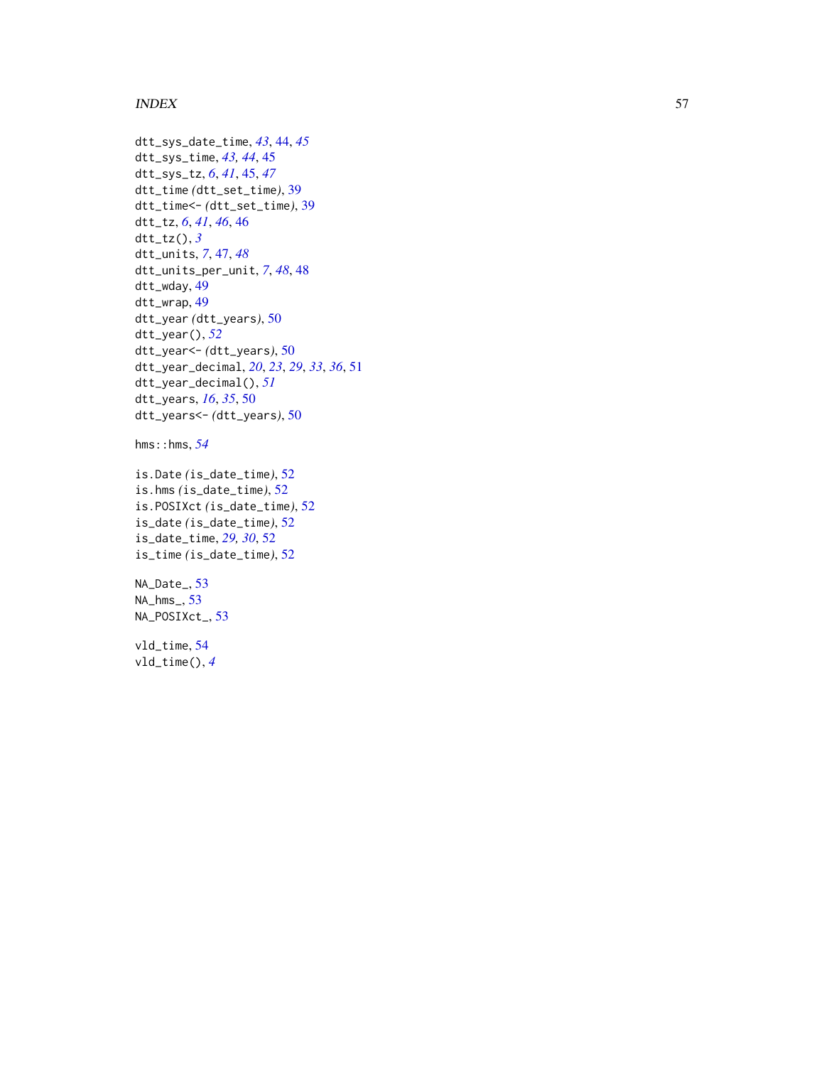dtt_sys_date_time, *43*, 44, *45*
dtt_sys_time, *43, 44*, 45
dtt_sys_tz, *6*, *41*, 45, *47*
dtt_time *(*dtt_set_time*)*, 39
dtt_time<- *(*dtt_set_time*)*, 39
dtt_tz, *6*, *41*, *46*, 46
dtt_tz(), *3*
dtt_units, *7*, 47, *48*
dtt_units_per_unit, *7*, *48*, 48
dtt_wday, 49
dtt_wrap, 49
dtt_year *(*dtt_years*)*, 50
dtt_year(), *52*
dtt_year<- *(*dtt_years*)*, 50
dtt_year_decimal, *20*, *23*, *29*, *33*, *36*, 51
dtt_year_decimal(), *51*
dtt_years, *16*, *35*, 50
dtt_years<- *(*dtt_years*)*, 50

hms::hms, *54*

is.Date *(*is_date_time*)*, 52
is.hms *(*is_date_time*)*, 52
is.POSIXct *(*is_date_time*)*, 52
is_date *(*is_date_time*)*, 52
is_date_time, *29, 30*, 52
is_time *(*is_date_time*)*, 52

NA_Date_, 53
NA_hms_, 53
NA_POSIXct_, 53

vld_time, 54
vld_time(), *4*